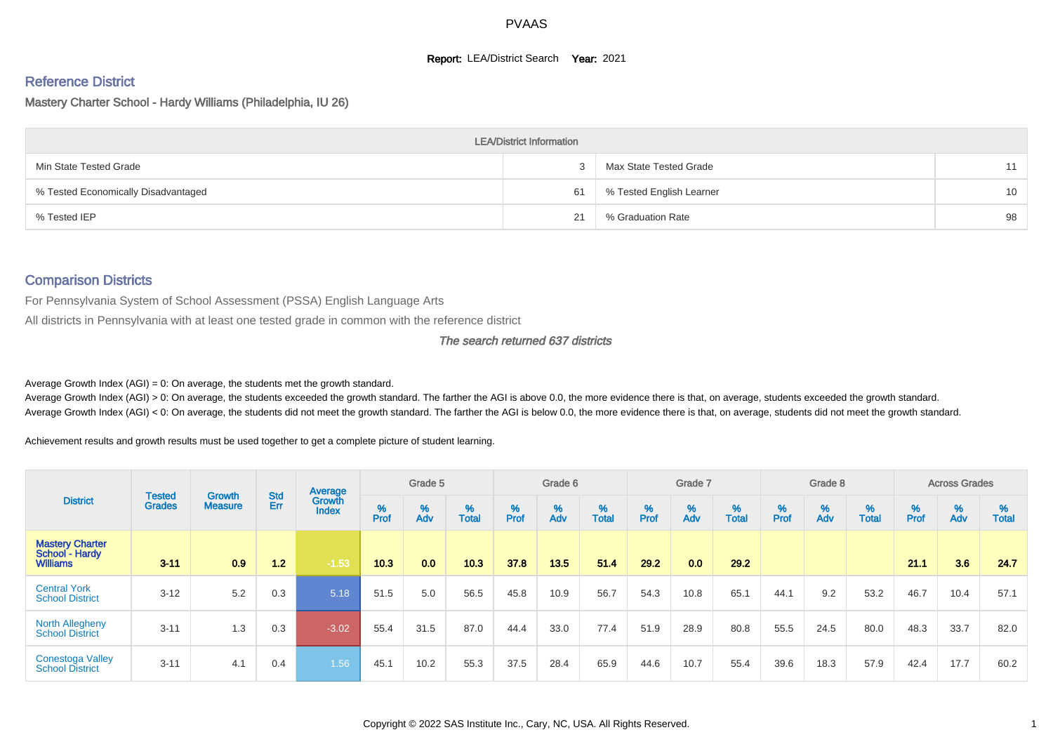PVAAS

**Report:** LEA/District Search **Year:** 2021

## Reference District

### Mastery Charter School - Hardy Williams (Philadelphia, IU 26)

| LEA/District Information | | | |
|---|---|---|---|
| Min State Tested Grade | 3 | Max State Tested Grade | 11 |
| % Tested Economically Disadvantaged | 61 | % Tested English Learner | 10 |
| % Tested IEP | 21 | % Graduation Rate | 98 |

## Comparison Districts

For Pennsylvania System of School Assessment (PSSA) English Language Arts

All districts in Pennsylvania with at least one tested grade in common with the reference district

*The search returned 637 districts*

Average Growth Index (AGI) = 0: On average, the students met the growth standard.

Average Growth Index (AGI) > 0: On average, the students exceeded the growth standard. The farther the AGI is above 0.0, the more evidence there is that, on average, students exceeded the growth standard.

Average Growth Index (AGI) < 0: On average, the students did not meet the growth standard. The farther the AGI is below 0.0, the more evidence there is that, on average, students did not meet the growth standard.

Achievement results and growth results must be used together to get a complete picture of student learning.

| District | Tested Grades | Growth Measure | Std Err | Average Growth Index | Grade 5 | | | Grade 6 | | | Grade 7 | | | Grade 8 | | | Across Grades | | |
|---|---|---|---|---|---|---|---|---|---|---|---|---|---|---|---|---|---|---|---|
| | | | | | % Prof | % Adv | % Total | % Prof | % Adv | % Total | % Prof | % Adv | % Total | % Prof | % Adv | % Total | % Prof | % Adv | % Total |
| **Mastery Charter School - Hardy Williams** | **3-11** | **0.9** | **1.2** | **-1.53** | **10.3** | **0.0** | **10.3** | **37.8** | **13.5** | **51.4** | **29.2** | **0.0** | **29.2** | | | | **21.1** | **3.6** | **24.7** |
| Central York School District | 3-12 | 5.2 | 0.3 | 5.18 | 51.5 | 5.0 | 56.5 | 45.8 | 10.9 | 56.7 | 54.3 | 10.8 | 65.1 | 44.1 | 9.2 | 53.2 | 46.7 | 10.4 | 57.1 |
| North Allegheny School District | 3-11 | 1.3 | 0.3 | -3.02 | 55.4 | 31.5 | 87.0 | 44.4 | 33.0 | 77.4 | 51.9 | 28.9 | 80.8 | 55.5 | 24.5 | 80.0 | 48.3 | 33.7 | 82.0 |
| Conestoga Valley School District | 3-11 | 4.1 | 0.4 | 1.56 | 45.1 | 10.2 | 55.3 | 37.5 | 28.4 | 65.9 | 44.6 | 10.7 | 55.4 | 39.6 | 18.3 | 57.9 | 42.4 | 17.7 | 60.2 |

Copyright © 2022 SAS Institute Inc., Cary, NC, USA. All Rights Reserved.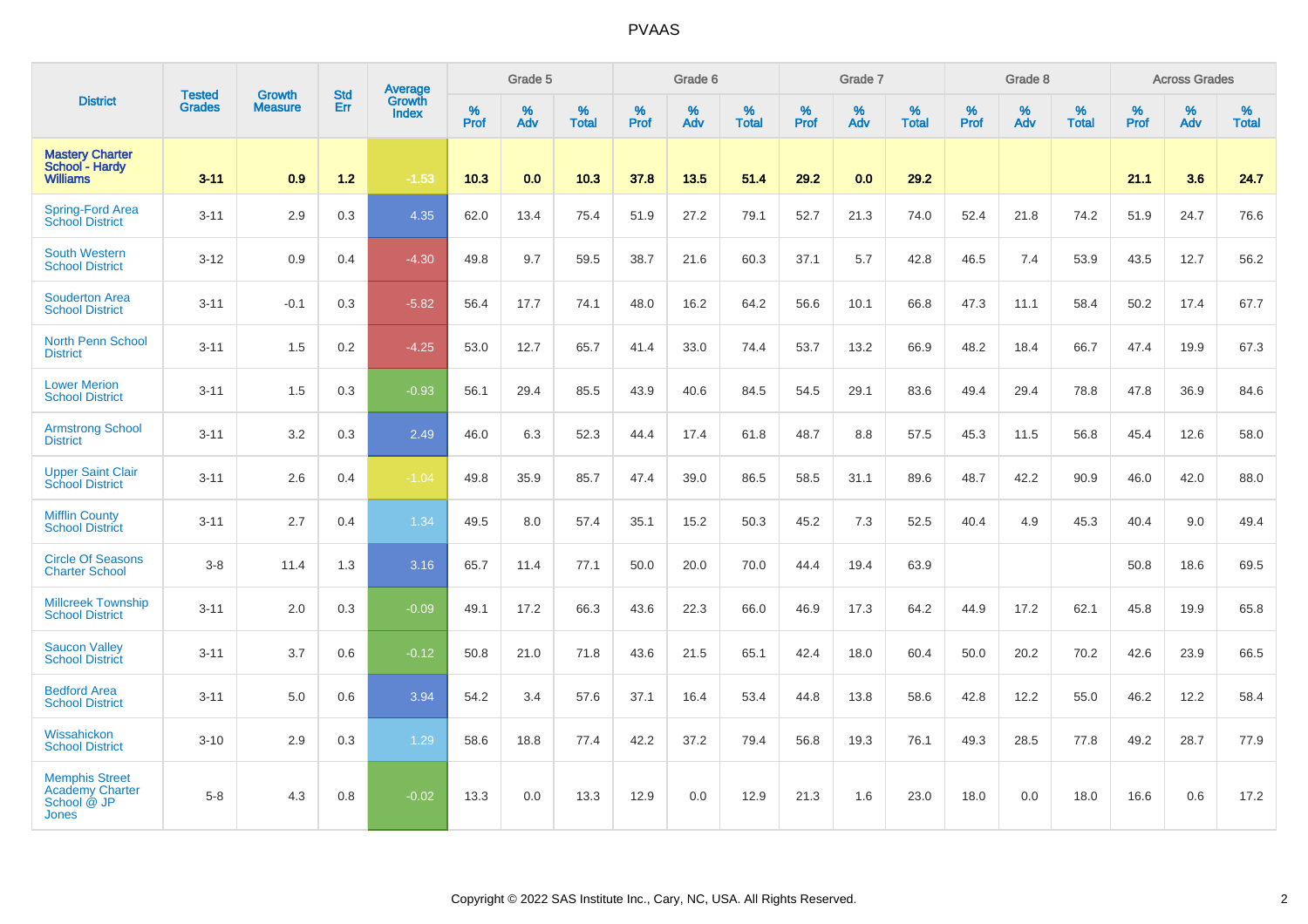# PVAAS

| District | Tested Grades | Growth Measure | Std Err | Average Growth Index | Grade 5 | | | Grade 6 | | | Grade 7 | | | Grade 8 | | | Across Grades | | |
|---|---|---|---|---|---|---|---|---|---|---|---|---|---|---|---|---|---|---|---|
| | | | | | % Prof | % Adv | % Total | % Prof | % Adv | % Total | % Prof | % Adv | % Total | % Prof | % Adv | % Total | % Prof | % Adv | % Total |
| **Mastery Charter School - Hardy Williams** | **3-11** | **0.9** | **1.2** | **-1.53** | **10.3** | **0.0** | **10.3** | **37.8** | **13.5** | **51.4** | **29.2** | **0.0** | **29.2** | | | | **21.1** | **3.6** | **24.7** |
| Spring-Ford Area School District | 3-11 | 2.9 | 0.3 | 4.35 | 62.0 | 13.4 | 75.4 | 51.9 | 27.2 | 79.1 | 52.7 | 21.3 | 74.0 | 52.4 | 21.8 | 74.2 | 51.9 | 24.7 | 76.6 |
| South Western School District | 3-12 | 0.9 | 0.4 | -4.30 | 49.8 | 9.7 | 59.5 | 38.7 | 21.6 | 60.3 | 37.1 | 5.7 | 42.8 | 46.5 | 7.4 | 53.9 | 43.5 | 12.7 | 56.2 |
| Souderton Area School District | 3-11 | -0.1 | 0.3 | -5.82 | 56.4 | 17.7 | 74.1 | 48.0 | 16.2 | 64.2 | 56.6 | 10.1 | 66.8 | 47.3 | 11.1 | 58.4 | 50.2 | 17.4 | 67.7 |
| North Penn School District | 3-11 | 1.5 | 0.2 | -4.25 | 53.0 | 12.7 | 65.7 | 41.4 | 33.0 | 74.4 | 53.7 | 13.2 | 66.9 | 48.2 | 18.4 | 66.7 | 47.4 | 19.9 | 67.3 |
| Lower Merion School District | 3-11 | 1.5 | 0.3 | -0.93 | 56.1 | 29.4 | 85.5 | 43.9 | 40.6 | 84.5 | 54.5 | 29.1 | 83.6 | 49.4 | 29.4 | 78.8 | 47.8 | 36.9 | 84.6 |
| Armstrong School District | 3-11 | 3.2 | 0.3 | 2.49 | 46.0 | 6.3 | 52.3 | 44.4 | 17.4 | 61.8 | 48.7 | 8.8 | 57.5 | 45.3 | 11.5 | 56.8 | 45.4 | 12.6 | 58.0 |
| Upper Saint Clair School District | 3-11 | 2.6 | 0.4 | -1.04 | 49.8 | 35.9 | 85.7 | 47.4 | 39.0 | 86.5 | 58.5 | 31.1 | 89.6 | 48.7 | 42.2 | 90.9 | 46.0 | 42.0 | 88.0 |
| Mifflin County School District | 3-11 | 2.7 | 0.4 | 1.34 | 49.5 | 8.0 | 57.4 | 35.1 | 15.2 | 50.3 | 45.2 | 7.3 | 52.5 | 40.4 | 4.9 | 45.3 | 40.4 | 9.0 | 49.4 |
| Circle Of Seasons Charter School | 3-8 | 11.4 | 1.3 | 3.16 | 65.7 | 11.4 | 77.1 | 50.0 | 20.0 | 70.0 | 44.4 | 19.4 | 63.9 | | | | 50.8 | 18.6 | 69.5 |
| Millcreek Township School District | 3-11 | 2.0 | 0.3 | -0.09 | 49.1 | 17.2 | 66.3 | 43.6 | 22.3 | 66.0 | 46.9 | 17.3 | 64.2 | 44.9 | 17.2 | 62.1 | 45.8 | 19.9 | 65.8 |
| Saucon Valley School District | 3-11 | 3.7 | 0.6 | -0.12 | 50.8 | 21.0 | 71.8 | 43.6 | 21.5 | 65.1 | 42.4 | 18.0 | 60.4 | 50.0 | 20.2 | 70.2 | 42.6 | 23.9 | 66.5 |
| Bedford Area School District | 3-11 | 5.0 | 0.6 | 3.94 | 54.2 | 3.4 | 57.6 | 37.1 | 16.4 | 53.4 | 44.8 | 13.8 | 58.6 | 42.8 | 12.2 | 55.0 | 46.2 | 12.2 | 58.4 |
| Wissahickon School District | 3-10 | 2.9 | 0.3 | 1.29 | 58.6 | 18.8 | 77.4 | 42.2 | 37.2 | 79.4 | 56.8 | 19.3 | 76.1 | 49.3 | 28.5 | 77.8 | 49.2 | 28.7 | 77.9 |
| Memphis Street Academy Charter School @ JP Jones | 5-8 | 4.3 | 0.8 | -0.02 | 13.3 | 0.0 | 13.3 | 12.9 | 0.0 | 12.9 | 21.3 | 1.6 | 23.0 | 18.0 | 0.0 | 18.0 | 16.6 | 0.6 | 17.2 |

Copyright © 2022 SAS Institute Inc., Cary, NC, USA. All Rights Reserved.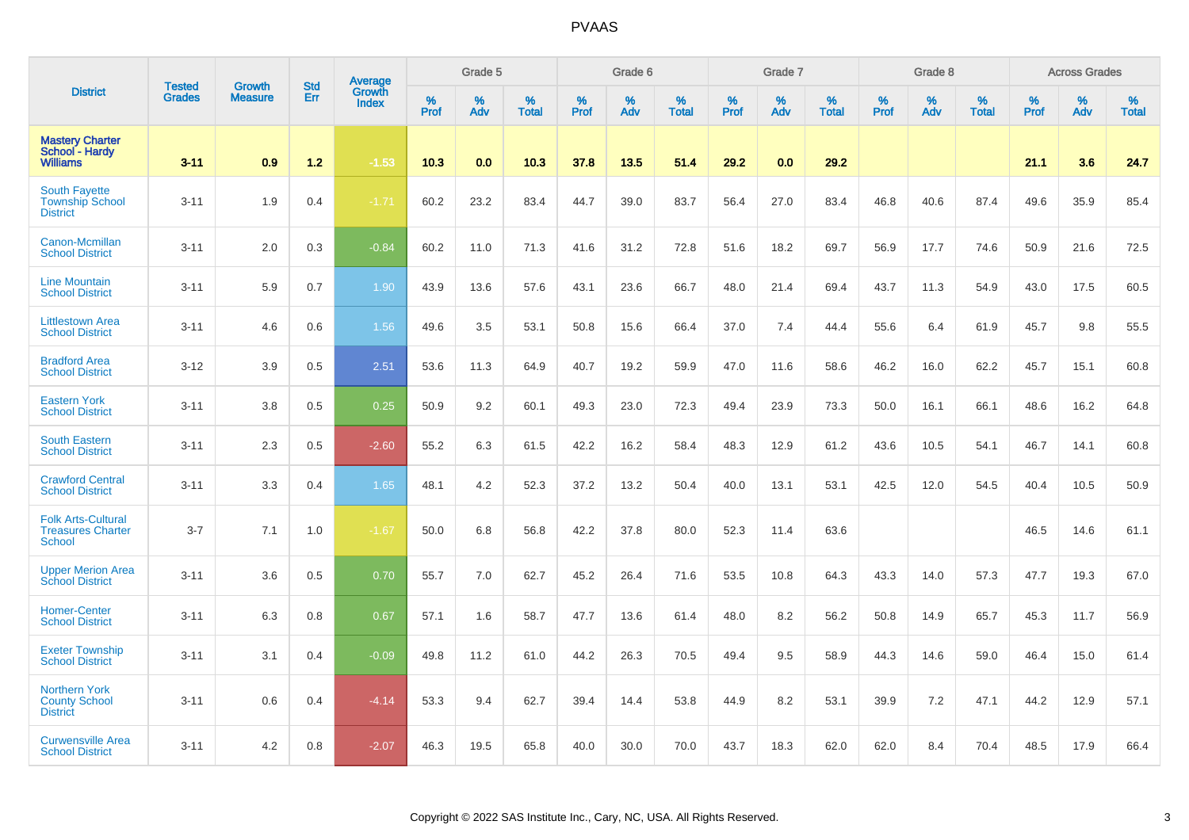| District | Tested Grades | Growth Measure | Std Err | Average Growth Index | Grade 5 | | | Grade 6 | | | Grade 7 | | | Grade 8 | | | Across Grades | | |
|---|---|---|---|---|---|---|---|---|---|---|---|---|---|---|---|---|---|---|---|
| | | | | | % Prof | % Adv | % Total | % Prof | % Adv | % Total | % Prof | % Adv | % Total | % Prof | % Adv | % Total | % Prof | % Adv | % Total |
| **Mastery Charter School - Hardy Williams** | **3-11** | **0.9** | **1.2** | **-1.53** | **10.3** | **0.0** | **10.3** | **37.8** | **13.5** | **51.4** | **29.2** | **0.0** | **29.2** | | | | **21.1** | **3.6** | **24.7** |
| South Fayette Township School District | 3-11 | 1.9 | 0.4 | -1.71 | 60.2 | 23.2 | 83.4 | 44.7 | 39.0 | 83.7 | 56.4 | 27.0 | 83.4 | 46.8 | 40.6 | 87.4 | 49.6 | 35.9 | 85.4 |
| Canon-Mcmillan School District | 3-11 | 2.0 | 0.3 | -0.84 | 60.2 | 11.0 | 71.3 | 41.6 | 31.2 | 72.8 | 51.6 | 18.2 | 69.7 | 56.9 | 17.7 | 74.6 | 50.9 | 21.6 | 72.5 |
| Line Mountain School District | 3-11 | 5.9 | 0.7 | 1.90 | 43.9 | 13.6 | 57.6 | 43.1 | 23.6 | 66.7 | 48.0 | 21.4 | 69.4 | 43.7 | 11.3 | 54.9 | 43.0 | 17.5 | 60.5 |
| Littlestown Area School District | 3-11 | 4.6 | 0.6 | 1.56 | 49.6 | 3.5 | 53.1 | 50.8 | 15.6 | 66.4 | 37.0 | 7.4 | 44.4 | 55.6 | 6.4 | 61.9 | 45.7 | 9.8 | 55.5 |
| Bradford Area School District | 3-12 | 3.9 | 0.5 | 2.51 | 53.6 | 11.3 | 64.9 | 40.7 | 19.2 | 59.9 | 47.0 | 11.6 | 58.6 | 46.2 | 16.0 | 62.2 | 45.7 | 15.1 | 60.8 |
| Eastern York School District | 3-11 | 3.8 | 0.5 | 0.25 | 50.9 | 9.2 | 60.1 | 49.3 | 23.0 | 72.3 | 49.4 | 23.9 | 73.3 | 50.0 | 16.1 | 66.1 | 48.6 | 16.2 | 64.8 |
| South Eastern School District | 3-11 | 2.3 | 0.5 | -2.60 | 55.2 | 6.3 | 61.5 | 42.2 | 16.2 | 58.4 | 48.3 | 12.9 | 61.2 | 43.6 | 10.5 | 54.1 | 46.7 | 14.1 | 60.8 |
| Crawford Central School District | 3-11 | 3.3 | 0.4 | 1.65 | 48.1 | 4.2 | 52.3 | 37.2 | 13.2 | 50.4 | 40.0 | 13.1 | 53.1 | 42.5 | 12.0 | 54.5 | 40.4 | 10.5 | 50.9 |
| Folk Arts-Cultural Treasures Charter School | 3-7 | 7.1 | 1.0 | -1.67 | 50.0 | 6.8 | 56.8 | 42.2 | 37.8 | 80.0 | 52.3 | 11.4 | 63.6 | | | | 46.5 | 14.6 | 61.1 |
| Upper Merion Area School District | 3-11 | 3.6 | 0.5 | 0.70 | 55.7 | 7.0 | 62.7 | 45.2 | 26.4 | 71.6 | 53.5 | 10.8 | 64.3 | 43.3 | 14.0 | 57.3 | 47.7 | 19.3 | 67.0 |
| Homer-Center School District | 3-11 | 6.3 | 0.8 | 0.67 | 57.1 | 1.6 | 58.7 | 47.7 | 13.6 | 61.4 | 48.0 | 8.2 | 56.2 | 50.8 | 14.9 | 65.7 | 45.3 | 11.7 | 56.9 |
| Exeter Township School District | 3-11 | 3.1 | 0.4 | -0.09 | 49.8 | 11.2 | 61.0 | 44.2 | 26.3 | 70.5 | 49.4 | 9.5 | 58.9 | 44.3 | 14.6 | 59.0 | 46.4 | 15.0 | 61.4 |
| Northern York County School District | 3-11 | 0.6 | 0.4 | -4.14 | 53.3 | 9.4 | 62.7 | 39.4 | 14.4 | 53.8 | 44.9 | 8.2 | 53.1 | 39.9 | 7.2 | 47.1 | 44.2 | 12.9 | 57.1 |
| Curwensville Area School District | 3-11 | 4.2 | 0.8 | -2.07 | 46.3 | 19.5 | 65.8 | 40.0 | 30.0 | 70.0 | 43.7 | 18.3 | 62.0 | 62.0 | 8.4 | 70.4 | 48.5 | 17.9 | 66.4 |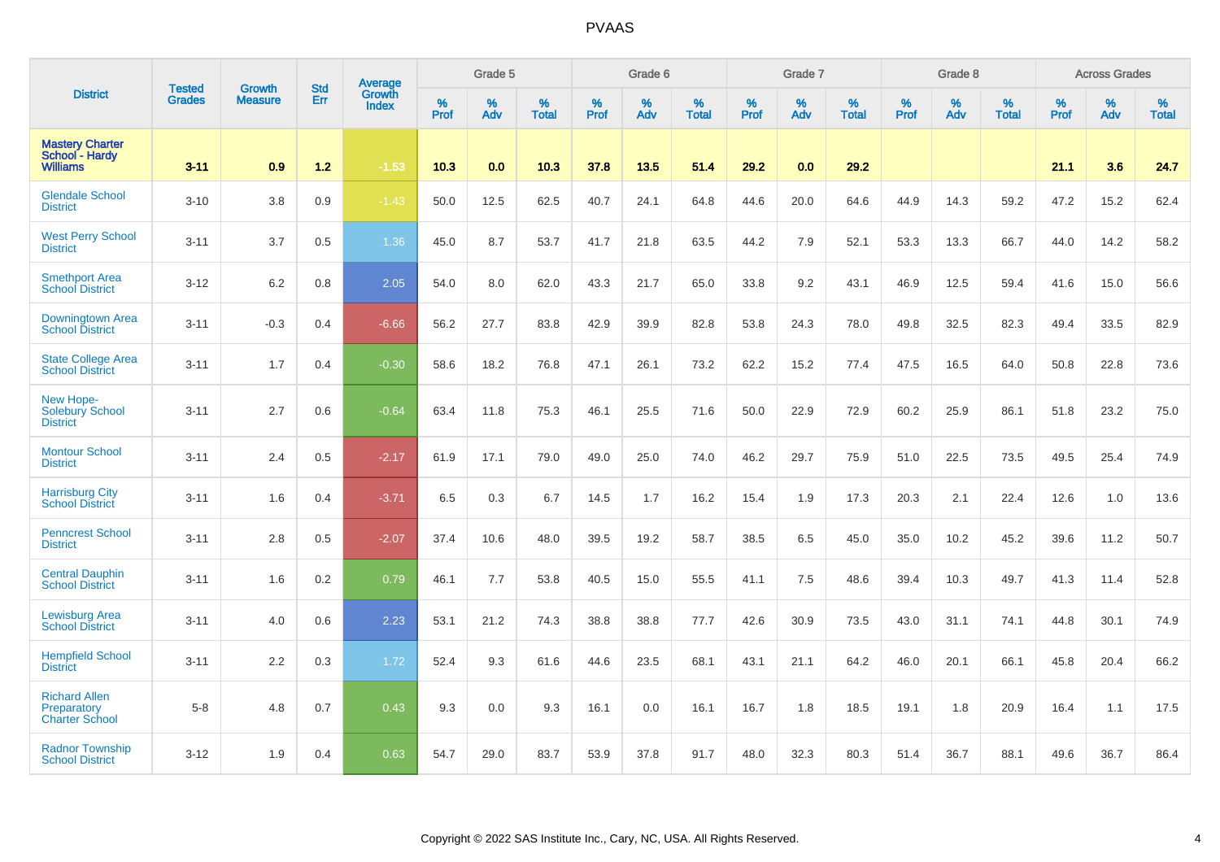PVAAS

| District | Tested Grades | Growth Measure | Std Err | Average Growth Index | Grade 5 | | | Grade 6 | | | Grade 7 | | | Grade 8 | | | Across Grades | | |
|---|---|---|---|---|---|---|---|---|---|---|---|---|---|---|---|---|---|---|---|
| | | | | | % Prof | % Adv | % Total | % Prof | % Adv | % Total | % Prof | % Adv | % Total | % Prof | % Adv | % Total | % Prof | % Adv | % Total |
| **Mastery Charter School - Hardy Williams** | **3-11** | **0.9** | **1.2** | **-1.53** | **10.3** | **0.0** | **10.3** | **37.8** | **13.5** | **51.4** | **29.2** | **0.0** | **29.2** | | | | **21.1** | **3.6** | **24.7** |
| Glendale School District | 3-10 | 3.8 | 0.9 | -1.43 | 50.0 | 12.5 | 62.5 | 40.7 | 24.1 | 64.8 | 44.6 | 20.0 | 64.6 | 44.9 | 14.3 | 59.2 | 47.2 | 15.2 | 62.4 |
| West Perry School District | 3-11 | 3.7 | 0.5 | 1.36 | 45.0 | 8.7 | 53.7 | 41.7 | 21.8 | 63.5 | 44.2 | 7.9 | 52.1 | 53.3 | 13.3 | 66.7 | 44.0 | 14.2 | 58.2 |
| Smethport Area School District | 3-12 | 6.2 | 0.8 | 2.05 | 54.0 | 8.0 | 62.0 | 43.3 | 21.7 | 65.0 | 33.8 | 9.2 | 43.1 | 46.9 | 12.5 | 59.4 | 41.6 | 15.0 | 56.6 |
| Downingtown Area School District | 3-11 | -0.3 | 0.4 | -6.66 | 56.2 | 27.7 | 83.8 | 42.9 | 39.9 | 82.8 | 53.8 | 24.3 | 78.0 | 49.8 | 32.5 | 82.3 | 49.4 | 33.5 | 82.9 |
| State College Area School District | 3-11 | 1.7 | 0.4 | -0.30 | 58.6 | 18.2 | 76.8 | 47.1 | 26.1 | 73.2 | 62.2 | 15.2 | 77.4 | 47.5 | 16.5 | 64.0 | 50.8 | 22.8 | 73.6 |
| New Hope-Solebury School District | 3-11 | 2.7 | 0.6 | -0.64 | 63.4 | 11.8 | 75.3 | 46.1 | 25.5 | 71.6 | 50.0 | 22.9 | 72.9 | 60.2 | 25.9 | 86.1 | 51.8 | 23.2 | 75.0 |
| Montour School District | 3-11 | 2.4 | 0.5 | -2.17 | 61.9 | 17.1 | 79.0 | 49.0 | 25.0 | 74.0 | 46.2 | 29.7 | 75.9 | 51.0 | 22.5 | 73.5 | 49.5 | 25.4 | 74.9 |
| Harrisburg City School District | 3-11 | 1.6 | 0.4 | -3.71 | 6.5 | 0.3 | 6.7 | 14.5 | 1.7 | 16.2 | 15.4 | 1.9 | 17.3 | 20.3 | 2.1 | 22.4 | 12.6 | 1.0 | 13.6 |
| Penncrest School District | 3-11 | 2.8 | 0.5 | -2.07 | 37.4 | 10.6 | 48.0 | 39.5 | 19.2 | 58.7 | 38.5 | 6.5 | 45.0 | 35.0 | 10.2 | 45.2 | 39.6 | 11.2 | 50.7 |
| Central Dauphin School District | 3-11 | 1.6 | 0.2 | 0.79 | 46.1 | 7.7 | 53.8 | 40.5 | 15.0 | 55.5 | 41.1 | 7.5 | 48.6 | 39.4 | 10.3 | 49.7 | 41.3 | 11.4 | 52.8 |
| Lewisburg Area School District | 3-11 | 4.0 | 0.6 | 2.23 | 53.1 | 21.2 | 74.3 | 38.8 | 38.8 | 77.7 | 42.6 | 30.9 | 73.5 | 43.0 | 31.1 | 74.1 | 44.8 | 30.1 | 74.9 |
| Hempfield School District | 3-11 | 2.2 | 0.3 | 1.72 | 52.4 | 9.3 | 61.6 | 44.6 | 23.5 | 68.1 | 43.1 | 21.1 | 64.2 | 46.0 | 20.1 | 66.1 | 45.8 | 20.4 | 66.2 |
| Richard Allen Preparatory Charter School | 5-8 | 4.8 | 0.7 | 0.43 | 9.3 | 0.0 | 9.3 | 16.1 | 0.0 | 16.1 | 16.7 | 1.8 | 18.5 | 19.1 | 1.8 | 20.9 | 16.4 | 1.1 | 17.5 |
| Radnor Township School District | 3-12 | 1.9 | 0.4 | 0.63 | 54.7 | 29.0 | 83.7 | 53.9 | 37.8 | 91.7 | 48.0 | 32.3 | 80.3 | 51.4 | 36.7 | 88.1 | 49.6 | 36.7 | 86.4 |

Copyright © 2022 SAS Institute Inc., Cary, NC, USA. All Rights Reserved.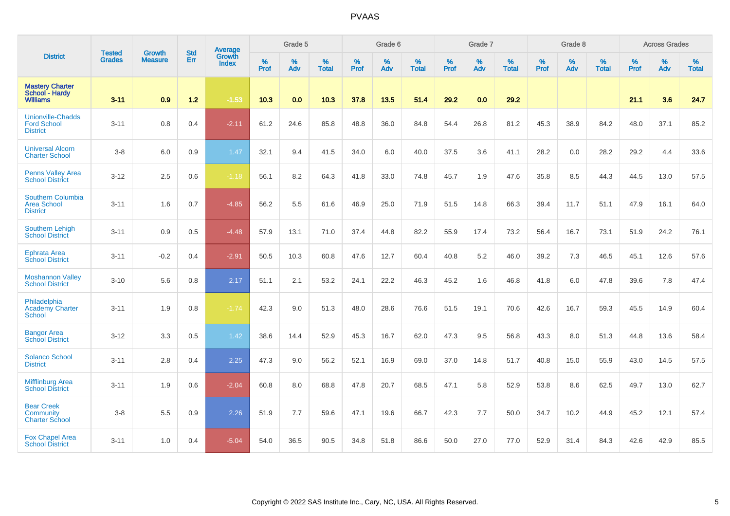# PVAAS

| District | Tested Grades | Growth Measure | Std Err | Average Growth Index | Grade 5 | | | Grade 6 | | | Grade 7 | | | Grade 8 | | | Across Grades | | |
|---|---|---|---|---|---|---|---|---|---|---|---|---|---|---|---|---|---|---|---|
| | | | | | % Prof | % Adv | % Total | % Prof | % Adv | % Total | % Prof | % Adv | % Total | % Prof | % Adv | % Total | % Prof | % Adv | % Total |
| **Mastery Charter School - Hardy Williams** | **3-11** | **0.9** | **1.2** | **-1.53** | **10.3** | **0.0** | **10.3** | **37.8** | **13.5** | **51.4** | **29.2** | **0.0** | **29.2** | | | | **21.1** | **3.6** | **24.7** |
| Unionville-Chadds Ford School District | 3-11 | 0.8 | 0.4 | -2.11 | 61.2 | 24.6 | 85.8 | 48.8 | 36.0 | 84.8 | 54.4 | 26.8 | 81.2 | 45.3 | 38.9 | 84.2 | 48.0 | 37.1 | 85.2 |
| Universal Alcorn Charter School | 3-8 | 6.0 | 0.9 | 1.47 | 32.1 | 9.4 | 41.5 | 34.0 | 6.0 | 40.0 | 37.5 | 3.6 | 41.1 | 28.2 | 0.0 | 28.2 | 29.2 | 4.4 | 33.6 |
| Penns Valley Area School District | 3-12 | 2.5 | 0.6 | -1.18 | 56.1 | 8.2 | 64.3 | 41.8 | 33.0 | 74.8 | 45.7 | 1.9 | 47.6 | 35.8 | 8.5 | 44.3 | 44.5 | 13.0 | 57.5 |
| Southern Columbia Area School District | 3-11 | 1.6 | 0.7 | -4.85 | 56.2 | 5.5 | 61.6 | 46.9 | 25.0 | 71.9 | 51.5 | 14.8 | 66.3 | 39.4 | 11.7 | 51.1 | 47.9 | 16.1 | 64.0 |
| Southern Lehigh School District | 3-11 | 0.9 | 0.5 | -4.48 | 57.9 | 13.1 | 71.0 | 37.4 | 44.8 | 82.2 | 55.9 | 17.4 | 73.2 | 56.4 | 16.7 | 73.1 | 51.9 | 24.2 | 76.1 |
| Ephrata Area School District | 3-11 | -0.2 | 0.4 | -2.91 | 50.5 | 10.3 | 60.8 | 47.6 | 12.7 | 60.4 | 40.8 | 5.2 | 46.0 | 39.2 | 7.3 | 46.5 | 45.1 | 12.6 | 57.6 |
| Moshannon Valley School District | 3-10 | 5.6 | 0.8 | 2.17 | 51.1 | 2.1 | 53.2 | 24.1 | 22.2 | 46.3 | 45.2 | 1.6 | 46.8 | 41.8 | 6.0 | 47.8 | 39.6 | 7.8 | 47.4 |
| Philadelphia Academy Charter School | 3-11 | 1.9 | 0.8 | -1.74 | 42.3 | 9.0 | 51.3 | 48.0 | 28.6 | 76.6 | 51.5 | 19.1 | 70.6 | 42.6 | 16.7 | 59.3 | 45.5 | 14.9 | 60.4 |
| Bangor Area School District | 3-12 | 3.3 | 0.5 | 1.42 | 38.6 | 14.4 | 52.9 | 45.3 | 16.7 | 62.0 | 47.3 | 9.5 | 56.8 | 43.3 | 8.0 | 51.3 | 44.8 | 13.6 | 58.4 |
| Solanco School District | 3-11 | 2.8 | 0.4 | 2.25 | 47.3 | 9.0 | 56.2 | 52.1 | 16.9 | 69.0 | 37.0 | 14.8 | 51.7 | 40.8 | 15.0 | 55.9 | 43.0 | 14.5 | 57.5 |
| Mifflinburg Area School District | 3-11 | 1.9 | 0.6 | -2.04 | 60.8 | 8.0 | 68.8 | 47.8 | 20.7 | 68.5 | 47.1 | 5.8 | 52.9 | 53.8 | 8.6 | 62.5 | 49.7 | 13.0 | 62.7 |
| Bear Creek Community Charter School | 3-8 | 5.5 | 0.9 | 2.26 | 51.9 | 7.7 | 59.6 | 47.1 | 19.6 | 66.7 | 42.3 | 7.7 | 50.0 | 34.7 | 10.2 | 44.9 | 45.2 | 12.1 | 57.4 |
| Fox Chapel Area School District | 3-11 | 1.0 | 0.4 | -5.04 | 54.0 | 36.5 | 90.5 | 34.8 | 51.8 | 86.6 | 50.0 | 27.0 | 77.0 | 52.9 | 31.4 | 84.3 | 42.6 | 42.9 | 85.5 |

Copyright © 2022 SAS Institute Inc., Cary, NC, USA. All Rights Reserved.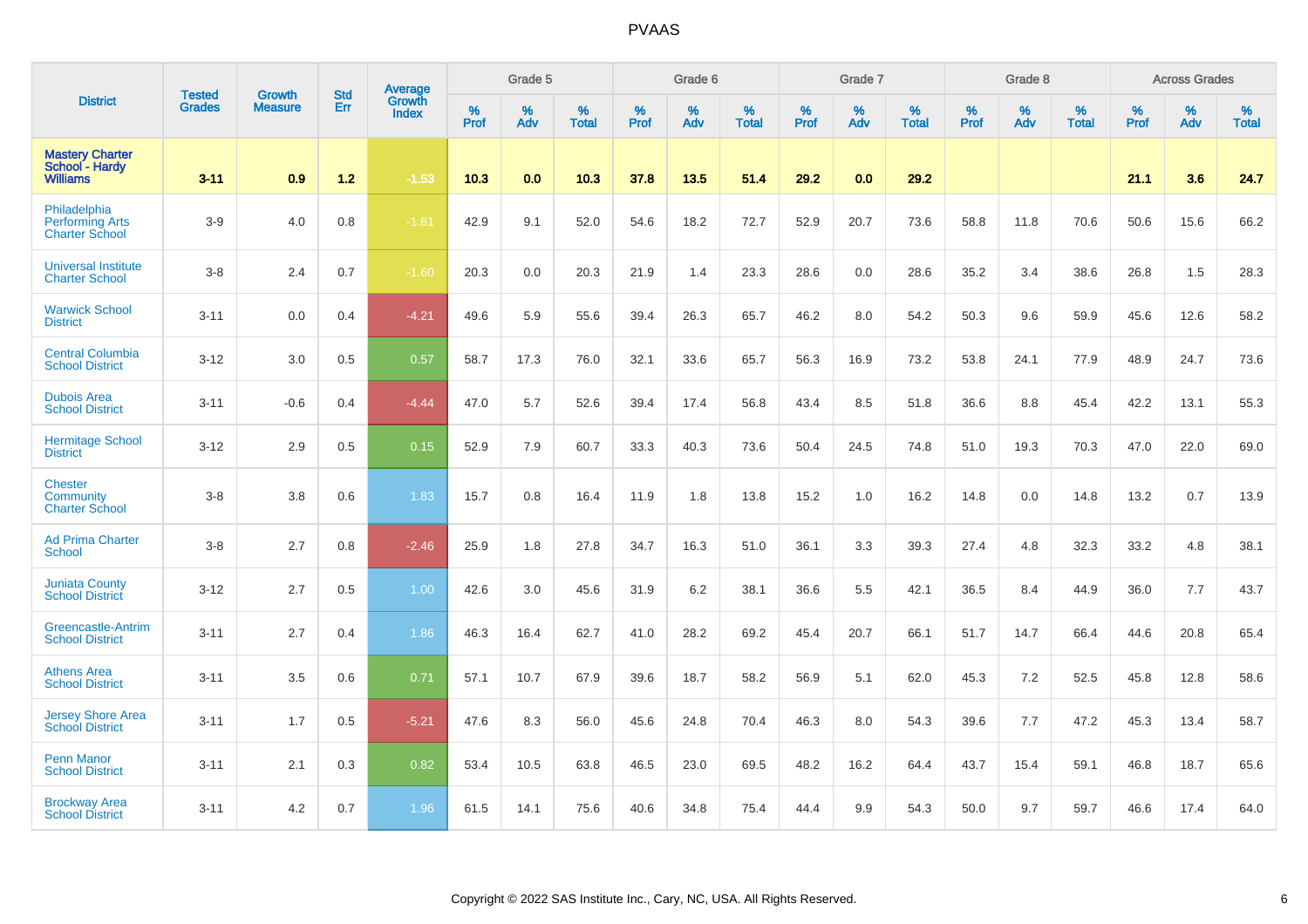| District | Tested Grades | Growth Measure | Std Err | Average Growth Index | Grade 5 | | | Grade 6 | | | Grade 7 | | | Grade 8 | | | Across Grades | | |
|---|---|---|---|---|---|---|---|---|---|---|---|---|---|---|---|---|---|---|---|
| | | | | | % Prof | % Adv | % Total | % Prof | % Adv | % Total | % Prof | % Adv | % Total | % Prof | % Adv | % Total | % Prof | % Adv | % Total |
| **Mastery Charter School - Hardy Williams** | **3-11** | **0.9** | **1.2** | **-1.53** | **10.3** | **0.0** | **10.3** | **37.8** | **13.5** | **51.4** | **29.2** | **0.0** | **29.2** | | | | **21.1** | **3.6** | **24.7** |
| Philadelphia Performing Arts Charter School | 3-9 | 4.0 | 0.8 | -1.81 | 42.9 | 9.1 | 52.0 | 54.6 | 18.2 | 72.7 | 52.9 | 20.7 | 73.6 | 58.8 | 11.8 | 70.6 | 50.6 | 15.6 | 66.2 |
| Universal Institute Charter School | 3-8 | 2.4 | 0.7 | -1.60 | 20.3 | 0.0 | 20.3 | 21.9 | 1.4 | 23.3 | 28.6 | 0.0 | 28.6 | 35.2 | 3.4 | 38.6 | 26.8 | 1.5 | 28.3 |
| Warwick School District | 3-11 | 0.0 | 0.4 | -4.21 | 49.6 | 5.9 | 55.6 | 39.4 | 26.3 | 65.7 | 46.2 | 8.0 | 54.2 | 50.3 | 9.6 | 59.9 | 45.6 | 12.6 | 58.2 |
| Central Columbia School District | 3-12 | 3.0 | 0.5 | 0.57 | 58.7 | 17.3 | 76.0 | 32.1 | 33.6 | 65.7 | 56.3 | 16.9 | 73.2 | 53.8 | 24.1 | 77.9 | 48.9 | 24.7 | 73.6 |
| Dubois Area School District | 3-11 | -0.6 | 0.4 | -4.44 | 47.0 | 5.7 | 52.6 | 39.4 | 17.4 | 56.8 | 43.4 | 8.5 | 51.8 | 36.6 | 8.8 | 45.4 | 42.2 | 13.1 | 55.3 |
| Hermitage School District | 3-12 | 2.9 | 0.5 | 0.15 | 52.9 | 7.9 | 60.7 | 33.3 | 40.3 | 73.6 | 50.4 | 24.5 | 74.8 | 51.0 | 19.3 | 70.3 | 47.0 | 22.0 | 69.0 |
| Chester Community Charter School | 3-8 | 3.8 | 0.6 | 1.83 | 15.7 | 0.8 | 16.4 | 11.9 | 1.8 | 13.8 | 15.2 | 1.0 | 16.2 | 14.8 | 0.0 | 14.8 | 13.2 | 0.7 | 13.9 |
| Ad Prima Charter School | 3-8 | 2.7 | 0.8 | -2.46 | 25.9 | 1.8 | 27.8 | 34.7 | 16.3 | 51.0 | 36.1 | 3.3 | 39.3 | 27.4 | 4.8 | 32.3 | 33.2 | 4.8 | 38.1 |
| Juniata County School District | 3-12 | 2.7 | 0.5 | 1.00 | 42.6 | 3.0 | 45.6 | 31.9 | 6.2 | 38.1 | 36.6 | 5.5 | 42.1 | 36.5 | 8.4 | 44.9 | 36.0 | 7.7 | 43.7 |
| Greencastle-Antrim School District | 3-11 | 2.7 | 0.4 | 1.86 | 46.3 | 16.4 | 62.7 | 41.0 | 28.2 | 69.2 | 45.4 | 20.7 | 66.1 | 51.7 | 14.7 | 66.4 | 44.6 | 20.8 | 65.4 |
| Athens Area School District | 3-11 | 3.5 | 0.6 | 0.71 | 57.1 | 10.7 | 67.9 | 39.6 | 18.7 | 58.2 | 56.9 | 5.1 | 62.0 | 45.3 | 7.2 | 52.5 | 45.8 | 12.8 | 58.6 |
| Jersey Shore Area School District | 3-11 | 1.7 | 0.5 | -5.21 | 47.6 | 8.3 | 56.0 | 45.6 | 24.8 | 70.4 | 46.3 | 8.0 | 54.3 | 39.6 | 7.7 | 47.2 | 45.3 | 13.4 | 58.7 |
| Penn Manor School District | 3-11 | 2.1 | 0.3 | 0.82 | 53.4 | 10.5 | 63.8 | 46.5 | 23.0 | 69.5 | 48.2 | 16.2 | 64.4 | 43.7 | 15.4 | 59.1 | 46.8 | 18.7 | 65.6 |
| Brockway Area School District | 3-11 | 4.2 | 0.7 | 1.96 | 61.5 | 14.1 | 75.6 | 40.6 | 34.8 | 75.4 | 44.4 | 9.9 | 54.3 | 50.0 | 9.7 | 59.7 | 46.6 | 17.4 | 64.0 |

Copyright © 2022 SAS Institute Inc., Cary, NC, USA. All Rights Reserved.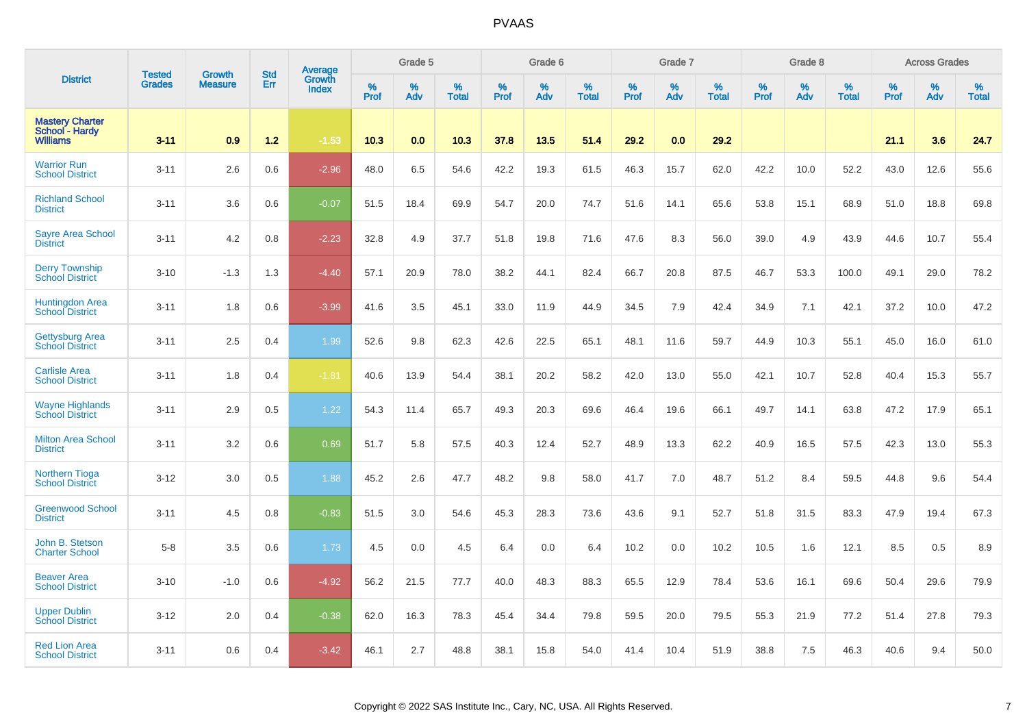# PVAAS

| District | Tested Grades | Growth Measure | Std Err | Average Growth Index | Grade 5 | | | Grade 6 | | | Grade 7 | | | Grade 8 | | | Across Grades | | |
|---|---|---|---|---|---|---|---|---|---|---|---|---|---|---|---|---|---|---|---|
| | | | | | % Prof | % Adv | % Total | % Prof | % Adv | % Total | % Prof | % Adv | % Total | % Prof | % Adv | % Total | % Prof | % Adv | % Total |
| **Mastery Charter School - Hardy Williams** | **3-11** | **0.9** | **1.2** | **-1.53** | **10.3** | **0.0** | **10.3** | **37.8** | **13.5** | **51.4** | **29.2** | **0.0** | **29.2** | | | | **21.1** | **3.6** | **24.7** |
| Warrior Run School District | 3-11 | 2.6 | 0.6 | -2.96 | 48.0 | 6.5 | 54.6 | 42.2 | 19.3 | 61.5 | 46.3 | 15.7 | 62.0 | 42.2 | 10.0 | 52.2 | 43.0 | 12.6 | 55.6 |
| Richland School District | 3-11 | 3.6 | 0.6 | -0.07 | 51.5 | 18.4 | 69.9 | 54.7 | 20.0 | 74.7 | 51.6 | 14.1 | 65.6 | 53.8 | 15.1 | 68.9 | 51.0 | 18.8 | 69.8 |
| Sayre Area School District | 3-11 | 4.2 | 0.8 | -2.23 | 32.8 | 4.9 | 37.7 | 51.8 | 19.8 | 71.6 | 47.6 | 8.3 | 56.0 | 39.0 | 4.9 | 43.9 | 44.6 | 10.7 | 55.4 |
| Derry Township School District | 3-10 | -1.3 | 1.3 | -4.40 | 57.1 | 20.9 | 78.0 | 38.2 | 44.1 | 82.4 | 66.7 | 20.8 | 87.5 | 46.7 | 53.3 | 100.0 | 49.1 | 29.0 | 78.2 |
| Huntingdon Area School District | 3-11 | 1.8 | 0.6 | -3.99 | 41.6 | 3.5 | 45.1 | 33.0 | 11.9 | 44.9 | 34.5 | 7.9 | 42.4 | 34.9 | 7.1 | 42.1 | 37.2 | 10.0 | 47.2 |
| Gettysburg Area School District | 3-11 | 2.5 | 0.4 | 1.99 | 52.6 | 9.8 | 62.3 | 42.6 | 22.5 | 65.1 | 48.1 | 11.6 | 59.7 | 44.9 | 10.3 | 55.1 | 45.0 | 16.0 | 61.0 |
| Carlisle Area School District | 3-11 | 1.8 | 0.4 | -1.81 | 40.6 | 13.9 | 54.4 | 38.1 | 20.2 | 58.2 | 42.0 | 13.0 | 55.0 | 42.1 | 10.7 | 52.8 | 40.4 | 15.3 | 55.7 |
| Wayne Highlands School District | 3-11 | 2.9 | 0.5 | 1.22 | 54.3 | 11.4 | 65.7 | 49.3 | 20.3 | 69.6 | 46.4 | 19.6 | 66.1 | 49.7 | 14.1 | 63.8 | 47.2 | 17.9 | 65.1 |
| Milton Area School District | 3-11 | 3.2 | 0.6 | 0.69 | 51.7 | 5.8 | 57.5 | 40.3 | 12.4 | 52.7 | 48.9 | 13.3 | 62.2 | 40.9 | 16.5 | 57.5 | 42.3 | 13.0 | 55.3 |
| Northern Tioga School District | 3-12 | 3.0 | 0.5 | 1.88 | 45.2 | 2.6 | 47.7 | 48.2 | 9.8 | 58.0 | 41.7 | 7.0 | 48.7 | 51.2 | 8.4 | 59.5 | 44.8 | 9.6 | 54.4 |
| Greenwood School District | 3-11 | 4.5 | 0.8 | -0.83 | 51.5 | 3.0 | 54.6 | 45.3 | 28.3 | 73.6 | 43.6 | 9.1 | 52.7 | 51.8 | 31.5 | 83.3 | 47.9 | 19.4 | 67.3 |
| John B. Stetson Charter School | 5-8 | 3.5 | 0.6 | 1.73 | 4.5 | 0.0 | 4.5 | 6.4 | 0.0 | 6.4 | 10.2 | 0.0 | 10.2 | 10.5 | 1.6 | 12.1 | 8.5 | 0.5 | 8.9 |
| Beaver Area School District | 3-10 | -1.0 | 0.6 | -4.92 | 56.2 | 21.5 | 77.7 | 40.0 | 48.3 | 88.3 | 65.5 | 12.9 | 78.4 | 53.6 | 16.1 | 69.6 | 50.4 | 29.6 | 79.9 |
| Upper Dublin School District | 3-12 | 2.0 | 0.4 | -0.38 | 62.0 | 16.3 | 78.3 | 45.4 | 34.4 | 79.8 | 59.5 | 20.0 | 79.5 | 55.3 | 21.9 | 77.2 | 51.4 | 27.8 | 79.3 |
| Red Lion Area School District | 3-11 | 0.6 | 0.4 | -3.42 | 46.1 | 2.7 | 48.8 | 38.1 | 15.8 | 54.0 | 41.4 | 10.4 | 51.9 | 38.8 | 7.5 | 46.3 | 40.6 | 9.4 | 50.0 |

Copyright © 2022 SAS Institute Inc., Cary, NC, USA. All Rights Reserved.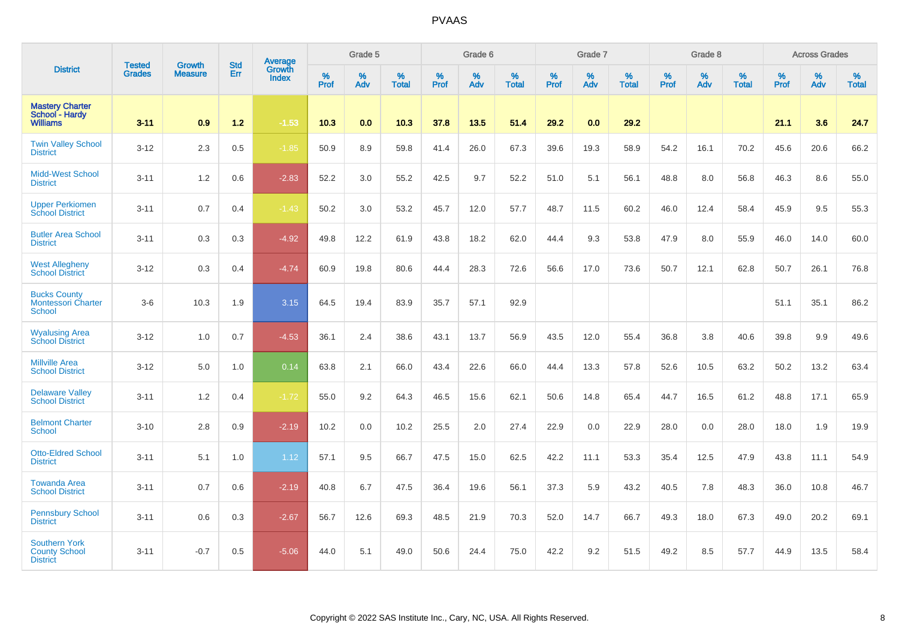# PVAAS

| District | Tested Grades | Growth Measure | Std Err | Average Growth Index | Grade 5 | | | Grade 6 | | | Grade 7 | | | Grade 8 | | | Across Grades | | |
|---|---|---|---|---|---|---|---|---|---|---|---|---|---|---|---|---|---|---|---|
| | | | | | % Prof | % Adv | % Total | % Prof | % Adv | % Total | % Prof | % Adv | % Total | % Prof | % Adv | % Total | % Prof | % Adv | % Total |
| **Mastery Charter School - Hardy Williams** | **3-11** | **0.9** | **1.2** | **-1.53** | **10.3** | **0.0** | **10.3** | **37.8** | **13.5** | **51.4** | **29.2** | **0.0** | **29.2** | | | | **21.1** | **3.6** | **24.7** |
| Twin Valley School District | 3-12 | 2.3 | 0.5 | -1.85 | 50.9 | 8.9 | 59.8 | 41.4 | 26.0 | 67.3 | 39.6 | 19.3 | 58.9 | 54.2 | 16.1 | 70.2 | 45.6 | 20.6 | 66.2 |
| Midd-West School District | 3-11 | 1.2 | 0.6 | -2.83 | 52.2 | 3.0 | 55.2 | 42.5 | 9.7 | 52.2 | 51.0 | 5.1 | 56.1 | 48.8 | 8.0 | 56.8 | 46.3 | 8.6 | 55.0 |
| Upper Perkiomen School District | 3-11 | 0.7 | 0.4 | -1.43 | 50.2 | 3.0 | 53.2 | 45.7 | 12.0 | 57.7 | 48.7 | 11.5 | 60.2 | 46.0 | 12.4 | 58.4 | 45.9 | 9.5 | 55.3 |
| Butler Area School District | 3-11 | 0.3 | 0.3 | -4.92 | 49.8 | 12.2 | 61.9 | 43.8 | 18.2 | 62.0 | 44.4 | 9.3 | 53.8 | 47.9 | 8.0 | 55.9 | 46.0 | 14.0 | 60.0 |
| West Allegheny School District | 3-12 | 0.3 | 0.4 | -4.74 | 60.9 | 19.8 | 80.6 | 44.4 | 28.3 | 72.6 | 56.6 | 17.0 | 73.6 | 50.7 | 12.1 | 62.8 | 50.7 | 26.1 | 76.8 |
| Bucks County Montessori Charter School | 3-6 | 10.3 | 1.9 | 3.15 | 64.5 | 19.4 | 83.9 | 35.7 | 57.1 | 92.9 | | | | | | | 51.1 | 35.1 | 86.2 |
| Wyalusing Area School District | 3-12 | 1.0 | 0.7 | -4.53 | 36.1 | 2.4 | 38.6 | 43.1 | 13.7 | 56.9 | 43.5 | 12.0 | 55.4 | 36.8 | 3.8 | 40.6 | 39.8 | 9.9 | 49.6 |
| Millville Area School District | 3-12 | 5.0 | 1.0 | 0.14 | 63.8 | 2.1 | 66.0 | 43.4 | 22.6 | 66.0 | 44.4 | 13.3 | 57.8 | 52.6 | 10.5 | 63.2 | 50.2 | 13.2 | 63.4 |
| Delaware Valley School District | 3-11 | 1.2 | 0.4 | -1.72 | 55.0 | 9.2 | 64.3 | 46.5 | 15.6 | 62.1 | 50.6 | 14.8 | 65.4 | 44.7 | 16.5 | 61.2 | 48.8 | 17.1 | 65.9 |
| Belmont Charter School | 3-10 | 2.8 | 0.9 | -2.19 | 10.2 | 0.0 | 10.2 | 25.5 | 2.0 | 27.4 | 22.9 | 0.0 | 22.9 | 28.0 | 0.0 | 28.0 | 18.0 | 1.9 | 19.9 |
| Otto-Eldred School District | 3-11 | 5.1 | 1.0 | 1.12 | 57.1 | 9.5 | 66.7 | 47.5 | 15.0 | 62.5 | 42.2 | 11.1 | 53.3 | 35.4 | 12.5 | 47.9 | 43.8 | 11.1 | 54.9 |
| Towanda Area School District | 3-11 | 0.7 | 0.6 | -2.19 | 40.8 | 6.7 | 47.5 | 36.4 | 19.6 | 56.1 | 37.3 | 5.9 | 43.2 | 40.5 | 7.8 | 48.3 | 36.0 | 10.8 | 46.7 |
| Pennsbury School District | 3-11 | 0.6 | 0.3 | -2.67 | 56.7 | 12.6 | 69.3 | 48.5 | 21.9 | 70.3 | 52.0 | 14.7 | 66.7 | 49.3 | 18.0 | 67.3 | 49.0 | 20.2 | 69.1 |
| Southern York County School District | 3-11 | -0.7 | 0.5 | -5.06 | 44.0 | 5.1 | 49.0 | 50.6 | 24.4 | 75.0 | 42.2 | 9.2 | 51.5 | 49.2 | 8.5 | 57.7 | 44.9 | 13.5 | 58.4 |

Copyright © 2022 SAS Institute Inc., Cary, NC, USA. All Rights Reserved.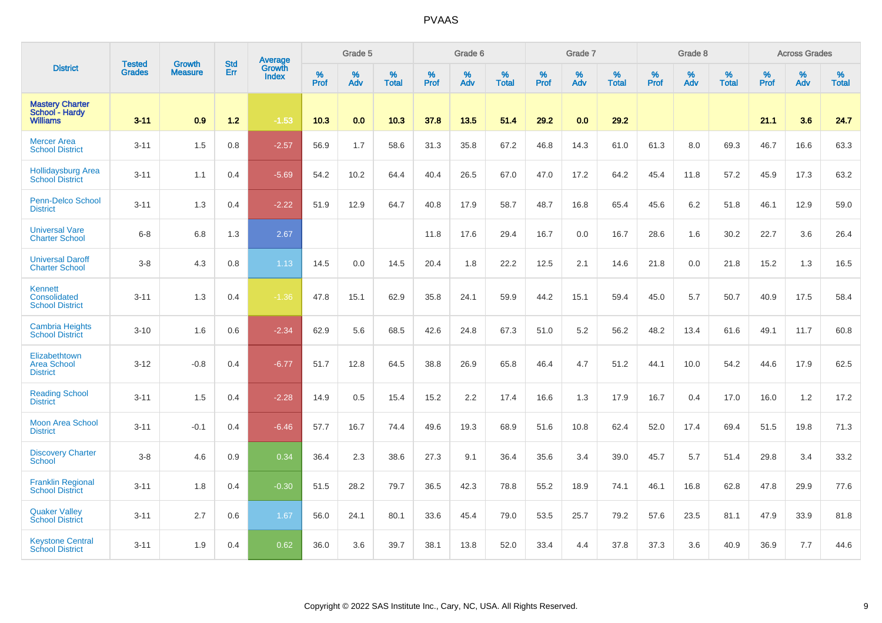# PVAAS

| District | Tested Grades | Growth Measure | Std Err | Average Growth Index | Grade 5 | | | Grade 6 | | | Grade 7 | | | Grade 8 | | | Across Grades | | |
|---|---|---|---|---|---|---|---|---|---|---|---|---|---|---|---|---|---|---|---|
| | | | | | % Prof | % Adv | % Total | % Prof | % Adv | % Total | % Prof | % Adv | % Total | % Prof | % Adv | % Total | % Prof | % Adv | % Total |
| **Mastery Charter School - Hardy Williams** | **3-11** | **0.9** | **1.2** | **-1.53** | **10.3** | **0.0** | **10.3** | **37.8** | **13.5** | **51.4** | **29.2** | **0.0** | **29.2** | | | | **21.1** | **3.6** | **24.7** |
| Mercer Area School District | 3-11 | 1.5 | 0.8 | -2.57 | 56.9 | 1.7 | 58.6 | 31.3 | 35.8 | 67.2 | 46.8 | 14.3 | 61.0 | 61.3 | 8.0 | 69.3 | 46.7 | 16.6 | 63.3 |
| Hollidaysburg Area School District | 3-11 | 1.1 | 0.4 | -5.69 | 54.2 | 10.2 | 64.4 | 40.4 | 26.5 | 67.0 | 47.0 | 17.2 | 64.2 | 45.4 | 11.8 | 57.2 | 45.9 | 17.3 | 63.2 |
| Penn-Delco School District | 3-11 | 1.3 | 0.4 | -2.22 | 51.9 | 12.9 | 64.7 | 40.8 | 17.9 | 58.7 | 48.7 | 16.8 | 65.4 | 45.6 | 6.2 | 51.8 | 46.1 | 12.9 | 59.0 |
| Universal Vare Charter School | 6-8 | 6.8 | 1.3 | 2.67 | | | | 11.8 | 17.6 | 29.4 | 16.7 | 0.0 | 16.7 | 28.6 | 1.6 | 30.2 | 22.7 | 3.6 | 26.4 |
| Universal Daroff Charter School | 3-8 | 4.3 | 0.8 | 1.13 | 14.5 | 0.0 | 14.5 | 20.4 | 1.8 | 22.2 | 12.5 | 2.1 | 14.6 | 21.8 | 0.0 | 21.8 | 15.2 | 1.3 | 16.5 |
| Kennett Consolidated School District | 3-11 | 1.3 | 0.4 | -1.36 | 47.8 | 15.1 | 62.9 | 35.8 | 24.1 | 59.9 | 44.2 | 15.1 | 59.4 | 45.0 | 5.7 | 50.7 | 40.9 | 17.5 | 58.4 |
| Cambria Heights School District | 3-10 | 1.6 | 0.6 | -2.34 | 62.9 | 5.6 | 68.5 | 42.6 | 24.8 | 67.3 | 51.0 | 5.2 | 56.2 | 48.2 | 13.4 | 61.6 | 49.1 | 11.7 | 60.8 |
| Elizabethtown Area School District | 3-12 | -0.8 | 0.4 | -6.77 | 51.7 | 12.8 | 64.5 | 38.8 | 26.9 | 65.8 | 46.4 | 4.7 | 51.2 | 44.1 | 10.0 | 54.2 | 44.6 | 17.9 | 62.5 |
| Reading School District | 3-11 | 1.5 | 0.4 | -2.28 | 14.9 | 0.5 | 15.4 | 15.2 | 2.2 | 17.4 | 16.6 | 1.3 | 17.9 | 16.7 | 0.4 | 17.0 | 16.0 | 1.2 | 17.2 |
| Moon Area School District | 3-11 | -0.1 | 0.4 | -6.46 | 57.7 | 16.7 | 74.4 | 49.6 | 19.3 | 68.9 | 51.6 | 10.8 | 62.4 | 52.0 | 17.4 | 69.4 | 51.5 | 19.8 | 71.3 |
| Discovery Charter School | 3-8 | 4.6 | 0.9 | 0.34 | 36.4 | 2.3 | 38.6 | 27.3 | 9.1 | 36.4 | 35.6 | 3.4 | 39.0 | 45.7 | 5.7 | 51.4 | 29.8 | 3.4 | 33.2 |
| Franklin Regional School District | 3-11 | 1.8 | 0.4 | -0.30 | 51.5 | 28.2 | 79.7 | 36.5 | 42.3 | 78.8 | 55.2 | 18.9 | 74.1 | 46.1 | 16.8 | 62.8 | 47.8 | 29.9 | 77.6 |
| Quaker Valley School District | 3-11 | 2.7 | 0.6 | 1.67 | 56.0 | 24.1 | 80.1 | 33.6 | 45.4 | 79.0 | 53.5 | 25.7 | 79.2 | 57.6 | 23.5 | 81.1 | 47.9 | 33.9 | 81.8 |
| Keystone Central School District | 3-11 | 1.9 | 0.4 | 0.62 | 36.0 | 3.6 | 39.7 | 38.1 | 13.8 | 52.0 | 33.4 | 4.4 | 37.8 | 37.3 | 3.6 | 40.9 | 36.9 | 7.7 | 44.6 |

Copyright © 2022 SAS Institute Inc., Cary, NC, USA. All Rights Reserved.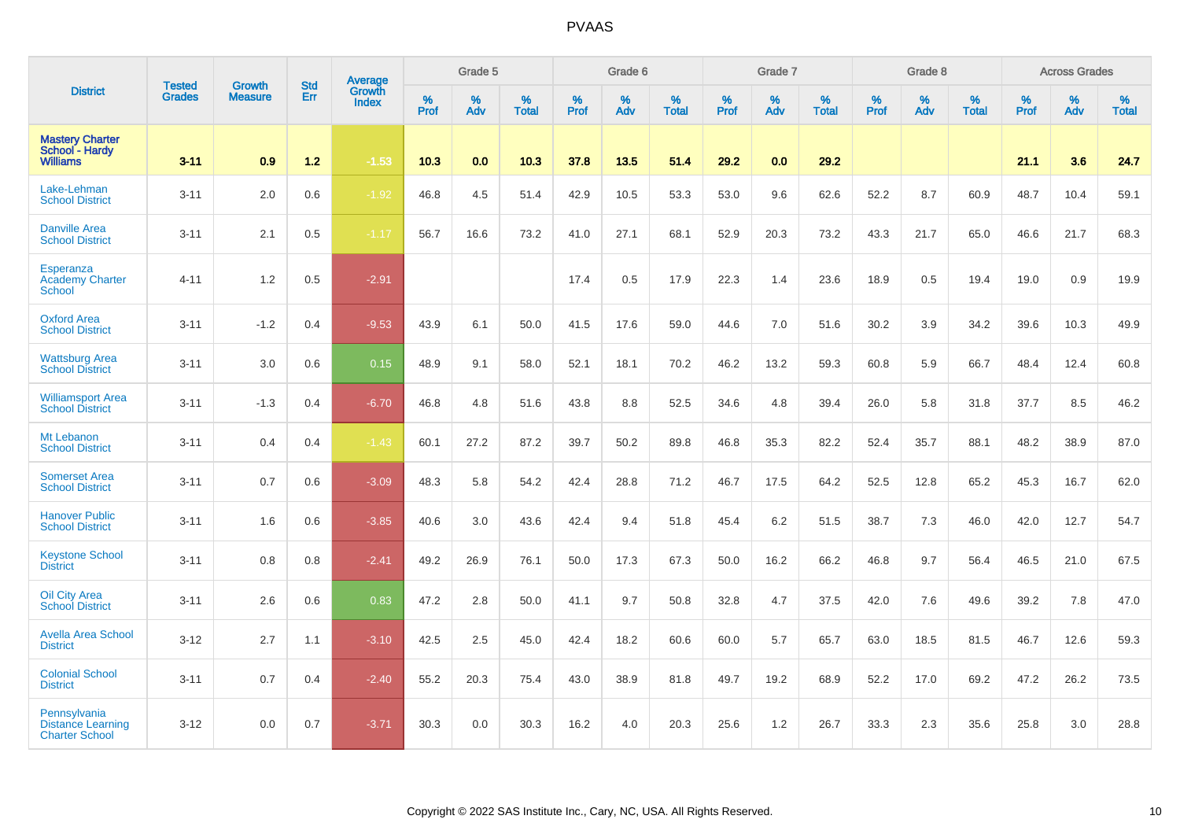| District | Tested Grades | Growth Measure | Std Err | Average Growth Index | Grade 5 | | | Grade 6 | | | Grade 7 | | | Grade 8 | | | Across Grades | | |
|---|---|---|---|---|---|---|---|---|---|---|---|---|---|---|---|---|---|---|---|
| | | | | | % Prof | % Adv | % Total | % Prof | % Adv | % Total | % Prof | % Adv | % Total | % Prof | % Adv | % Total | % Prof | % Adv | % Total |
| **Mastery Charter School - Hardy Williams** | **3-11** | **0.9** | **1.2** | **-1.53** | **10.3** | **0.0** | **10.3** | **37.8** | **13.5** | **51.4** | **29.2** | **0.0** | **29.2** | | | | **21.1** | **3.6** | **24.7** |
| Lake-Lehman School District | 3-11 | 2.0 | 0.6 | -1.92 | 46.8 | 4.5 | 51.4 | 42.9 | 10.5 | 53.3 | 53.0 | 9.6 | 62.6 | 52.2 | 8.7 | 60.9 | 48.7 | 10.4 | 59.1 |
| Danville Area School District | 3-11 | 2.1 | 0.5 | -1.17 | 56.7 | 16.6 | 73.2 | 41.0 | 27.1 | 68.1 | 52.9 | 20.3 | 73.2 | 43.3 | 21.7 | 65.0 | 46.6 | 21.7 | 68.3 |
| Esperanza Academy Charter School | 4-11 | 1.2 | 0.5 | -2.91 | | | | 17.4 | 0.5 | 17.9 | 22.3 | 1.4 | 23.6 | 18.9 | 0.5 | 19.4 | 19.0 | 0.9 | 19.9 |
| Oxford Area School District | 3-11 | -1.2 | 0.4 | -9.53 | 43.9 | 6.1 | 50.0 | 41.5 | 17.6 | 59.0 | 44.6 | 7.0 | 51.6 | 30.2 | 3.9 | 34.2 | 39.6 | 10.3 | 49.9 |
| Wattsburg Area School District | 3-11 | 3.0 | 0.6 | 0.15 | 48.9 | 9.1 | 58.0 | 52.1 | 18.1 | 70.2 | 46.2 | 13.2 | 59.3 | 60.8 | 5.9 | 66.7 | 48.4 | 12.4 | 60.8 |
| Williamsport Area School District | 3-11 | -1.3 | 0.4 | -6.70 | 46.8 | 4.8 | 51.6 | 43.8 | 8.8 | 52.5 | 34.6 | 4.8 | 39.4 | 26.0 | 5.8 | 31.8 | 37.7 | 8.5 | 46.2 |
| Mt Lebanon School District | 3-11 | 0.4 | 0.4 | -1.43 | 60.1 | 27.2 | 87.2 | 39.7 | 50.2 | 89.8 | 46.8 | 35.3 | 82.2 | 52.4 | 35.7 | 88.1 | 48.2 | 38.9 | 87.0 |
| Somerset Area School District | 3-11 | 0.7 | 0.6 | -3.09 | 48.3 | 5.8 | 54.2 | 42.4 | 28.8 | 71.2 | 46.7 | 17.5 | 64.2 | 52.5 | 12.8 | 65.2 | 45.3 | 16.7 | 62.0 |
| Hanover Public School District | 3-11 | 1.6 | 0.6 | -3.85 | 40.6 | 3.0 | 43.6 | 42.4 | 9.4 | 51.8 | 45.4 | 6.2 | 51.5 | 38.7 | 7.3 | 46.0 | 42.0 | 12.7 | 54.7 |
| Keystone School District | 3-11 | 0.8 | 0.8 | -2.41 | 49.2 | 26.9 | 76.1 | 50.0 | 17.3 | 67.3 | 50.0 | 16.2 | 66.2 | 46.8 | 9.7 | 56.4 | 46.5 | 21.0 | 67.5 |
| Oil City Area School District | 3-11 | 2.6 | 0.6 | 0.83 | 47.2 | 2.8 | 50.0 | 41.1 | 9.7 | 50.8 | 32.8 | 4.7 | 37.5 | 42.0 | 7.6 | 49.6 | 39.2 | 7.8 | 47.0 |
| Avella Area School District | 3-12 | 2.7 | 1.1 | -3.10 | 42.5 | 2.5 | 45.0 | 42.4 | 18.2 | 60.6 | 60.0 | 5.7 | 65.7 | 63.0 | 18.5 | 81.5 | 46.7 | 12.6 | 59.3 |
| Colonial School District | 3-11 | 0.7 | 0.4 | -2.40 | 55.2 | 20.3 | 75.4 | 43.0 | 38.9 | 81.8 | 49.7 | 19.2 | 68.9 | 52.2 | 17.0 | 69.2 | 47.2 | 26.2 | 73.5 |
| Pennsylvania Distance Learning Charter School | 3-12 | 0.0 | 0.7 | -3.71 | 30.3 | 0.0 | 30.3 | 16.2 | 4.0 | 20.3 | 25.6 | 1.2 | 26.7 | 33.3 | 2.3 | 35.6 | 25.8 | 3.0 | 28.8 |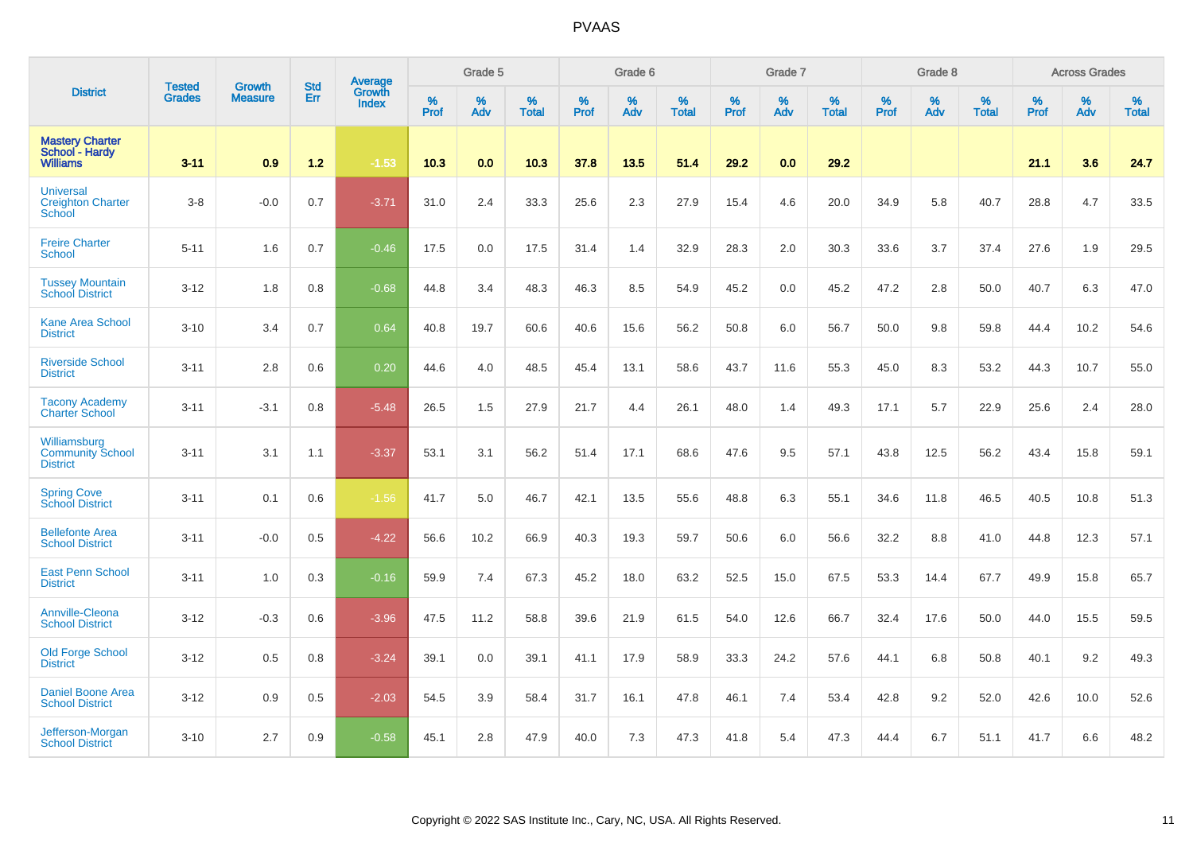# PVAAS

| District | Tested Grades | Growth Measure | Std Err | Average Growth Index | Grade 5 | | | Grade 6 | | | Grade 7 | | | Grade 8 | | | Across Grades | | |
|---|---|---|---|---|---|---|---|---|---|---|---|---|---|---|---|---|---|---|---|
| | | | | | % Prof | % Adv | % Total | % Prof | % Adv | % Total | % Prof | % Adv | % Total | % Prof | % Adv | % Total | % Prof | % Adv | % Total |
| **Mastery Charter School - Hardy Williams** | **3-11** | **0.9** | **1.2** | **-1.53** | **10.3** | **0.0** | **10.3** | **37.8** | **13.5** | **51.4** | **29.2** | **0.0** | **29.2** | | | | **21.1** | **3.6** | **24.7** |
| Universal Creighton Charter School | 3-8 | -0.0 | 0.7 | -3.71 | 31.0 | 2.4 | 33.3 | 25.6 | 2.3 | 27.9 | 15.4 | 4.6 | 20.0 | 34.9 | 5.8 | 40.7 | 28.8 | 4.7 | 33.5 |
| Freire Charter School | 5-11 | 1.6 | 0.7 | -0.46 | 17.5 | 0.0 | 17.5 | 31.4 | 1.4 | 32.9 | 28.3 | 2.0 | 30.3 | 33.6 | 3.7 | 37.4 | 27.6 | 1.9 | 29.5 |
| Tussey Mountain School District | 3-12 | 1.8 | 0.8 | -0.68 | 44.8 | 3.4 | 48.3 | 46.3 | 8.5 | 54.9 | 45.2 | 0.0 | 45.2 | 47.2 | 2.8 | 50.0 | 40.7 | 6.3 | 47.0 |
| Kane Area School District | 3-10 | 3.4 | 0.7 | 0.64 | 40.8 | 19.7 | 60.6 | 40.6 | 15.6 | 56.2 | 50.8 | 6.0 | 56.7 | 50.0 | 9.8 | 59.8 | 44.4 | 10.2 | 54.6 |
| Riverside School District | 3-11 | 2.8 | 0.6 | 0.20 | 44.6 | 4.0 | 48.5 | 45.4 | 13.1 | 58.6 | 43.7 | 11.6 | 55.3 | 45.0 | 8.3 | 53.2 | 44.3 | 10.7 | 55.0 |
| Tacony Academy Charter School | 3-11 | -3.1 | 0.8 | -5.48 | 26.5 | 1.5 | 27.9 | 21.7 | 4.4 | 26.1 | 48.0 | 1.4 | 49.3 | 17.1 | 5.7 | 22.9 | 25.6 | 2.4 | 28.0 |
| Williamsburg Community School District | 3-11 | 3.1 | 1.1 | -3.37 | 53.1 | 3.1 | 56.2 | 51.4 | 17.1 | 68.6 | 47.6 | 9.5 | 57.1 | 43.8 | 12.5 | 56.2 | 43.4 | 15.8 | 59.1 |
| Spring Cove School District | 3-11 | 0.1 | 0.6 | -1.56 | 41.7 | 5.0 | 46.7 | 42.1 | 13.5 | 55.6 | 48.8 | 6.3 | 55.1 | 34.6 | 11.8 | 46.5 | 40.5 | 10.8 | 51.3 |
| Bellefonte Area School District | 3-11 | -0.0 | 0.5 | -4.22 | 56.6 | 10.2 | 66.9 | 40.3 | 19.3 | 59.7 | 50.6 | 6.0 | 56.6 | 32.2 | 8.8 | 41.0 | 44.8 | 12.3 | 57.1 |
| East Penn School District | 3-11 | 1.0 | 0.3 | -0.16 | 59.9 | 7.4 | 67.3 | 45.2 | 18.0 | 63.2 | 52.5 | 15.0 | 67.5 | 53.3 | 14.4 | 67.7 | 49.9 | 15.8 | 65.7 |
| Annville-Cleona School District | 3-12 | -0.3 | 0.6 | -3.96 | 47.5 | 11.2 | 58.8 | 39.6 | 21.9 | 61.5 | 54.0 | 12.6 | 66.7 | 32.4 | 17.6 | 50.0 | 44.0 | 15.5 | 59.5 |
| Old Forge School District | 3-12 | 0.5 | 0.8 | -3.24 | 39.1 | 0.0 | 39.1 | 41.1 | 17.9 | 58.9 | 33.3 | 24.2 | 57.6 | 44.1 | 6.8 | 50.8 | 40.1 | 9.2 | 49.3 |
| Daniel Boone Area School District | 3-12 | 0.9 | 0.5 | -2.03 | 54.5 | 3.9 | 58.4 | 31.7 | 16.1 | 47.8 | 46.1 | 7.4 | 53.4 | 42.8 | 9.2 | 52.0 | 42.6 | 10.0 | 52.6 |
| Jefferson-Morgan School District | 3-10 | 2.7 | 0.9 | -0.58 | 45.1 | 2.8 | 47.9 | 40.0 | 7.3 | 47.3 | 41.8 | 5.4 | 47.3 | 44.4 | 6.7 | 51.1 | 41.7 | 6.6 | 48.2 |

Copyright © 2022 SAS Institute Inc., Cary, NC, USA. All Rights Reserved.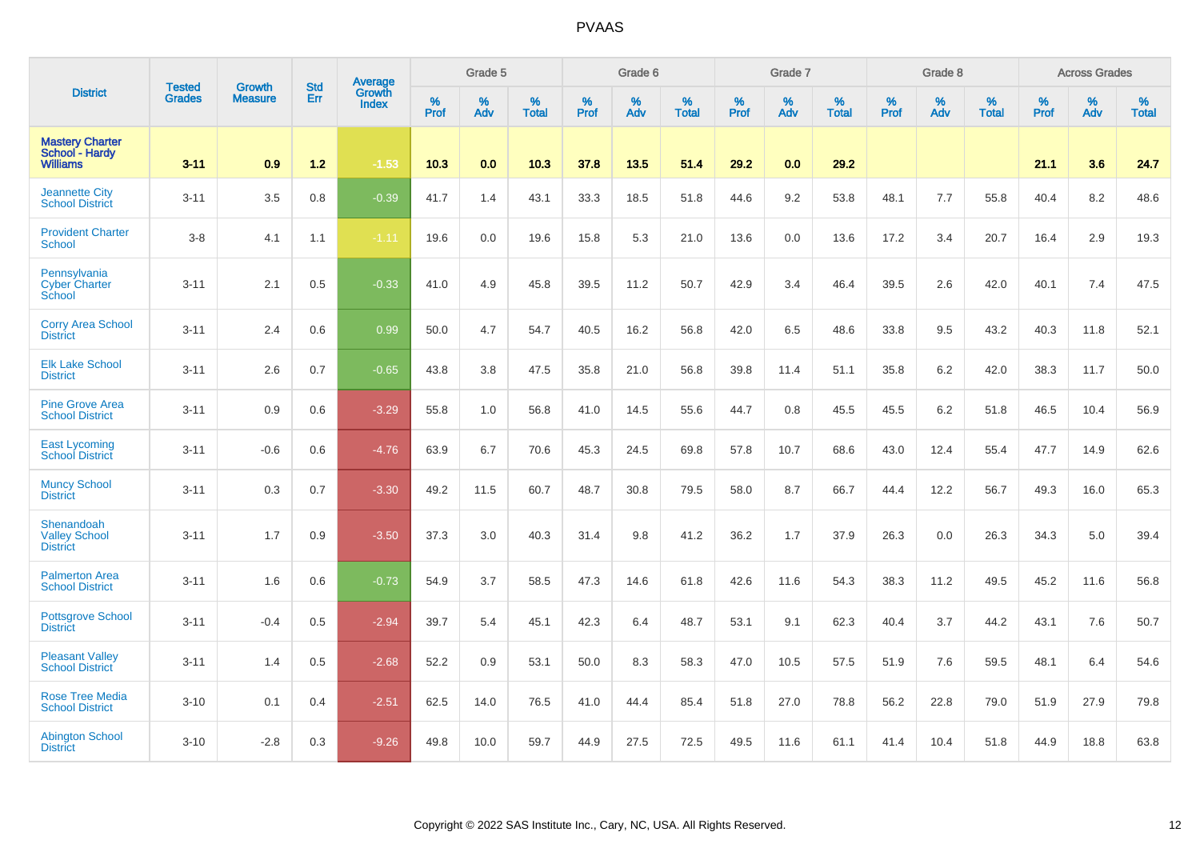PVAAS

| District | Tested Grades | Growth Measure | Std Err | Average Growth Index | Grade 5 | | | Grade 6 | | | Grade 7 | | | Grade 8 | | | Across Grades | | |
|---|---|---|---|---|---|---|---|---|---|---|---|---|---|---|---|---|---|---|---|
| | | | | | % Prof | % Adv | % Total | % Prof | % Adv | % Total | % Prof | % Adv | % Total | % Prof | % Adv | % Total | % Prof | % Adv | % Total |
| **Mastery Charter School - Hardy Williams** | **3-11** | **0.9** | **1.2** | **-1.53** | **10.3** | **0.0** | **10.3** | **37.8** | **13.5** | **51.4** | **29.2** | **0.0** | **29.2** | | | | **21.1** | **3.6** | **24.7** |
| Jeannette City School District | 3-11 | 3.5 | 0.8 | -0.39 | 41.7 | 1.4 | 43.1 | 33.3 | 18.5 | 51.8 | 44.6 | 9.2 | 53.8 | 48.1 | 7.7 | 55.8 | 40.4 | 8.2 | 48.6 |
| Provident Charter School | 3-8 | 4.1 | 1.1 | -1.11 | 19.6 | 0.0 | 19.6 | 15.8 | 5.3 | 21.0 | 13.6 | 0.0 | 13.6 | 17.2 | 3.4 | 20.7 | 16.4 | 2.9 | 19.3 |
| Pennsylvania Cyber Charter School | 3-11 | 2.1 | 0.5 | -0.33 | 41.0 | 4.9 | 45.8 | 39.5 | 11.2 | 50.7 | 42.9 | 3.4 | 46.4 | 39.5 | 2.6 | 42.0 | 40.1 | 7.4 | 47.5 |
| Corry Area School District | 3-11 | 2.4 | 0.6 | 0.99 | 50.0 | 4.7 | 54.7 | 40.5 | 16.2 | 56.8 | 42.0 | 6.5 | 48.6 | 33.8 | 9.5 | 43.2 | 40.3 | 11.8 | 52.1 |
| Elk Lake School District | 3-11 | 2.6 | 0.7 | -0.65 | 43.8 | 3.8 | 47.5 | 35.8 | 21.0 | 56.8 | 39.8 | 11.4 | 51.1 | 35.8 | 6.2 | 42.0 | 38.3 | 11.7 | 50.0 |
| Pine Grove Area School District | 3-11 | 0.9 | 0.6 | -3.29 | 55.8 | 1.0 | 56.8 | 41.0 | 14.5 | 55.6 | 44.7 | 0.8 | 45.5 | 45.5 | 6.2 | 51.8 | 46.5 | 10.4 | 56.9 |
| East Lycoming School District | 3-11 | -0.6 | 0.6 | -4.76 | 63.9 | 6.7 | 70.6 | 45.3 | 24.5 | 69.8 | 57.8 | 10.7 | 68.6 | 43.0 | 12.4 | 55.4 | 47.7 | 14.9 | 62.6 |
| Muncy School District | 3-11 | 0.3 | 0.7 | -3.30 | 49.2 | 11.5 | 60.7 | 48.7 | 30.8 | 79.5 | 58.0 | 8.7 | 66.7 | 44.4 | 12.2 | 56.7 | 49.3 | 16.0 | 65.3 |
| Shenandoah Valley School District | 3-11 | 1.7 | 0.9 | -3.50 | 37.3 | 3.0 | 40.3 | 31.4 | 9.8 | 41.2 | 36.2 | 1.7 | 37.9 | 26.3 | 0.0 | 26.3 | 34.3 | 5.0 | 39.4 |
| Palmerton Area School District | 3-11 | 1.6 | 0.6 | -0.73 | 54.9 | 3.7 | 58.5 | 47.3 | 14.6 | 61.8 | 42.6 | 11.6 | 54.3 | 38.3 | 11.2 | 49.5 | 45.2 | 11.6 | 56.8 |
| Pottsgrove School District | 3-11 | -0.4 | 0.5 | -2.94 | 39.7 | 5.4 | 45.1 | 42.3 | 6.4 | 48.7 | 53.1 | 9.1 | 62.3 | 40.4 | 3.7 | 44.2 | 43.1 | 7.6 | 50.7 |
| Pleasant Valley School District | 3-11 | 1.4 | 0.5 | -2.68 | 52.2 | 0.9 | 53.1 | 50.0 | 8.3 | 58.3 | 47.0 | 10.5 | 57.5 | 51.9 | 7.6 | 59.5 | 48.1 | 6.4 | 54.6 |
| Rose Tree Media School District | 3-10 | 0.1 | 0.4 | -2.51 | 62.5 | 14.0 | 76.5 | 41.0 | 44.4 | 85.4 | 51.8 | 27.0 | 78.8 | 56.2 | 22.8 | 79.0 | 51.9 | 27.9 | 79.8 |
| Abington School District | 3-10 | -2.8 | 0.3 | -9.26 | 49.8 | 10.0 | 59.7 | 44.9 | 27.5 | 72.5 | 49.5 | 11.6 | 61.1 | 41.4 | 10.4 | 51.8 | 44.9 | 18.8 | 63.8 |

Copyright © 2022 SAS Institute Inc., Cary, NC, USA. All Rights Reserved.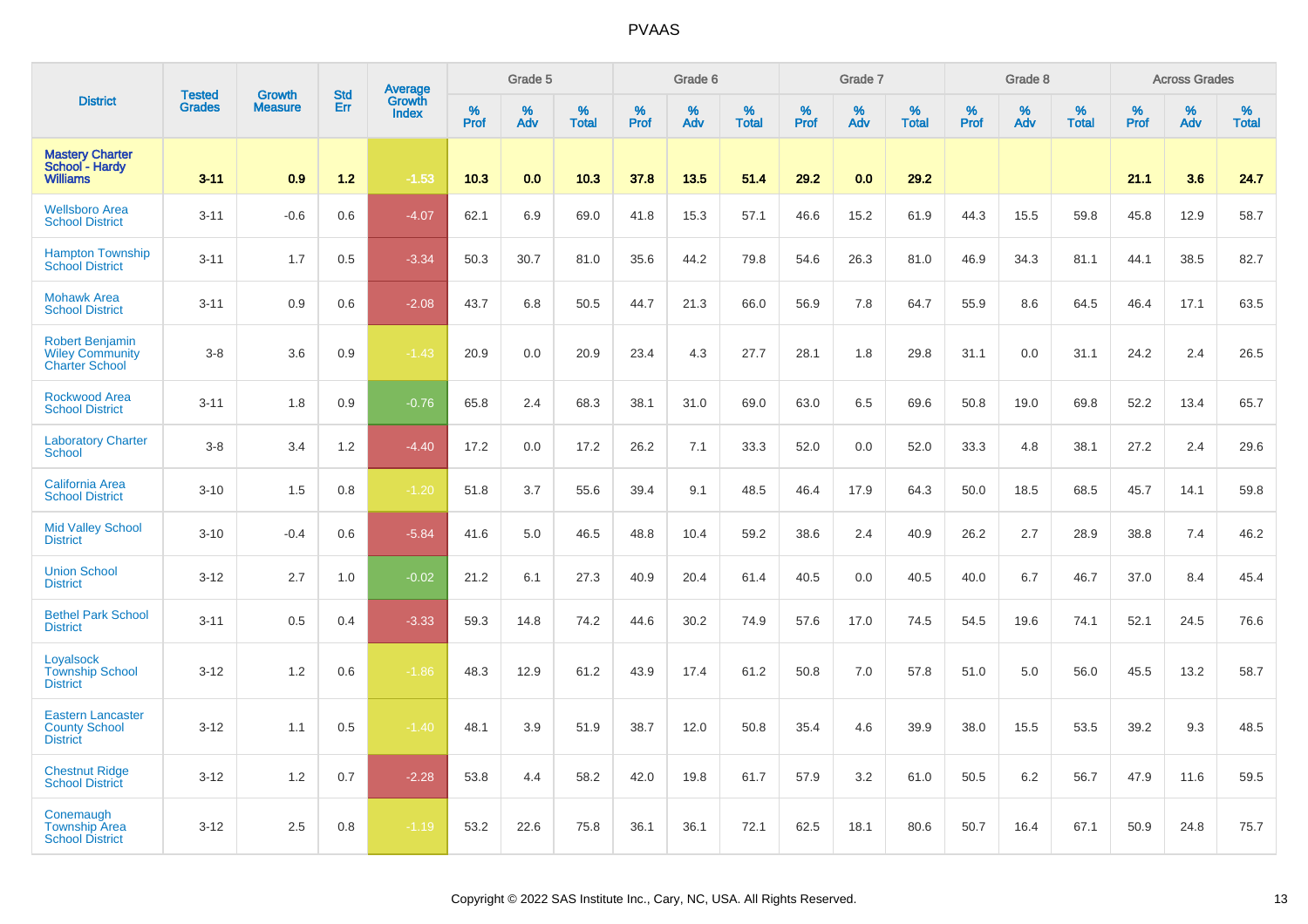| District | Tested Grades | Growth Measure | Std Err | Average Growth Index | Grade 5 | | | Grade 6 | | | Grade 7 | | | Grade 8 | | | Across Grades | | |
|---|---|---|---|---|---|---|---|---|---|---|---|---|---|---|---|---|---|---|---|
| | | | | | % Prof | % Adv | % Total | % Prof | % Adv | % Total | % Prof | % Adv | % Total | % Prof | % Adv | % Total | % Prof | % Adv | % Total |
| **Mastery Charter School - Hardy Williams** | **3-11** | **0.9** | **1.2** | **-1.53** | **10.3** | **0.0** | **10.3** | **37.8** | **13.5** | **51.4** | **29.2** | **0.0** | **29.2** | | | | **21.1** | **3.6** | **24.7** |
| Wellsboro Area School District | 3-11 | -0.6 | 0.6 | -4.07 | 62.1 | 6.9 | 69.0 | 41.8 | 15.3 | 57.1 | 46.6 | 15.2 | 61.9 | 44.3 | 15.5 | 59.8 | 45.8 | 12.9 | 58.7 |
| Hampton Township School District | 3-11 | 1.7 | 0.5 | -3.34 | 50.3 | 30.7 | 81.0 | 35.6 | 44.2 | 79.8 | 54.6 | 26.3 | 81.0 | 46.9 | 34.3 | 81.1 | 44.1 | 38.5 | 82.7 |
| Mohawk Area School District | 3-11 | 0.9 | 0.6 | -2.08 | 43.7 | 6.8 | 50.5 | 44.7 | 21.3 | 66.0 | 56.9 | 7.8 | 64.7 | 55.9 | 8.6 | 64.5 | 46.4 | 17.1 | 63.5 |
| Robert Benjamin Wiley Community Charter School | 3-8 | 3.6 | 0.9 | -1.43 | 20.9 | 0.0 | 20.9 | 23.4 | 4.3 | 27.7 | 28.1 | 1.8 | 29.8 | 31.1 | 0.0 | 31.1 | 24.2 | 2.4 | 26.5 |
| Rockwood Area School District | 3-11 | 1.8 | 0.9 | -0.76 | 65.8 | 2.4 | 68.3 | 38.1 | 31.0 | 69.0 | 63.0 | 6.5 | 69.6 | 50.8 | 19.0 | 69.8 | 52.2 | 13.4 | 65.7 |
| Laboratory Charter School | 3-8 | 3.4 | 1.2 | -4.40 | 17.2 | 0.0 | 17.2 | 26.2 | 7.1 | 33.3 | 52.0 | 0.0 | 52.0 | 33.3 | 4.8 | 38.1 | 27.2 | 2.4 | 29.6 |
| California Area School District | 3-10 | 1.5 | 0.8 | -1.20 | 51.8 | 3.7 | 55.6 | 39.4 | 9.1 | 48.5 | 46.4 | 17.9 | 64.3 | 50.0 | 18.5 | 68.5 | 45.7 | 14.1 | 59.8 |
| Mid Valley School District | 3-10 | -0.4 | 0.6 | -5.84 | 41.6 | 5.0 | 46.5 | 48.8 | 10.4 | 59.2 | 38.6 | 2.4 | 40.9 | 26.2 | 2.7 | 28.9 | 38.8 | 7.4 | 46.2 |
| Union School District | 3-12 | 2.7 | 1.0 | -0.02 | 21.2 | 6.1 | 27.3 | 40.9 | 20.4 | 61.4 | 40.5 | 0.0 | 40.5 | 40.0 | 6.7 | 46.7 | 37.0 | 8.4 | 45.4 |
| Bethel Park School District | 3-11 | 0.5 | 0.4 | -3.33 | 59.3 | 14.8 | 74.2 | 44.6 | 30.2 | 74.9 | 57.6 | 17.0 | 74.5 | 54.5 | 19.6 | 74.1 | 52.1 | 24.5 | 76.6 |
| Loyalsock Township School District | 3-12 | 1.2 | 0.6 | -1.86 | 48.3 | 12.9 | 61.2 | 43.9 | 17.4 | 61.2 | 50.8 | 7.0 | 57.8 | 51.0 | 5.0 | 56.0 | 45.5 | 13.2 | 58.7 |
| Eastern Lancaster County School District | 3-12 | 1.1 | 0.5 | -1.40 | 48.1 | 3.9 | 51.9 | 38.7 | 12.0 | 50.8 | 35.4 | 4.6 | 39.9 | 38.0 | 15.5 | 53.5 | 39.2 | 9.3 | 48.5 |
| Chestnut Ridge School District | 3-12 | 1.2 | 0.7 | -2.28 | 53.8 | 4.4 | 58.2 | 42.0 | 19.8 | 61.7 | 57.9 | 3.2 | 61.0 | 50.5 | 6.2 | 56.7 | 47.9 | 11.6 | 59.5 |
| Conemaugh Township Area School District | 3-12 | 2.5 | 0.8 | -1.19 | 53.2 | 22.6 | 75.8 | 36.1 | 36.1 | 72.1 | 62.5 | 18.1 | 80.6 | 50.7 | 16.4 | 67.1 | 50.9 | 24.8 | 75.7 |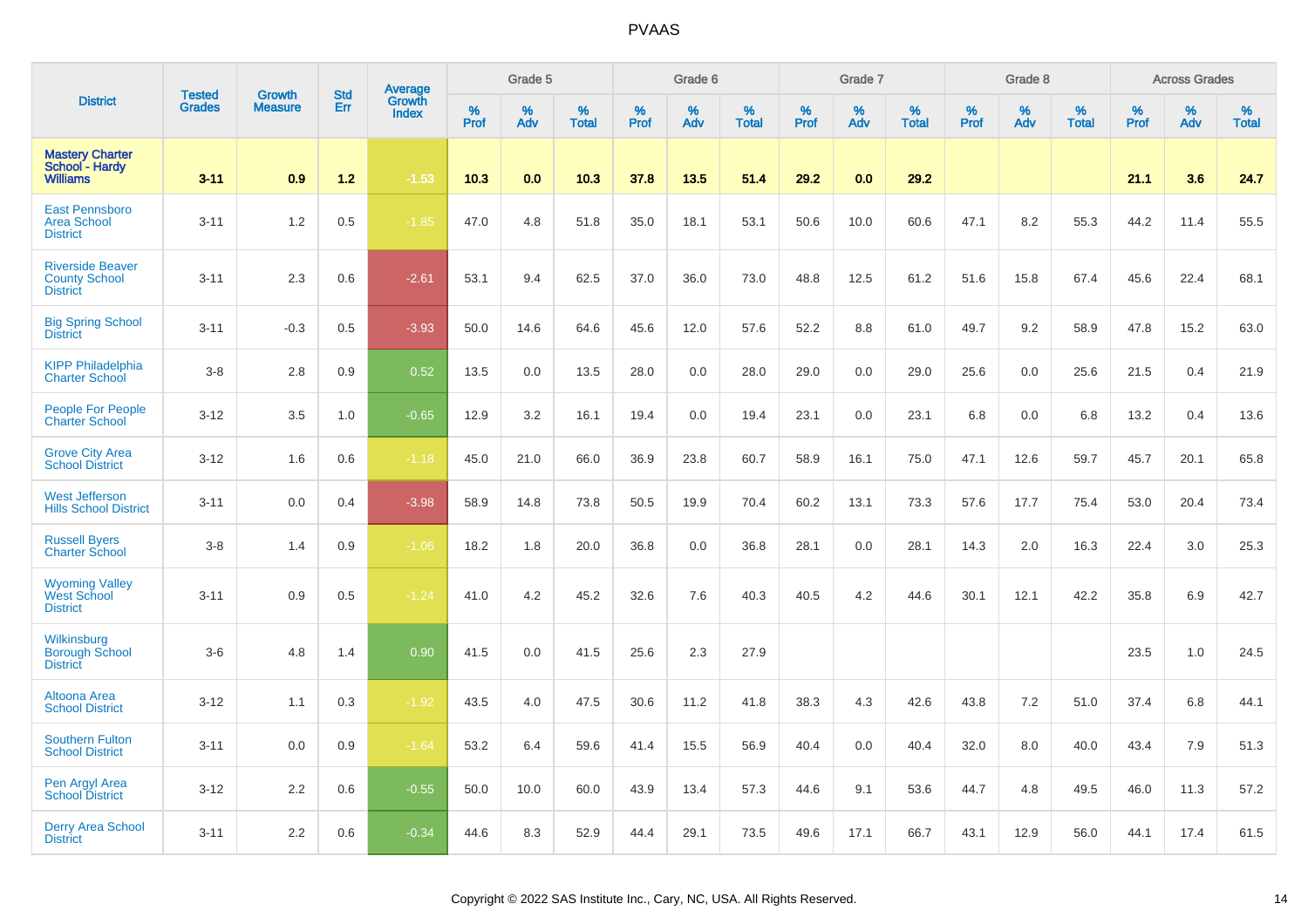# PVAAS

| District | Tested Grades | Growth Measure | Std Err | Average Growth Index | Grade 5 | | | Grade 6 | | | Grade 7 | | | Grade 8 | | | Across Grades | | |
|---|---|---|---|---|---|---|---|---|---|---|---|---|---|---|---|---|---|---|---|
| | | | | | % Prof | % Adv | % Total | % Prof | % Adv | % Total | % Prof | % Adv | % Total | % Prof | % Adv | % Total | % Prof | % Adv | % Total |
| **Mastery Charter School - Hardy Williams** | **3-11** | **0.9** | **1.2** | **-1.53** | **10.3** | **0.0** | **10.3** | **37.8** | **13.5** | **51.4** | **29.2** | **0.0** | **29.2** | | | | **21.1** | **3.6** | **24.7** |
| East Pennsboro Area School District | 3-11 | 1.2 | 0.5 | -1.85 | 47.0 | 4.8 | 51.8 | 35.0 | 18.1 | 53.1 | 50.6 | 10.0 | 60.6 | 47.1 | 8.2 | 55.3 | 44.2 | 11.4 | 55.5 |
| Riverside Beaver County School District | 3-11 | 2.3 | 0.6 | -2.61 | 53.1 | 9.4 | 62.5 | 37.0 | 36.0 | 73.0 | 48.8 | 12.5 | 61.2 | 51.6 | 15.8 | 67.4 | 45.6 | 22.4 | 68.1 |
| Big Spring School District | 3-11 | -0.3 | 0.5 | -3.93 | 50.0 | 14.6 | 64.6 | 45.6 | 12.0 | 57.6 | 52.2 | 8.8 | 61.0 | 49.7 | 9.2 | 58.9 | 47.8 | 15.2 | 63.0 |
| KIPP Philadelphia Charter School | 3-8 | 2.8 | 0.9 | 0.52 | 13.5 | 0.0 | 13.5 | 28.0 | 0.0 | 28.0 | 29.0 | 0.0 | 29.0 | 25.6 | 0.0 | 25.6 | 21.5 | 0.4 | 21.9 |
| People For People Charter School | 3-12 | 3.5 | 1.0 | -0.65 | 12.9 | 3.2 | 16.1 | 19.4 | 0.0 | 19.4 | 23.1 | 0.0 | 23.1 | 6.8 | 0.0 | 6.8 | 13.2 | 0.4 | 13.6 |
| Grove City Area School District | 3-12 | 1.6 | 0.6 | -1.18 | 45.0 | 21.0 | 66.0 | 36.9 | 23.8 | 60.7 | 58.9 | 16.1 | 75.0 | 47.1 | 12.6 | 59.7 | 45.7 | 20.1 | 65.8 |
| West Jefferson Hills School District | 3-11 | 0.0 | 0.4 | -3.98 | 58.9 | 14.8 | 73.8 | 50.5 | 19.9 | 70.4 | 60.2 | 13.1 | 73.3 | 57.6 | 17.7 | 75.4 | 53.0 | 20.4 | 73.4 |
| Russell Byers Charter School | 3-8 | 1.4 | 0.9 | -1.06 | 18.2 | 1.8 | 20.0 | 36.8 | 0.0 | 36.8 | 28.1 | 0.0 | 28.1 | 14.3 | 2.0 | 16.3 | 22.4 | 3.0 | 25.3 |
| Wyoming Valley West School District | 3-11 | 0.9 | 0.5 | -1.24 | 41.0 | 4.2 | 45.2 | 32.6 | 7.6 | 40.3 | 40.5 | 4.2 | 44.6 | 30.1 | 12.1 | 42.2 | 35.8 | 6.9 | 42.7 |
| Wilkinsburg Borough School District | 3-6 | 4.8 | 1.4 | 0.90 | 41.5 | 0.0 | 41.5 | 25.6 | 2.3 | 27.9 | | | | | | | 23.5 | 1.0 | 24.5 |
| Altoona Area School District | 3-12 | 1.1 | 0.3 | -1.92 | 43.5 | 4.0 | 47.5 | 30.6 | 11.2 | 41.8 | 38.3 | 4.3 | 42.6 | 43.8 | 7.2 | 51.0 | 37.4 | 6.8 | 44.1 |
| Southern Fulton School District | 3-11 | 0.0 | 0.9 | -1.64 | 53.2 | 6.4 | 59.6 | 41.4 | 15.5 | 56.9 | 40.4 | 0.0 | 40.4 | 32.0 | 8.0 | 40.0 | 43.4 | 7.9 | 51.3 |
| Pen Argyl Area School District | 3-12 | 2.2 | 0.6 | -0.55 | 50.0 | 10.0 | 60.0 | 43.9 | 13.4 | 57.3 | 44.6 | 9.1 | 53.6 | 44.7 | 4.8 | 49.5 | 46.0 | 11.3 | 57.2 |
| Derry Area School District | 3-11 | 2.2 | 0.6 | -0.34 | 44.6 | 8.3 | 52.9 | 44.4 | 29.1 | 73.5 | 49.6 | 17.1 | 66.7 | 43.1 | 12.9 | 56.0 | 44.1 | 17.4 | 61.5 |

Copyright © 2022 SAS Institute Inc., Cary, NC, USA. All Rights Reserved.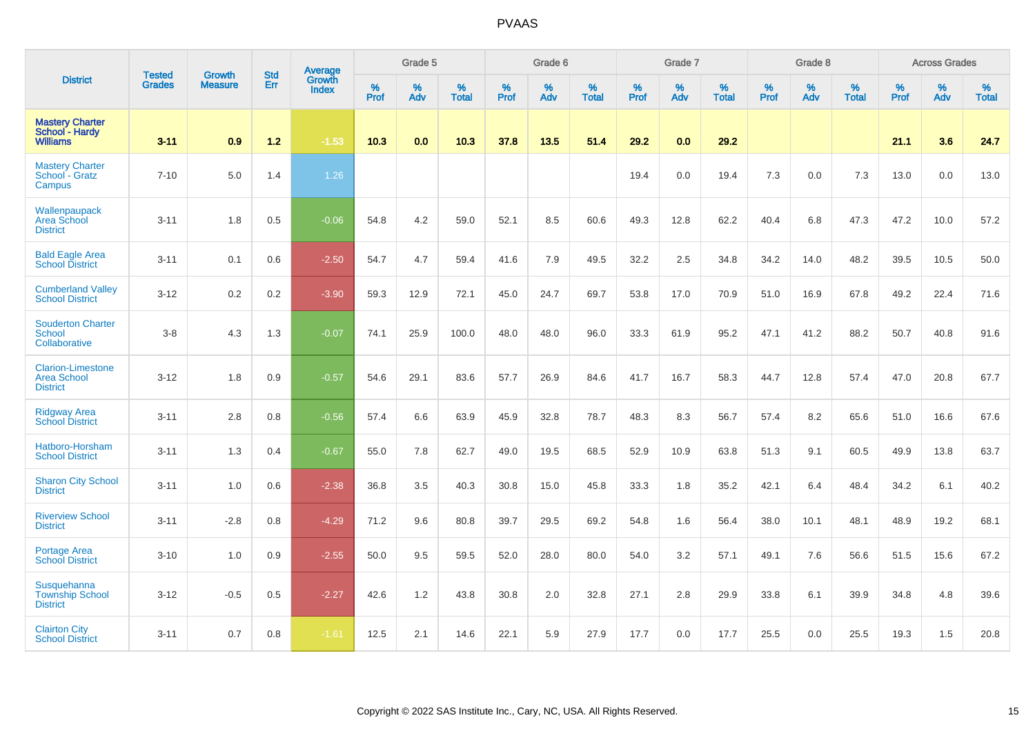PVAAS

| District | Tested Grades | Growth Measure | Std Err | Average Growth Index | Grade 5 | | | Grade 6 | | | Grade 7 | | | Grade 8 | | | Across Grades | | |
|---|---|---|---|---|---|---|---|---|---|---|---|---|---|---|---|---|---|---|---|
| | | | | | % Prof | % Adv | % Total | % Prof | % Adv | % Total | % Prof | % Adv | % Total | % Prof | % Adv | % Total | % Prof | % Adv | % Total |
| **Mastery Charter School - Hardy Williams** | **3-11** | **0.9** | **1.2** | **-1.53** | **10.3** | **0.0** | **10.3** | **37.8** | **13.5** | **51.4** | **29.2** | **0.0** | **29.2** | | | | **21.1** | **3.6** | **24.7** |
| Mastery Charter School - Gratz Campus | 7-10 | 5.0 | 1.4 | 1.26 | | | | | | | 19.4 | 0.0 | 19.4 | 7.3 | 0.0 | 7.3 | 13.0 | 0.0 | 13.0 |
| Wallenpaupack Area School District | 3-11 | 1.8 | 0.5 | -0.06 | 54.8 | 4.2 | 59.0 | 52.1 | 8.5 | 60.6 | 49.3 | 12.8 | 62.2 | 40.4 | 6.8 | 47.3 | 47.2 | 10.0 | 57.2 |
| Bald Eagle Area School District | 3-11 | 0.1 | 0.6 | -2.50 | 54.7 | 4.7 | 59.4 | 41.6 | 7.9 | 49.5 | 32.2 | 2.5 | 34.8 | 34.2 | 14.0 | 48.2 | 39.5 | 10.5 | 50.0 |
| Cumberland Valley School District | 3-12 | 0.2 | 0.2 | -3.90 | 59.3 | 12.9 | 72.1 | 45.0 | 24.7 | 69.7 | 53.8 | 17.0 | 70.9 | 51.0 | 16.9 | 67.8 | 49.2 | 22.4 | 71.6 |
| Souderton Charter School Collaborative | 3-8 | 4.3 | 1.3 | -0.07 | 74.1 | 25.9 | 100.0 | 48.0 | 48.0 | 96.0 | 33.3 | 61.9 | 95.2 | 47.1 | 41.2 | 88.2 | 50.7 | 40.8 | 91.6 |
| Clarion-Limestone Area School District | 3-12 | 1.8 | 0.9 | -0.57 | 54.6 | 29.1 | 83.6 | 57.7 | 26.9 | 84.6 | 41.7 | 16.7 | 58.3 | 44.7 | 12.8 | 57.4 | 47.0 | 20.8 | 67.7 |
| Ridgway Area School District | 3-11 | 2.8 | 0.8 | -0.56 | 57.4 | 6.6 | 63.9 | 45.9 | 32.8 | 78.7 | 48.3 | 8.3 | 56.7 | 57.4 | 8.2 | 65.6 | 51.0 | 16.6 | 67.6 |
| Hatboro-Horsham School District | 3-11 | 1.3 | 0.4 | -0.67 | 55.0 | 7.8 | 62.7 | 49.0 | 19.5 | 68.5 | 52.9 | 10.9 | 63.8 | 51.3 | 9.1 | 60.5 | 49.9 | 13.8 | 63.7 |
| Sharon City School District | 3-11 | 1.0 | 0.6 | -2.38 | 36.8 | 3.5 | 40.3 | 30.8 | 15.0 | 45.8 | 33.3 | 1.8 | 35.2 | 42.1 | 6.4 | 48.4 | 34.2 | 6.1 | 40.2 |
| Riverview School District | 3-11 | -2.8 | 0.8 | -4.29 | 71.2 | 9.6 | 80.8 | 39.7 | 29.5 | 69.2 | 54.8 | 1.6 | 56.4 | 38.0 | 10.1 | 48.1 | 48.9 | 19.2 | 68.1 |
| Portage Area School District | 3-10 | 1.0 | 0.9 | -2.55 | 50.0 | 9.5 | 59.5 | 52.0 | 28.0 | 80.0 | 54.0 | 3.2 | 57.1 | 49.1 | 7.6 | 56.6 | 51.5 | 15.6 | 67.2 |
| Susquehanna Township School District | 3-12 | -0.5 | 0.5 | -2.27 | 42.6 | 1.2 | 43.8 | 30.8 | 2.0 | 32.8 | 27.1 | 2.8 | 29.9 | 33.8 | 6.1 | 39.9 | 34.8 | 4.8 | 39.6 |
| Clairton City School District | 3-11 | 0.7 | 0.8 | -1.61 | 12.5 | 2.1 | 14.6 | 22.1 | 5.9 | 27.9 | 17.7 | 0.0 | 17.7 | 25.5 | 0.0 | 25.5 | 19.3 | 1.5 | 20.8 |

Copyright © 2022 SAS Institute Inc., Cary, NC, USA. All Rights Reserved.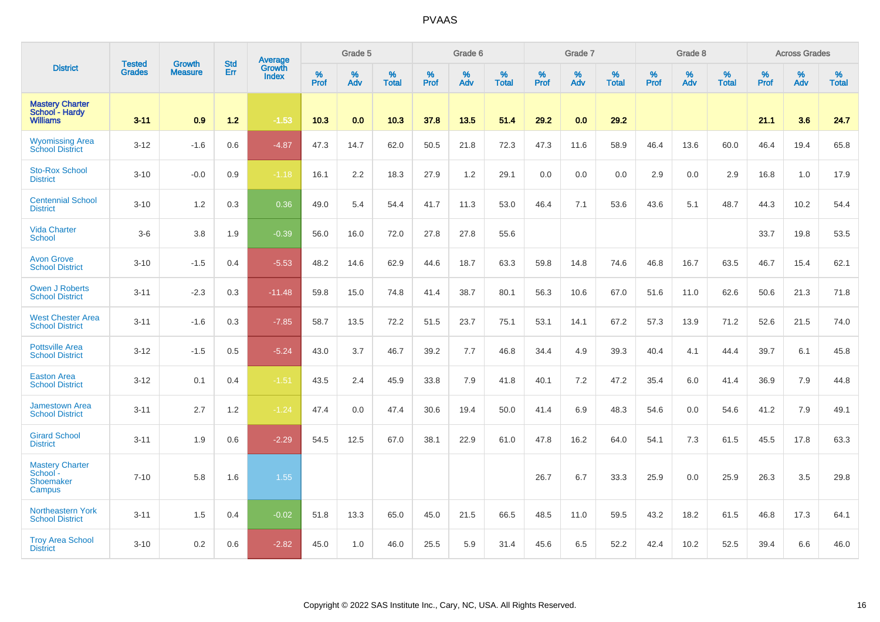# PVAAS

| District | Tested Grades | Growth Measure | Std Err | Average Growth Index | Grade 5 | | | Grade 6 | | | Grade 7 | | | Grade 8 | | | Across Grades | | |
|---|---|---|---|---|---|---|---|---|---|---|---|---|---|---|---|---|---|---|---|
| | | | | | % Prof | % Adv | % Total | % Prof | % Adv | % Total | % Prof | % Adv | % Total | % Prof | % Adv | % Total | % Prof | % Adv | % Total |
| **Mastery Charter School - Hardy Williams** | **3-11** | **0.9** | **1.2** | **-1.53** | **10.3** | **0.0** | **10.3** | **37.8** | **13.5** | **51.4** | **29.2** | **0.0** | **29.2** | | | | **21.1** | **3.6** | **24.7** |
| Wyomissing Area School District | 3-12 | -1.6 | 0.6 | -4.87 | 47.3 | 14.7 | 62.0 | 50.5 | 21.8 | 72.3 | 47.3 | 11.6 | 58.9 | 46.4 | 13.6 | 60.0 | 46.4 | 19.4 | 65.8 |
| Sto-Rox School District | 3-10 | -0.0 | 0.9 | -1.18 | 16.1 | 2.2 | 18.3 | 27.9 | 1.2 | 29.1 | 0.0 | 0.0 | 0.0 | 2.9 | 0.0 | 2.9 | 16.8 | 1.0 | 17.9 |
| Centennial School District | 3-10 | 1.2 | 0.3 | 0.36 | 49.0 | 5.4 | 54.4 | 41.7 | 11.3 | 53.0 | 46.4 | 7.1 | 53.6 | 43.6 | 5.1 | 48.7 | 44.3 | 10.2 | 54.4 |
| Vida Charter School | 3-6 | 3.8 | 1.9 | -0.39 | 56.0 | 16.0 | 72.0 | 27.8 | 27.8 | 55.6 | | | | | | | 33.7 | 19.8 | 53.5 |
| Avon Grove School District | 3-10 | -1.5 | 0.4 | -5.53 | 48.2 | 14.6 | 62.9 | 44.6 | 18.7 | 63.3 | 59.8 | 14.8 | 74.6 | 46.8 | 16.7 | 63.5 | 46.7 | 15.4 | 62.1 |
| Owen J Roberts School District | 3-11 | -2.3 | 0.3 | -11.48 | 59.8 | 15.0 | 74.8 | 41.4 | 38.7 | 80.1 | 56.3 | 10.6 | 67.0 | 51.6 | 11.0 | 62.6 | 50.6 | 21.3 | 71.8 |
| West Chester Area School District | 3-11 | -1.6 | 0.3 | -7.85 | 58.7 | 13.5 | 72.2 | 51.5 | 23.7 | 75.1 | 53.1 | 14.1 | 67.2 | 57.3 | 13.9 | 71.2 | 52.6 | 21.5 | 74.0 |
| Pottsville Area School District | 3-12 | -1.5 | 0.5 | -5.24 | 43.0 | 3.7 | 46.7 | 39.2 | 7.7 | 46.8 | 34.4 | 4.9 | 39.3 | 40.4 | 4.1 | 44.4 | 39.7 | 6.1 | 45.8 |
| Easton Area School District | 3-12 | 0.1 | 0.4 | -1.51 | 43.5 | 2.4 | 45.9 | 33.8 | 7.9 | 41.8 | 40.1 | 7.2 | 47.2 | 35.4 | 6.0 | 41.4 | 36.9 | 7.9 | 44.8 |
| Jamestown Area School District | 3-11 | 2.7 | 1.2 | -1.24 | 47.4 | 0.0 | 47.4 | 30.6 | 19.4 | 50.0 | 41.4 | 6.9 | 48.3 | 54.6 | 0.0 | 54.6 | 41.2 | 7.9 | 49.1 |
| Girard School District | 3-11 | 1.9 | 0.6 | -2.29 | 54.5 | 12.5 | 67.0 | 38.1 | 22.9 | 61.0 | 47.8 | 16.2 | 64.0 | 54.1 | 7.3 | 61.5 | 45.5 | 17.8 | 63.3 |
| Mastery Charter School - Shoemaker Campus | 7-10 | 5.8 | 1.6 | 1.55 | | | | | | | 26.7 | 6.7 | 33.3 | 25.9 | 0.0 | 25.9 | 26.3 | 3.5 | 29.8 |
| Northeastern York School District | 3-11 | 1.5 | 0.4 | -0.02 | 51.8 | 13.3 | 65.0 | 45.0 | 21.5 | 66.5 | 48.5 | 11.0 | 59.5 | 43.2 | 18.2 | 61.5 | 46.8 | 17.3 | 64.1 |
| Troy Area School District | 3-10 | 0.2 | 0.6 | -2.82 | 45.0 | 1.0 | 46.0 | 25.5 | 5.9 | 31.4 | 45.6 | 6.5 | 52.2 | 42.4 | 10.2 | 52.5 | 39.4 | 6.6 | 46.0 |

Copyright © 2022 SAS Institute Inc., Cary, NC, USA. All Rights Reserved.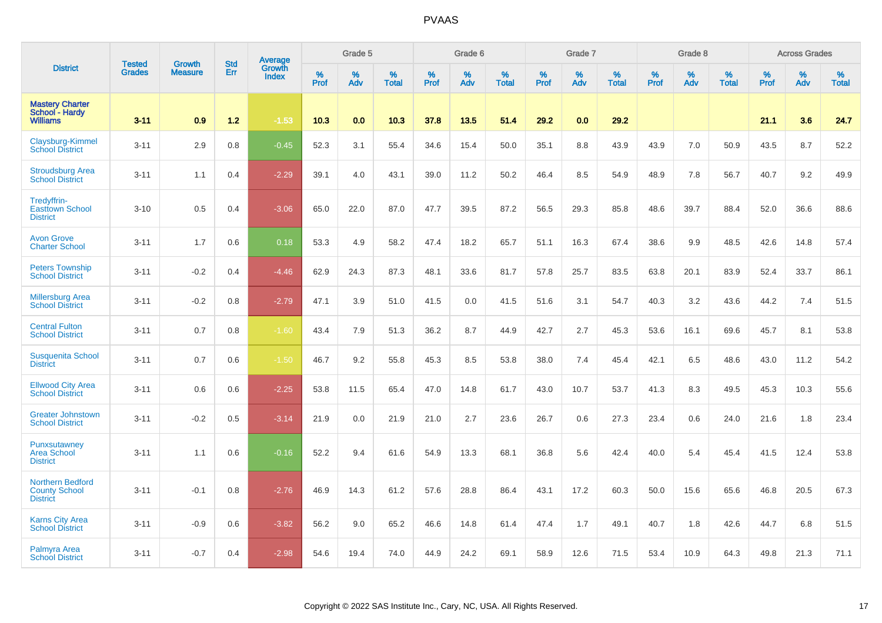# PVAAS

| District | Tested Grades | Growth Measure | Std Err | Average Growth Index | Grade 5 | | | Grade 6 | | | Grade 7 | | | Grade 8 | | | Across Grades | | |
|---|---|---|---|---|---|---|---|---|---|---|---|---|---|---|---|---|---|---|---|
| | | | | | % Prof | % Adv | % Total | % Prof | % Adv | % Total | % Prof | % Adv | % Total | % Prof | % Adv | % Total | % Prof | % Adv | % Total |
| **Mastery Charter School - Hardy Williams** | **3-11** | **0.9** | **1.2** | **-1.53** | **10.3** | **0.0** | **10.3** | **37.8** | **13.5** | **51.4** | **29.2** | **0.0** | **29.2** | | | | **21.1** | **3.6** | **24.7** |
| Claysburg-Kimmel School District | 3-11 | 2.9 | 0.8 | -0.45 | 52.3 | 3.1 | 55.4 | 34.6 | 15.4 | 50.0 | 35.1 | 8.8 | 43.9 | 43.9 | 7.0 | 50.9 | 43.5 | 8.7 | 52.2 |
| Stroudsburg Area School District | 3-11 | 1.1 | 0.4 | -2.29 | 39.1 | 4.0 | 43.1 | 39.0 | 11.2 | 50.2 | 46.4 | 8.5 | 54.9 | 48.9 | 7.8 | 56.7 | 40.7 | 9.2 | 49.9 |
| Tredyffrin-Easttown School District | 3-10 | 0.5 | 0.4 | -3.06 | 65.0 | 22.0 | 87.0 | 47.7 | 39.5 | 87.2 | 56.5 | 29.3 | 85.8 | 48.6 | 39.7 | 88.4 | 52.0 | 36.6 | 88.6 |
| Avon Grove Charter School | 3-11 | 1.7 | 0.6 | 0.18 | 53.3 | 4.9 | 58.2 | 47.4 | 18.2 | 65.7 | 51.1 | 16.3 | 67.4 | 38.6 | 9.9 | 48.5 | 42.6 | 14.8 | 57.4 |
| Peters Township School District | 3-11 | -0.2 | 0.4 | -4.46 | 62.9 | 24.3 | 87.3 | 48.1 | 33.6 | 81.7 | 57.8 | 25.7 | 83.5 | 63.8 | 20.1 | 83.9 | 52.4 | 33.7 | 86.1 |
| Millersburg Area School District | 3-11 | -0.2 | 0.8 | -2.79 | 47.1 | 3.9 | 51.0 | 41.5 | 0.0 | 41.5 | 51.6 | 3.1 | 54.7 | 40.3 | 3.2 | 43.6 | 44.2 | 7.4 | 51.5 |
| Central Fulton School District | 3-11 | 0.7 | 0.8 | -1.60 | 43.4 | 7.9 | 51.3 | 36.2 | 8.7 | 44.9 | 42.7 | 2.7 | 45.3 | 53.6 | 16.1 | 69.6 | 45.7 | 8.1 | 53.8 |
| Susquenita School District | 3-11 | 0.7 | 0.6 | -1.50 | 46.7 | 9.2 | 55.8 | 45.3 | 8.5 | 53.8 | 38.0 | 7.4 | 45.4 | 42.1 | 6.5 | 48.6 | 43.0 | 11.2 | 54.2 |
| Ellwood City Area School District | 3-11 | 0.6 | 0.6 | -2.25 | 53.8 | 11.5 | 65.4 | 47.0 | 14.8 | 61.7 | 43.0 | 10.7 | 53.7 | 41.3 | 8.3 | 49.5 | 45.3 | 10.3 | 55.6 |
| Greater Johnstown School District | 3-11 | -0.2 | 0.5 | -3.14 | 21.9 | 0.0 | 21.9 | 21.0 | 2.7 | 23.6 | 26.7 | 0.6 | 27.3 | 23.4 | 0.6 | 24.0 | 21.6 | 1.8 | 23.4 |
| Punxsutawney Area School District | 3-11 | 1.1 | 0.6 | -0.16 | 52.2 | 9.4 | 61.6 | 54.9 | 13.3 | 68.1 | 36.8 | 5.6 | 42.4 | 40.0 | 5.4 | 45.4 | 41.5 | 12.4 | 53.8 |
| Northern Bedford County School District | 3-11 | -0.1 | 0.8 | -2.76 | 46.9 | 14.3 | 61.2 | 57.6 | 28.8 | 86.4 | 43.1 | 17.2 | 60.3 | 50.0 | 15.6 | 65.6 | 46.8 | 20.5 | 67.3 |
| Karns City Area School District | 3-11 | -0.9 | 0.6 | -3.82 | 56.2 | 9.0 | 65.2 | 46.6 | 14.8 | 61.4 | 47.4 | 1.7 | 49.1 | 40.7 | 1.8 | 42.6 | 44.7 | 6.8 | 51.5 |
| Palmyra Area School District | 3-11 | -0.7 | 0.4 | -2.98 | 54.6 | 19.4 | 74.0 | 44.9 | 24.2 | 69.1 | 58.9 | 12.6 | 71.5 | 53.4 | 10.9 | 64.3 | 49.8 | 21.3 | 71.1 |

Copyright © 2022 SAS Institute Inc., Cary, NC, USA. All Rights Reserved.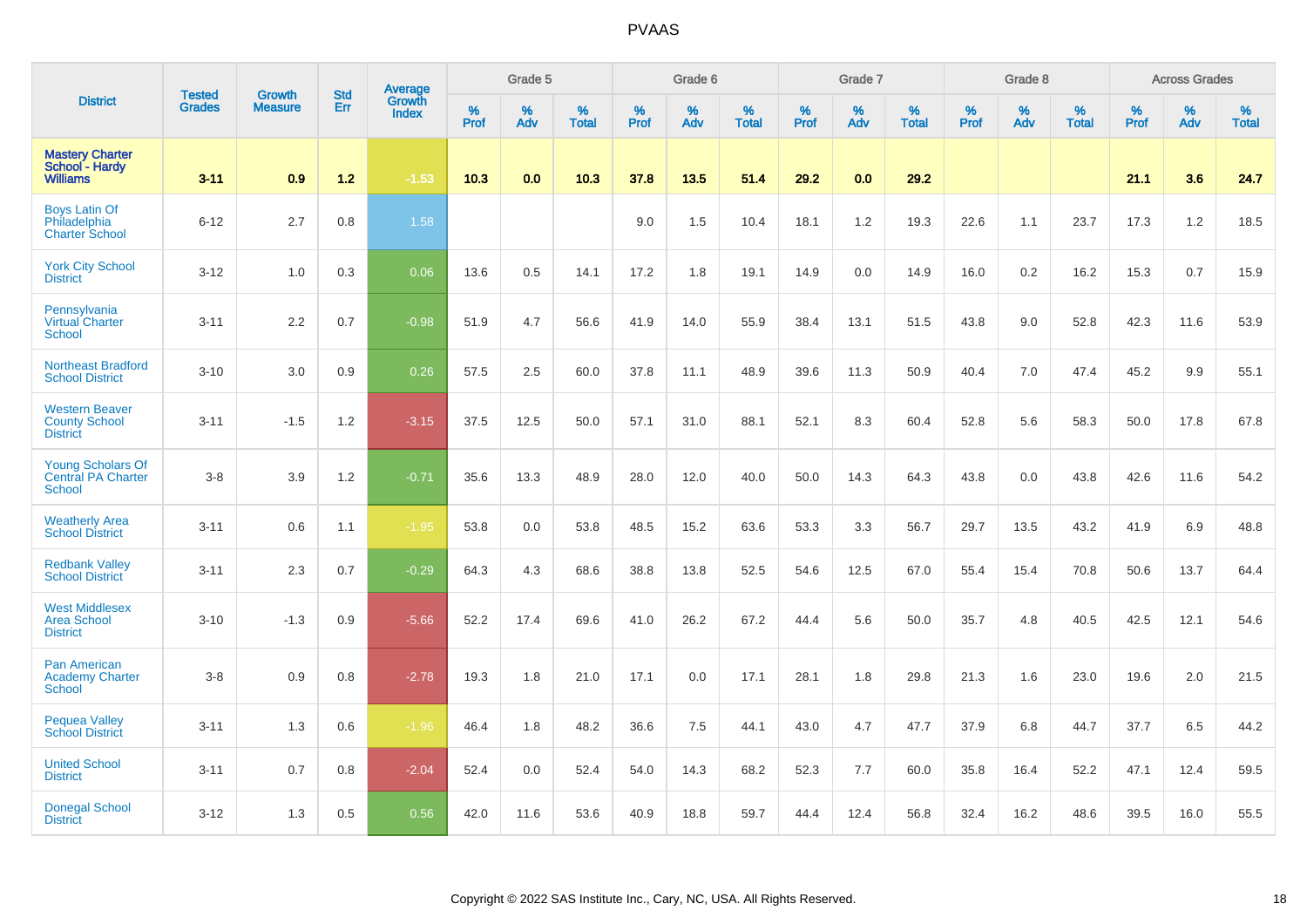| District | Tested Grades | Growth Measure | Std Err | Average Growth Index | Grade 5 | | | Grade 6 | | | Grade 7 | | | Grade 8 | | | Across Grades | | |
|---|---|---|---|---|---|---|---|---|---|---|---|---|---|---|---|---|---|---|---|
| | | | | | % Prof | % Adv | % Total | % Prof | % Adv | % Total | % Prof | % Adv | % Total | % Prof | % Adv | % Total | % Prof | % Adv | % Total |
| **Mastery Charter School - Hardy Williams** | **3-11** | **0.9** | **1.2** | **-1.53** | **10.3** | **0.0** | **10.3** | **37.8** | **13.5** | **51.4** | **29.2** | **0.0** | **29.2** | | | | **21.1** | **3.6** | **24.7** |
| Boys Latin Of Philadelphia Charter School | 6-12 | 2.7 | 0.8 | 1.58 | | | | 9.0 | 1.5 | 10.4 | 18.1 | 1.2 | 19.3 | 22.6 | 1.1 | 23.7 | 17.3 | 1.2 | 18.5 |
| York City School District | 3-12 | 1.0 | 0.3 | 0.06 | 13.6 | 0.5 | 14.1 | 17.2 | 1.8 | 19.1 | 14.9 | 0.0 | 14.9 | 16.0 | 0.2 | 16.2 | 15.3 | 0.7 | 15.9 |
| Pennsylvania Virtual Charter School | 3-11 | 2.2 | 0.7 | -0.98 | 51.9 | 4.7 | 56.6 | 41.9 | 14.0 | 55.9 | 38.4 | 13.1 | 51.5 | 43.8 | 9.0 | 52.8 | 42.3 | 11.6 | 53.9 |
| Northeast Bradford School District | 3-10 | 3.0 | 0.9 | 0.26 | 57.5 | 2.5 | 60.0 | 37.8 | 11.1 | 48.9 | 39.6 | 11.3 | 50.9 | 40.4 | 7.0 | 47.4 | 45.2 | 9.9 | 55.1 |
| Western Beaver County School District | 3-11 | -1.5 | 1.2 | -3.15 | 37.5 | 12.5 | 50.0 | 57.1 | 31.0 | 88.1 | 52.1 | 8.3 | 60.4 | 52.8 | 5.6 | 58.3 | 50.0 | 17.8 | 67.8 |
| Young Scholars Of Central PA Charter School | 3-8 | 3.9 | 1.2 | -0.71 | 35.6 | 13.3 | 48.9 | 28.0 | 12.0 | 40.0 | 50.0 | 14.3 | 64.3 | 43.8 | 0.0 | 43.8 | 42.6 | 11.6 | 54.2 |
| Weatherly Area School District | 3-11 | 0.6 | 1.1 | -1.95 | 53.8 | 0.0 | 53.8 | 48.5 | 15.2 | 63.6 | 53.3 | 3.3 | 56.7 | 29.7 | 13.5 | 43.2 | 41.9 | 6.9 | 48.8 |
| Redbank Valley School District | 3-11 | 2.3 | 0.7 | -0.29 | 64.3 | 4.3 | 68.6 | 38.8 | 13.8 | 52.5 | 54.6 | 12.5 | 67.0 | 55.4 | 15.4 | 70.8 | 50.6 | 13.7 | 64.4 |
| West Middlesex Area School District | 3-10 | -1.3 | 0.9 | -5.66 | 52.2 | 17.4 | 69.6 | 41.0 | 26.2 | 67.2 | 44.4 | 5.6 | 50.0 | 35.7 | 4.8 | 40.5 | 42.5 | 12.1 | 54.6 |
| Pan American Academy Charter School | 3-8 | 0.9 | 0.8 | -2.78 | 19.3 | 1.8 | 21.0 | 17.1 | 0.0 | 17.1 | 28.1 | 1.8 | 29.8 | 21.3 | 1.6 | 23.0 | 19.6 | 2.0 | 21.5 |
| Pequea Valley School District | 3-11 | 1.3 | 0.6 | -1.96 | 46.4 | 1.8 | 48.2 | 36.6 | 7.5 | 44.1 | 43.0 | 4.7 | 47.7 | 37.9 | 6.8 | 44.7 | 37.7 | 6.5 | 44.2 |
| United School District | 3-11 | 0.7 | 0.8 | -2.04 | 52.4 | 0.0 | 52.4 | 54.0 | 14.3 | 68.2 | 52.3 | 7.7 | 60.0 | 35.8 | 16.4 | 52.2 | 47.1 | 12.4 | 59.5 |
| Donegal School District | 3-12 | 1.3 | 0.5 | 0.56 | 42.0 | 11.6 | 53.6 | 40.9 | 18.8 | 59.7 | 44.4 | 12.4 | 56.8 | 32.4 | 16.2 | 48.6 | 39.5 | 16.0 | 55.5 |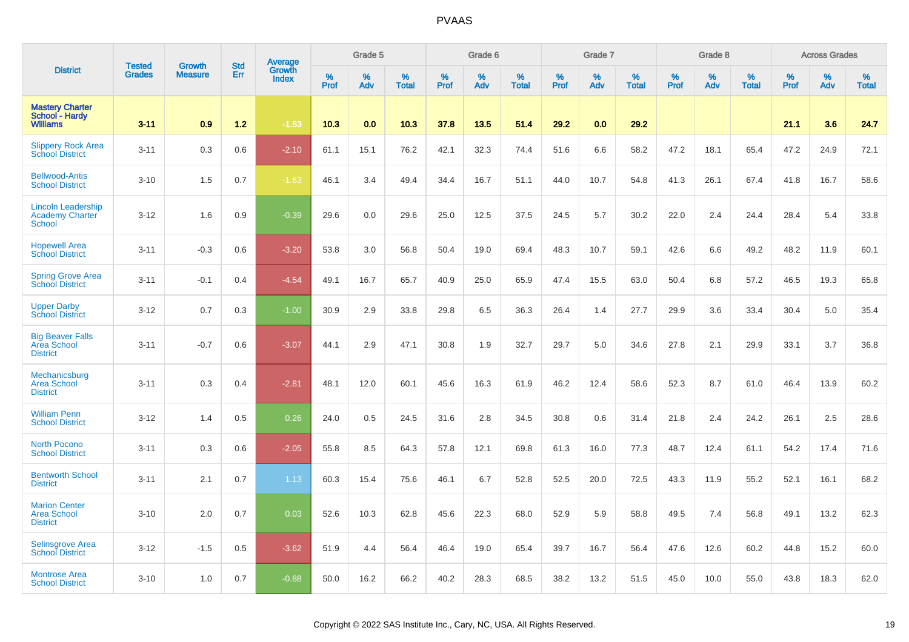# PVAAS

| District | Tested Grades | Growth Measure | Std Err | Average Growth Index | Grade 5 | | | Grade 6 | | | Grade 7 | | | Grade 8 | | | Across Grades | | |
|---|---|---|---|---|---|---|---|---|---|---|---|---|---|---|---|---|---|---|---|
| | | | | | % Prof | % Adv | % Total | % Prof | % Adv | % Total | % Prof | % Adv | % Total | % Prof | % Adv | % Total | % Prof | % Adv | % Total |
| **Mastery Charter School - Hardy Williams** | **3-11** | **0.9** | **1.2** | **-1.53** | **10.3** | **0.0** | **10.3** | **37.8** | **13.5** | **51.4** | **29.2** | **0.0** | **29.2** | | | | **21.1** | **3.6** | **24.7** |
| Slippery Rock Area School District | 3-11 | 0.3 | 0.6 | -2.10 | 61.1 | 15.1 | 76.2 | 42.1 | 32.3 | 74.4 | 51.6 | 6.6 | 58.2 | 47.2 | 18.1 | 65.4 | 47.2 | 24.9 | 72.1 |
| Bellwood-Antis School District | 3-10 | 1.5 | 0.7 | -1.63 | 46.1 | 3.4 | 49.4 | 34.4 | 16.7 | 51.1 | 44.0 | 10.7 | 54.8 | 41.3 | 26.1 | 67.4 | 41.8 | 16.7 | 58.6 |
| Lincoln Leadership Academy Charter School | 3-12 | 1.6 | 0.9 | -0.39 | 29.6 | 0.0 | 29.6 | 25.0 | 12.5 | 37.5 | 24.5 | 5.7 | 30.2 | 22.0 | 2.4 | 24.4 | 28.4 | 5.4 | 33.8 |
| Hopewell Area School District | 3-11 | -0.3 | 0.6 | -3.20 | 53.8 | 3.0 | 56.8 | 50.4 | 19.0 | 69.4 | 48.3 | 10.7 | 59.1 | 42.6 | 6.6 | 49.2 | 48.2 | 11.9 | 60.1 |
| Spring Grove Area School District | 3-11 | -0.1 | 0.4 | -4.54 | 49.1 | 16.7 | 65.7 | 40.9 | 25.0 | 65.9 | 47.4 | 15.5 | 63.0 | 50.4 | 6.8 | 57.2 | 46.5 | 19.3 | 65.8 |
| Upper Darby School District | 3-12 | 0.7 | 0.3 | -1.00 | 30.9 | 2.9 | 33.8 | 29.8 | 6.5 | 36.3 | 26.4 | 1.4 | 27.7 | 29.9 | 3.6 | 33.4 | 30.4 | 5.0 | 35.4 |
| Big Beaver Falls Area School District | 3-11 | -0.7 | 0.6 | -3.07 | 44.1 | 2.9 | 47.1 | 30.8 | 1.9 | 32.7 | 29.7 | 5.0 | 34.6 | 27.8 | 2.1 | 29.9 | 33.1 | 3.7 | 36.8 |
| Mechanicsburg Area School District | 3-11 | 0.3 | 0.4 | -2.81 | 48.1 | 12.0 | 60.1 | 45.6 | 16.3 | 61.9 | 46.2 | 12.4 | 58.6 | 52.3 | 8.7 | 61.0 | 46.4 | 13.9 | 60.2 |
| William Penn School District | 3-12 | 1.4 | 0.5 | 0.26 | 24.0 | 0.5 | 24.5 | 31.6 | 2.8 | 34.5 | 30.8 | 0.6 | 31.4 | 21.8 | 2.4 | 24.2 | 26.1 | 2.5 | 28.6 |
| North Pocono School District | 3-11 | 0.3 | 0.6 | -2.05 | 55.8 | 8.5 | 64.3 | 57.8 | 12.1 | 69.8 | 61.3 | 16.0 | 77.3 | 48.7 | 12.4 | 61.1 | 54.2 | 17.4 | 71.6 |
| Bentworth School District | 3-11 | 2.1 | 0.7 | 1.13 | 60.3 | 15.4 | 75.6 | 46.1 | 6.7 | 52.8 | 52.5 | 20.0 | 72.5 | 43.3 | 11.9 | 55.2 | 52.1 | 16.1 | 68.2 |
| Marion Center Area School District | 3-10 | 2.0 | 0.7 | 0.03 | 52.6 | 10.3 | 62.8 | 45.6 | 22.3 | 68.0 | 52.9 | 5.9 | 58.8 | 49.5 | 7.4 | 56.8 | 49.1 | 13.2 | 62.3 |
| Selinsgrove Area School District | 3-12 | -1.5 | 0.5 | -3.62 | 51.9 | 4.4 | 56.4 | 46.4 | 19.0 | 65.4 | 39.7 | 16.7 | 56.4 | 47.6 | 12.6 | 60.2 | 44.8 | 15.2 | 60.0 |
| Montrose Area School District | 3-10 | 1.0 | 0.7 | -0.88 | 50.0 | 16.2 | 66.2 | 40.2 | 28.3 | 68.5 | 38.2 | 13.2 | 51.5 | 45.0 | 10.0 | 55.0 | 43.8 | 18.3 | 62.0 |

Copyright © 2022 SAS Institute Inc., Cary, NC, USA. All Rights Reserved.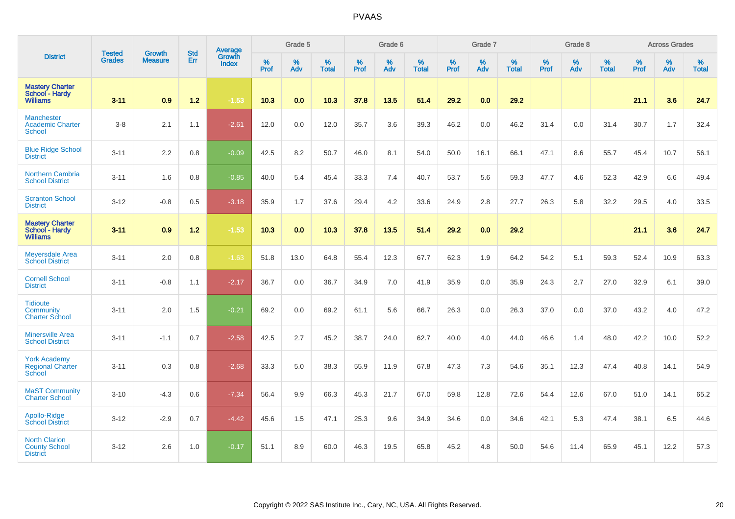# PVAAS

| District | Tested Grades | Growth Measure | Std Err | Average Growth Index | Grade 5 | | | Grade 6 | | | Grade 7 | | | Grade 8 | | | Across Grades | | |
|---|---|---|---|---|---|---|---|---|---|---|---|---|---|---|---|---|---|---|---|
| | | | | | % Prof | % Adv | % Total | % Prof | % Adv | % Total | % Prof | % Adv | % Total | % Prof | % Adv | % Total | % Prof | % Adv | % Total |
| **Mastery Charter School - Hardy Williams** | **3-11** | **0.9** | **1.2** | **-1.53** | **10.3** | **0.0** | **10.3** | **37.8** | **13.5** | **51.4** | **29.2** | **0.0** | **29.2** | | | | **21.1** | **3.6** | **24.7** |
| Manchester Academic Charter School | 3-8 | 2.1 | 1.1 | -2.61 | 12.0 | 0.0 | 12.0 | 35.7 | 3.6 | 39.3 | 46.2 | 0.0 | 46.2 | 31.4 | 0.0 | 31.4 | 30.7 | 1.7 | 32.4 |
| Blue Ridge School District | 3-11 | 2.2 | 0.8 | -0.09 | 42.5 | 8.2 | 50.7 | 46.0 | 8.1 | 54.0 | 50.0 | 16.1 | 66.1 | 47.1 | 8.6 | 55.7 | 45.4 | 10.7 | 56.1 |
| Northern Cambria School District | 3-11 | 1.6 | 0.8 | -0.85 | 40.0 | 5.4 | 45.4 | 33.3 | 7.4 | 40.7 | 53.7 | 5.6 | 59.3 | 47.7 | 4.6 | 52.3 | 42.9 | 6.6 | 49.4 |
| Scranton School District | 3-12 | -0.8 | 0.5 | -3.18 | 35.9 | 1.7 | 37.6 | 29.4 | 4.2 | 33.6 | 24.9 | 2.8 | 27.7 | 26.3 | 5.8 | 32.2 | 29.5 | 4.0 | 33.5 |
| **Mastery Charter School - Hardy Williams** | **3-11** | **0.9** | **1.2** | **-1.53** | **10.3** | **0.0** | **10.3** | **37.8** | **13.5** | **51.4** | **29.2** | **0.0** | **29.2** | | | | **21.1** | **3.6** | **24.7** |
| Meyersdale Area School District | 3-11 | 2.0 | 0.8 | -1.63 | 51.8 | 13.0 | 64.8 | 55.4 | 12.3 | 67.7 | 62.3 | 1.9 | 64.2 | 54.2 | 5.1 | 59.3 | 52.4 | 10.9 | 63.3 |
| Cornell School District | 3-11 | -0.8 | 1.1 | -2.17 | 36.7 | 0.0 | 36.7 | 34.9 | 7.0 | 41.9 | 35.9 | 0.0 | 35.9 | 24.3 | 2.7 | 27.0 | 32.9 | 6.1 | 39.0 |
| Tidioute Community Charter School | 3-11 | 2.0 | 1.5 | -0.21 | 69.2 | 0.0 | 69.2 | 61.1 | 5.6 | 66.7 | 26.3 | 0.0 | 26.3 | 37.0 | 0.0 | 37.0 | 43.2 | 4.0 | 47.2 |
| Minersville Area School District | 3-11 | -1.1 | 0.7 | -2.58 | 42.5 | 2.7 | 45.2 | 38.7 | 24.0 | 62.7 | 40.0 | 4.0 | 44.0 | 46.6 | 1.4 | 48.0 | 42.2 | 10.0 | 52.2 |
| York Academy Regional Charter School | 3-11 | 0.3 | 0.8 | -2.68 | 33.3 | 5.0 | 38.3 | 55.9 | 11.9 | 67.8 | 47.3 | 7.3 | 54.6 | 35.1 | 12.3 | 47.4 | 40.8 | 14.1 | 54.9 |
| MaST Community Charter School | 3-10 | -4.3 | 0.6 | -7.34 | 56.4 | 9.9 | 66.3 | 45.3 | 21.7 | 67.0 | 59.8 | 12.8 | 72.6 | 54.4 | 12.6 | 67.0 | 51.0 | 14.1 | 65.2 |
| Apollo-Ridge School District | 3-12 | -2.9 | 0.7 | -4.42 | 45.6 | 1.5 | 47.1 | 25.3 | 9.6 | 34.9 | 34.6 | 0.0 | 34.6 | 42.1 | 5.3 | 47.4 | 38.1 | 6.5 | 44.6 |
| North Clarion County School District | 3-12 | 2.6 | 1.0 | -0.17 | 51.1 | 8.9 | 60.0 | 46.3 | 19.5 | 65.8 | 45.2 | 4.8 | 50.0 | 54.6 | 11.4 | 65.9 | 45.1 | 12.2 | 57.3 |

Copyright © 2022 SAS Institute Inc., Cary, NC, USA. All Rights Reserved.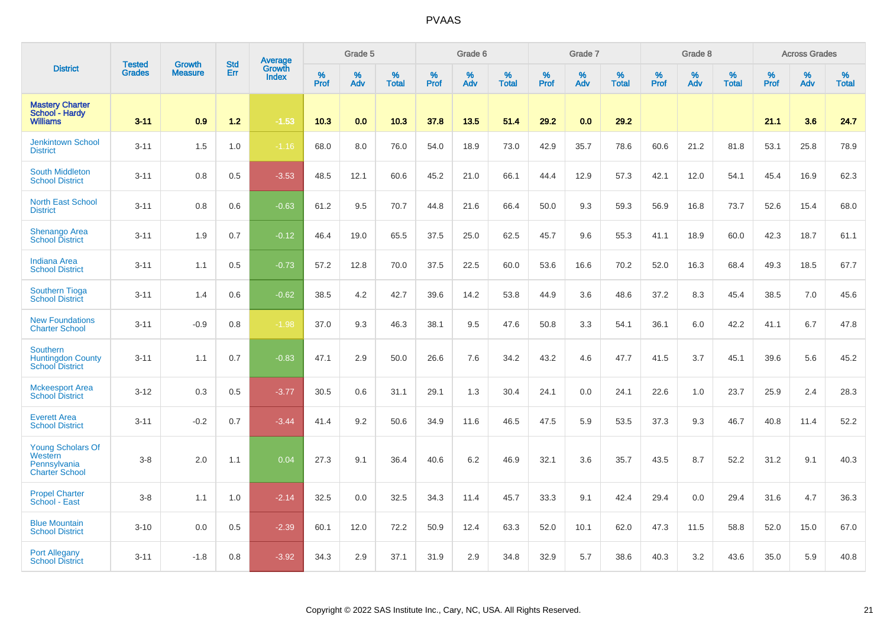# PVAAS

| District | Tested Grades | Growth Measure | Std Err | Average Growth Index | Grade 5 | | | Grade 6 | | | Grade 7 | | | Grade 8 | | | Across Grades | | |
|---|---|---|---|---|---|---|---|---|---|---|---|---|---|---|---|---|---|---|---|
| | | | | | % Prof | % Adv | % Total | % Prof | % Adv | % Total | % Prof | % Adv | % Total | % Prof | % Adv | % Total | % Prof | % Adv | % Total |
| **Mastery Charter School - Hardy Williams** | **3-11** | **0.9** | **1.2** | **-1.53** | **10.3** | **0.0** | **10.3** | **37.8** | **13.5** | **51.4** | **29.2** | **0.0** | **29.2** | | | | **21.1** | **3.6** | **24.7** |
| Jenkintown School District | 3-11 | 1.5 | 1.0 | -1.16 | 68.0 | 8.0 | 76.0 | 54.0 | 18.9 | 73.0 | 42.9 | 35.7 | 78.6 | 60.6 | 21.2 | 81.8 | 53.1 | 25.8 | 78.9 |
| South Middleton School District | 3-11 | 0.8 | 0.5 | -3.53 | 48.5 | 12.1 | 60.6 | 45.2 | 21.0 | 66.1 | 44.4 | 12.9 | 57.3 | 42.1 | 12.0 | 54.1 | 45.4 | 16.9 | 62.3 |
| North East School District | 3-11 | 0.8 | 0.6 | -0.63 | 61.2 | 9.5 | 70.7 | 44.8 | 21.6 | 66.4 | 50.0 | 9.3 | 59.3 | 56.9 | 16.8 | 73.7 | 52.6 | 15.4 | 68.0 |
| Shenango Area School District | 3-11 | 1.9 | 0.7 | -0.12 | 46.4 | 19.0 | 65.5 | 37.5 | 25.0 | 62.5 | 45.7 | 9.6 | 55.3 | 41.1 | 18.9 | 60.0 | 42.3 | 18.7 | 61.1 |
| Indiana Area School District | 3-11 | 1.1 | 0.5 | -0.73 | 57.2 | 12.8 | 70.0 | 37.5 | 22.5 | 60.0 | 53.6 | 16.6 | 70.2 | 52.0 | 16.3 | 68.4 | 49.3 | 18.5 | 67.7 |
| Southern Tioga School District | 3-11 | 1.4 | 0.6 | -0.62 | 38.5 | 4.2 | 42.7 | 39.6 | 14.2 | 53.8 | 44.9 | 3.6 | 48.6 | 37.2 | 8.3 | 45.4 | 38.5 | 7.0 | 45.6 |
| New Foundations Charter School | 3-11 | -0.9 | 0.8 | -1.98 | 37.0 | 9.3 | 46.3 | 38.1 | 9.5 | 47.6 | 50.8 | 3.3 | 54.1 | 36.1 | 6.0 | 42.2 | 41.1 | 6.7 | 47.8 |
| Southern Huntingdon County School District | 3-11 | 1.1 | 0.7 | -0.83 | 47.1 | 2.9 | 50.0 | 26.6 | 7.6 | 34.2 | 43.2 | 4.6 | 47.7 | 41.5 | 3.7 | 45.1 | 39.6 | 5.6 | 45.2 |
| Mckeesport Area School District | 3-12 | 0.3 | 0.5 | -3.77 | 30.5 | 0.6 | 31.1 | 29.1 | 1.3 | 30.4 | 24.1 | 0.0 | 24.1 | 22.6 | 1.0 | 23.7 | 25.9 | 2.4 | 28.3 |
| Everett Area School District | 3-11 | -0.2 | 0.7 | -3.44 | 41.4 | 9.2 | 50.6 | 34.9 | 11.6 | 46.5 | 47.5 | 5.9 | 53.5 | 37.3 | 9.3 | 46.7 | 40.8 | 11.4 | 52.2 |
| Young Scholars Of Western Pennsylvania Charter School | 3-8 | 2.0 | 1.1 | 0.04 | 27.3 | 9.1 | 36.4 | 40.6 | 6.2 | 46.9 | 32.1 | 3.6 | 35.7 | 43.5 | 8.7 | 52.2 | 31.2 | 9.1 | 40.3 |
| Propel Charter School - East | 3-8 | 1.1 | 1.0 | -2.14 | 32.5 | 0.0 | 32.5 | 34.3 | 11.4 | 45.7 | 33.3 | 9.1 | 42.4 | 29.4 | 0.0 | 29.4 | 31.6 | 4.7 | 36.3 |
| Blue Mountain School District | 3-10 | 0.0 | 0.5 | -2.39 | 60.1 | 12.0 | 72.2 | 50.9 | 12.4 | 63.3 | 52.0 | 10.1 | 62.0 | 47.3 | 11.5 | 58.8 | 52.0 | 15.0 | 67.0 |
| Port Allegany School District | 3-11 | -1.8 | 0.8 | -3.92 | 34.3 | 2.9 | 37.1 | 31.9 | 2.9 | 34.8 | 32.9 | 5.7 | 38.6 | 40.3 | 3.2 | 43.6 | 35.0 | 5.9 | 40.8 |

Copyright © 2022 SAS Institute Inc., Cary, NC, USA. All Rights Reserved.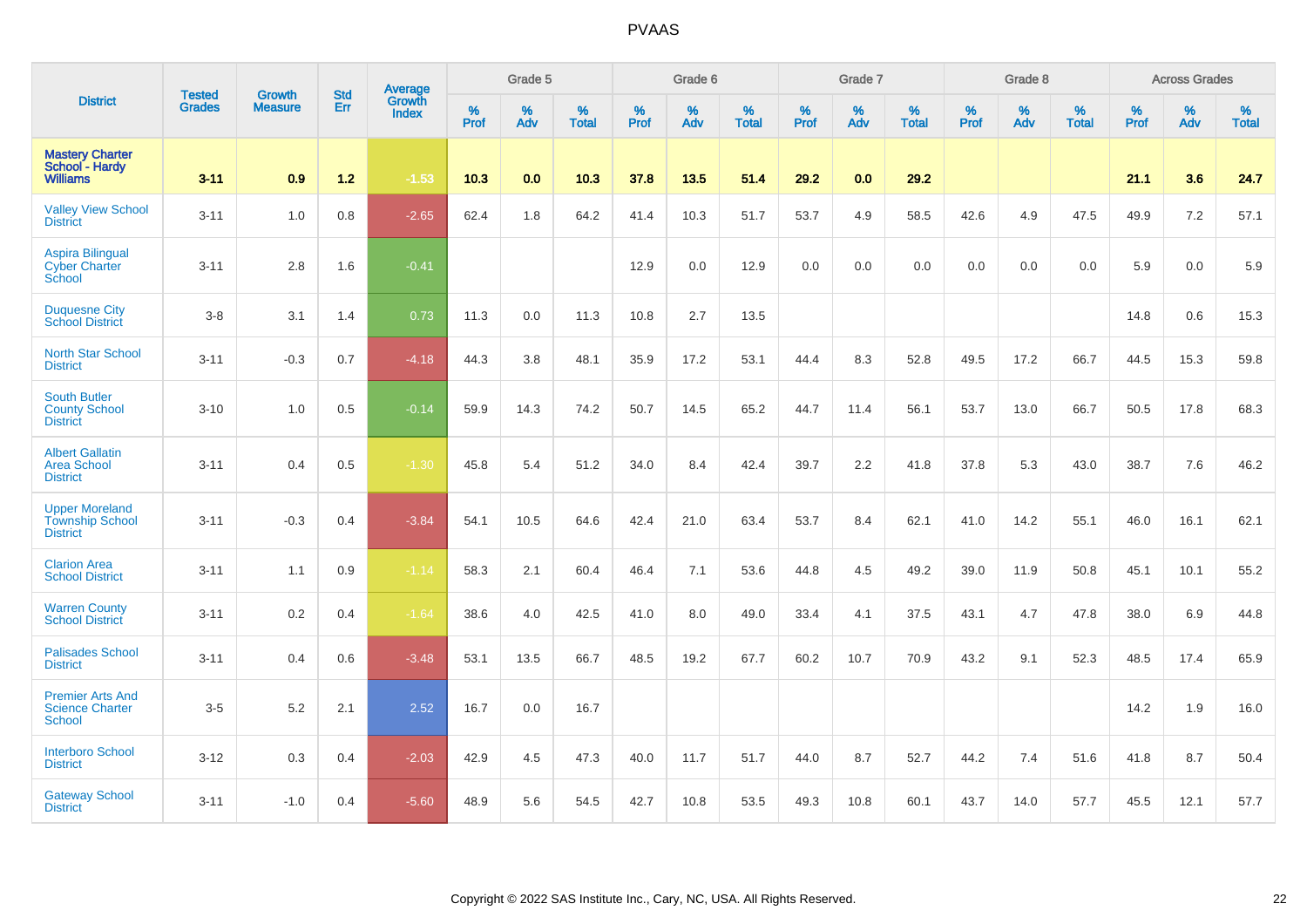# PVAAS

| District | Tested Grades | Growth Measure | Std Err | Average Growth Index | Grade 5 | | | Grade 6 | | | Grade 7 | | | Grade 8 | | | Across Grades | | |
|---|---|---|---|---|---|---|---|---|---|---|---|---|---|---|---|---|---|---|---|
| | | | | | % Prof | % Adv | % Total | % Prof | % Adv | % Total | % Prof | % Adv | % Total | % Prof | % Adv | % Total | % Prof | % Adv | % Total |
| **Mastery Charter School - Hardy Williams** | **3-11** | **0.9** | **1.2** | **-1.53** | **10.3** | **0.0** | **10.3** | **37.8** | **13.5** | **51.4** | **29.2** | **0.0** | **29.2** | | | | **21.1** | **3.6** | **24.7** |
| Valley View School District | 3-11 | 1.0 | 0.8 | -2.65 | 62.4 | 1.8 | 64.2 | 41.4 | 10.3 | 51.7 | 53.7 | 4.9 | 58.5 | 42.6 | 4.9 | 47.5 | 49.9 | 7.2 | 57.1 |
| Aspira Bilingual Cyber Charter School | 3-11 | 2.8 | 1.6 | -0.41 | | | | 12.9 | 0.0 | 12.9 | 0.0 | 0.0 | 0.0 | 0.0 | 0.0 | 0.0 | 5.9 | 0.0 | 5.9 |
| Duquesne City School District | 3-8 | 3.1 | 1.4 | 0.73 | 11.3 | 0.0 | 11.3 | 10.8 | 2.7 | 13.5 | | | | | | | 14.8 | 0.6 | 15.3 |
| North Star School District | 3-11 | -0.3 | 0.7 | -4.18 | 44.3 | 3.8 | 48.1 | 35.9 | 17.2 | 53.1 | 44.4 | 8.3 | 52.8 | 49.5 | 17.2 | 66.7 | 44.5 | 15.3 | 59.8 |
| South Butler County School District | 3-10 | 1.0 | 0.5 | -0.14 | 59.9 | 14.3 | 74.2 | 50.7 | 14.5 | 65.2 | 44.7 | 11.4 | 56.1 | 53.7 | 13.0 | 66.7 | 50.5 | 17.8 | 68.3 |
| Albert Gallatin Area School District | 3-11 | 0.4 | 0.5 | -1.30 | 45.8 | 5.4 | 51.2 | 34.0 | 8.4 | 42.4 | 39.7 | 2.2 | 41.8 | 37.8 | 5.3 | 43.0 | 38.7 | 7.6 | 46.2 |
| Upper Moreland Township School District | 3-11 | -0.3 | 0.4 | -3.84 | 54.1 | 10.5 | 64.6 | 42.4 | 21.0 | 63.4 | 53.7 | 8.4 | 62.1 | 41.0 | 14.2 | 55.1 | 46.0 | 16.1 | 62.1 |
| Clarion Area School District | 3-11 | 1.1 | 0.9 | -1.14 | 58.3 | 2.1 | 60.4 | 46.4 | 7.1 | 53.6 | 44.8 | 4.5 | 49.2 | 39.0 | 11.9 | 50.8 | 45.1 | 10.1 | 55.2 |
| Warren County School District | 3-11 | 0.2 | 0.4 | -1.64 | 38.6 | 4.0 | 42.5 | 41.0 | 8.0 | 49.0 | 33.4 | 4.1 | 37.5 | 43.1 | 4.7 | 47.8 | 38.0 | 6.9 | 44.8 |
| Palisades School District | 3-11 | 0.4 | 0.6 | -3.48 | 53.1 | 13.5 | 66.7 | 48.5 | 19.2 | 67.7 | 60.2 | 10.7 | 70.9 | 43.2 | 9.1 | 52.3 | 48.5 | 17.4 | 65.9 |
| Premier Arts And Science Charter School | 3-5 | 5.2 | 2.1 | 2.52 | 16.7 | 0.0 | 16.7 | | | | | | | | | | 14.2 | 1.9 | 16.0 |
| Interboro School District | 3-12 | 0.3 | 0.4 | -2.03 | 42.9 | 4.5 | 47.3 | 40.0 | 11.7 | 51.7 | 44.0 | 8.7 | 52.7 | 44.2 | 7.4 | 51.6 | 41.8 | 8.7 | 50.4 |
| Gateway School District | 3-11 | -1.0 | 0.4 | -5.60 | 48.9 | 5.6 | 54.5 | 42.7 | 10.8 | 53.5 | 49.3 | 10.8 | 60.1 | 43.7 | 14.0 | 57.7 | 45.5 | 12.1 | 57.7 |

Copyright © 2022 SAS Institute Inc., Cary, NC, USA. All Rights Reserved.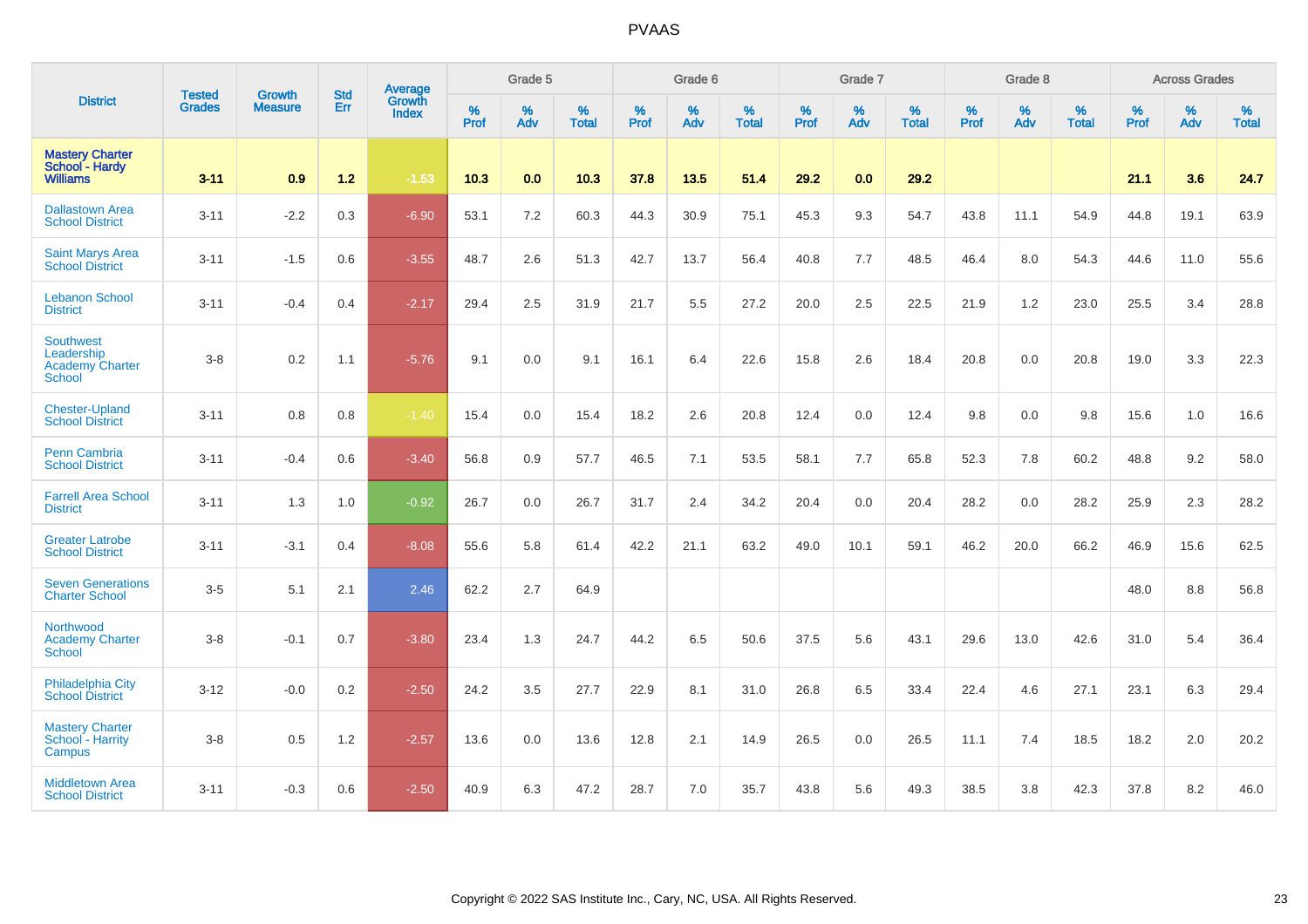| District | Tested Grades | Growth Measure | Std Err | Average Growth Index | Grade 5 | | | Grade 6 | | | Grade 7 | | | Grade 8 | | | Across Grades | | |
|---|---|---|---|---|---|---|---|---|---|---|---|---|---|---|---|---|---|---|---|
| | | | | | % Prof | % Adv | % Total | % Prof | % Adv | % Total | % Prof | % Adv | % Total | % Prof | % Adv | % Total | % Prof | % Adv | % Total |
| **Mastery Charter School - Hardy Williams** | **3-11** | **0.9** | **1.2** | **-1.53** | **10.3** | **0.0** | **10.3** | **37.8** | **13.5** | **51.4** | **29.2** | **0.0** | **29.2** | | | | **21.1** | **3.6** | **24.7** |
| Dallastown Area School District | 3-11 | -2.2 | 0.3 | -6.90 | 53.1 | 7.2 | 60.3 | 44.3 | 30.9 | 75.1 | 45.3 | 9.3 | 54.7 | 43.8 | 11.1 | 54.9 | 44.8 | 19.1 | 63.9 |
| Saint Marys Area School District | 3-11 | -1.5 | 0.6 | -3.55 | 48.7 | 2.6 | 51.3 | 42.7 | 13.7 | 56.4 | 40.8 | 7.7 | 48.5 | 46.4 | 8.0 | 54.3 | 44.6 | 11.0 | 55.6 |
| Lebanon School District | 3-11 | -0.4 | 0.4 | -2.17 | 29.4 | 2.5 | 31.9 | 21.7 | 5.5 | 27.2 | 20.0 | 2.5 | 22.5 | 21.9 | 1.2 | 23.0 | 25.5 | 3.4 | 28.8 |
| Southwest Leadership Academy Charter School | 3-8 | 0.2 | 1.1 | -5.76 | 9.1 | 0.0 | 9.1 | 16.1 | 6.4 | 22.6 | 15.8 | 2.6 | 18.4 | 20.8 | 0.0 | 20.8 | 19.0 | 3.3 | 22.3 |
| Chester-Upland School District | 3-11 | 0.8 | 0.8 | -1.40 | 15.4 | 0.0 | 15.4 | 18.2 | 2.6 | 20.8 | 12.4 | 0.0 | 12.4 | 9.8 | 0.0 | 9.8 | 15.6 | 1.0 | 16.6 |
| Penn Cambria School District | 3-11 | -0.4 | 0.6 | -3.40 | 56.8 | 0.9 | 57.7 | 46.5 | 7.1 | 53.5 | 58.1 | 7.7 | 65.8 | 52.3 | 7.8 | 60.2 | 48.8 | 9.2 | 58.0 |
| Farrell Area School District | 3-11 | 1.3 | 1.0 | -0.92 | 26.7 | 0.0 | 26.7 | 31.7 | 2.4 | 34.2 | 20.4 | 0.0 | 20.4 | 28.2 | 0.0 | 28.2 | 25.9 | 2.3 | 28.2 |
| Greater Latrobe School District | 3-11 | -3.1 | 0.4 | -8.08 | 55.6 | 5.8 | 61.4 | 42.2 | 21.1 | 63.2 | 49.0 | 10.1 | 59.1 | 46.2 | 20.0 | 66.2 | 46.9 | 15.6 | 62.5 |
| Seven Generations Charter School | 3-5 | 5.1 | 2.1 | 2.46 | 62.2 | 2.7 | 64.9 | | | | | | | | | | 48.0 | 8.8 | 56.8 |
| Northwood Academy Charter School | 3-8 | -0.1 | 0.7 | -3.80 | 23.4 | 1.3 | 24.7 | 44.2 | 6.5 | 50.6 | 37.5 | 5.6 | 43.1 | 29.6 | 13.0 | 42.6 | 31.0 | 5.4 | 36.4 |
| Philadelphia City School District | 3-12 | -0.0 | 0.2 | -2.50 | 24.2 | 3.5 | 27.7 | 22.9 | 8.1 | 31.0 | 26.8 | 6.5 | 33.4 | 22.4 | 4.6 | 27.1 | 23.1 | 6.3 | 29.4 |
| Mastery Charter School - Harrity Campus | 3-8 | 0.5 | 1.2 | -2.57 | 13.6 | 0.0 | 13.6 | 12.8 | 2.1 | 14.9 | 26.5 | 0.0 | 26.5 | 11.1 | 7.4 | 18.5 | 18.2 | 2.0 | 20.2 |
| Middletown Area School District | 3-11 | -0.3 | 0.6 | -2.50 | 40.9 | 6.3 | 47.2 | 28.7 | 7.0 | 35.7 | 43.8 | 5.6 | 49.3 | 38.5 | 3.8 | 42.3 | 37.8 | 8.2 | 46.0 |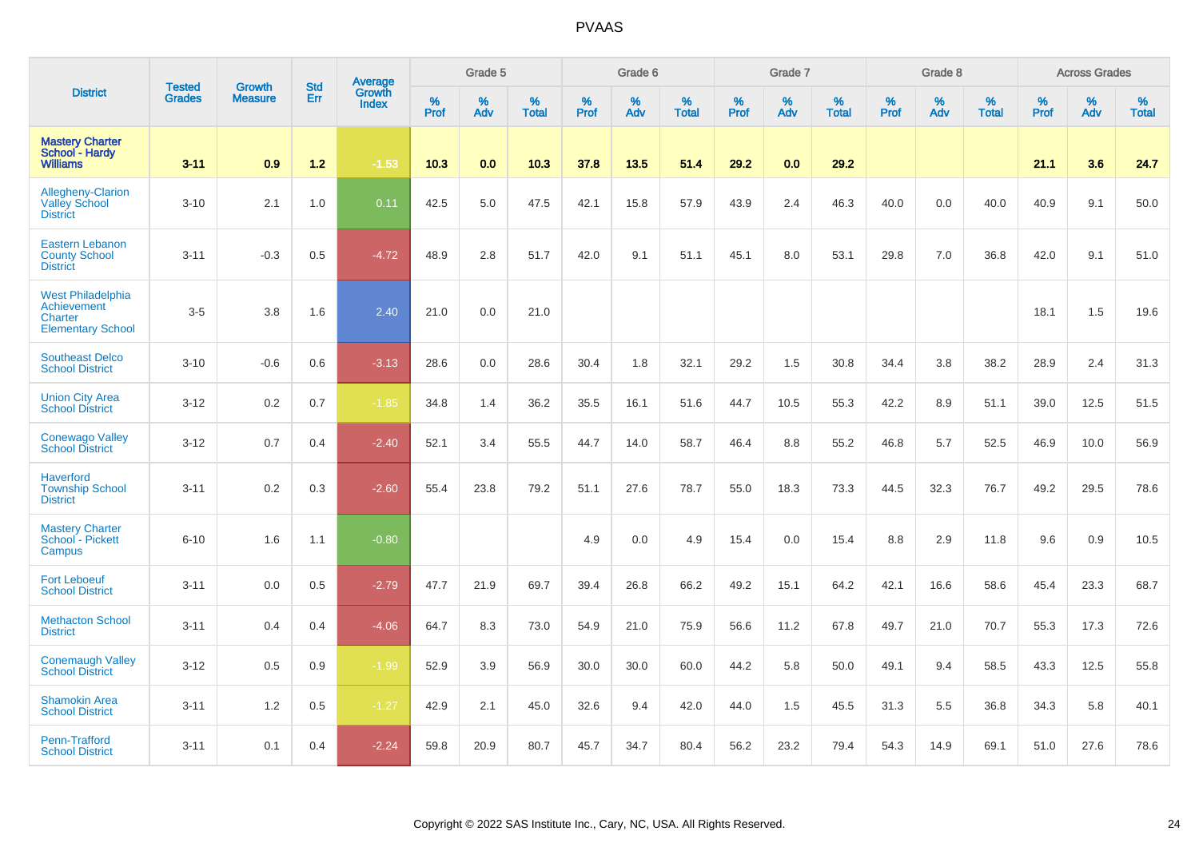# PVAAS

| District | Tested Grades | Growth Measure | Std Err | Average Growth Index | Grade 5 | | | Grade 6 | | | Grade 7 | | | Grade 8 | | | Across Grades | | |
|---|---|---|---|---|---|---|---|---|---|---|---|---|---|---|---|---|---|---|---|
| | | | | | % Prof | % Adv | % Total | % Prof | % Adv | % Total | % Prof | % Adv | % Total | % Prof | % Adv | % Total | % Prof | % Adv | % Total |
| **Mastery Charter School - Hardy Williams** | **3-11** | **0.9** | **1.2** | **-1.53** | **10.3** | **0.0** | **10.3** | **37.8** | **13.5** | **51.4** | **29.2** | **0.0** | **29.2** | | | | **21.1** | **3.6** | **24.7** |
| Allegheny-Clarion Valley School District | 3-10 | 2.1 | 1.0 | 0.11 | 42.5 | 5.0 | 47.5 | 42.1 | 15.8 | 57.9 | 43.9 | 2.4 | 46.3 | 40.0 | 0.0 | 40.0 | 40.9 | 9.1 | 50.0 |
| Eastern Lebanon County School District | 3-11 | -0.3 | 0.5 | -4.72 | 48.9 | 2.8 | 51.7 | 42.0 | 9.1 | 51.1 | 45.1 | 8.0 | 53.1 | 29.8 | 7.0 | 36.8 | 42.0 | 9.1 | 51.0 |
| West Philadelphia Achievement Charter Elementary School | 3-5 | 3.8 | 1.6 | 2.40 | 21.0 | 0.0 | 21.0 | | | | | | | | | | 18.1 | 1.5 | 19.6 |
| Southeast Delco School District | 3-10 | -0.6 | 0.6 | -3.13 | 28.6 | 0.0 | 28.6 | 30.4 | 1.8 | 32.1 | 29.2 | 1.5 | 30.8 | 34.4 | 3.8 | 38.2 | 28.9 | 2.4 | 31.3 |
| Union City Area School District | 3-12 | 0.2 | 0.7 | -1.85 | 34.8 | 1.4 | 36.2 | 35.5 | 16.1 | 51.6 | 44.7 | 10.5 | 55.3 | 42.2 | 8.9 | 51.1 | 39.0 | 12.5 | 51.5 |
| Conewago Valley School District | 3-12 | 0.7 | 0.4 | -2.40 | 52.1 | 3.4 | 55.5 | 44.7 | 14.0 | 58.7 | 46.4 | 8.8 | 55.2 | 46.8 | 5.7 | 52.5 | 46.9 | 10.0 | 56.9 |
| Haverford Township School District | 3-11 | 0.2 | 0.3 | -2.60 | 55.4 | 23.8 | 79.2 | 51.1 | 27.6 | 78.7 | 55.0 | 18.3 | 73.3 | 44.5 | 32.3 | 76.7 | 49.2 | 29.5 | 78.6 |
| Mastery Charter School - Pickett Campus | 6-10 | 1.6 | 1.1 | -0.80 | | | | 4.9 | 0.0 | 4.9 | 15.4 | 0.0 | 15.4 | 8.8 | 2.9 | 11.8 | 9.6 | 0.9 | 10.5 |
| Fort Leboeuf School District | 3-11 | 0.0 | 0.5 | -2.79 | 47.7 | 21.9 | 69.7 | 39.4 | 26.8 | 66.2 | 49.2 | 15.1 | 64.2 | 42.1 | 16.6 | 58.6 | 45.4 | 23.3 | 68.7 |
| Methacton School District | 3-11 | 0.4 | 0.4 | -4.06 | 64.7 | 8.3 | 73.0 | 54.9 | 21.0 | 75.9 | 56.6 | 11.2 | 67.8 | 49.7 | 21.0 | 70.7 | 55.3 | 17.3 | 72.6 |
| Conemaugh Valley School District | 3-12 | 0.5 | 0.9 | -1.99 | 52.9 | 3.9 | 56.9 | 30.0 | 30.0 | 60.0 | 44.2 | 5.8 | 50.0 | 49.1 | 9.4 | 58.5 | 43.3 | 12.5 | 55.8 |
| Shamokin Area School District | 3-11 | 1.2 | 0.5 | -1.27 | 42.9 | 2.1 | 45.0 | 32.6 | 9.4 | 42.0 | 44.0 | 1.5 | 45.5 | 31.3 | 5.5 | 36.8 | 34.3 | 5.8 | 40.1 |
| Penn-Trafford School District | 3-11 | 0.1 | 0.4 | -2.24 | 59.8 | 20.9 | 80.7 | 45.7 | 34.7 | 80.4 | 56.2 | 23.2 | 79.4 | 54.3 | 14.9 | 69.1 | 51.0 | 27.6 | 78.6 |

Copyright © 2022 SAS Institute Inc., Cary, NC, USA. All Rights Reserved.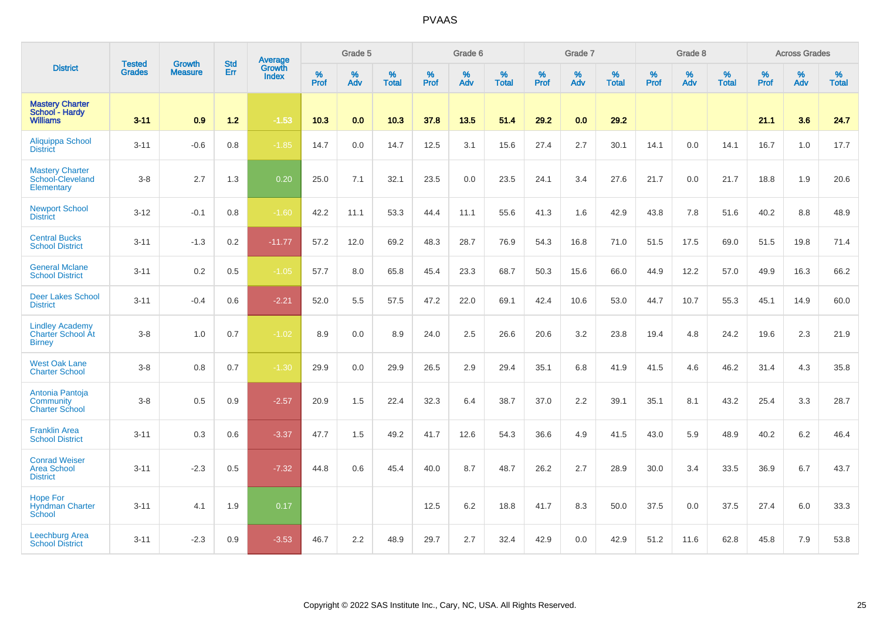# PVAAS

| District | Tested Grades | Growth Measure | Std Err | Average Growth Index | Grade 5 | | | Grade 6 | | | Grade 7 | | | Grade 8 | | | Across Grades | | |
|---|---|---|---|---|---|---|---|---|---|---|---|---|---|---|---|---|---|---|---|
| | | | | | % Prof | % Adv | % Total | % Prof | % Adv | % Total | % Prof | % Adv | % Total | % Prof | % Adv | % Total | % Prof | % Adv | % Total |
| **Mastery Charter School - Hardy Williams** | **3-11** | **0.9** | **1.2** | **-1.53** | **10.3** | **0.0** | **10.3** | **37.8** | **13.5** | **51.4** | **29.2** | **0.0** | **29.2** | | | | **21.1** | **3.6** | **24.7** |
| Aliquippa School District | 3-11 | -0.6 | 0.8 | -1.85 | 14.7 | 0.0 | 14.7 | 12.5 | 3.1 | 15.6 | 27.4 | 2.7 | 30.1 | 14.1 | 0.0 | 14.1 | 16.7 | 1.0 | 17.7 |
| Mastery Charter School-Cleveland Elementary | 3-8 | 2.7 | 1.3 | 0.20 | 25.0 | 7.1 | 32.1 | 23.5 | 0.0 | 23.5 | 24.1 | 3.4 | 27.6 | 21.7 | 0.0 | 21.7 | 18.8 | 1.9 | 20.6 |
| Newport School District | 3-12 | -0.1 | 0.8 | -1.60 | 42.2 | 11.1 | 53.3 | 44.4 | 11.1 | 55.6 | 41.3 | 1.6 | 42.9 | 43.8 | 7.8 | 51.6 | 40.2 | 8.8 | 48.9 |
| Central Bucks School District | 3-11 | -1.3 | 0.2 | -11.77 | 57.2 | 12.0 | 69.2 | 48.3 | 28.7 | 76.9 | 54.3 | 16.8 | 71.0 | 51.5 | 17.5 | 69.0 | 51.5 | 19.8 | 71.4 |
| General Mclane School District | 3-11 | 0.2 | 0.5 | -1.05 | 57.7 | 8.0 | 65.8 | 45.4 | 23.3 | 68.7 | 50.3 | 15.6 | 66.0 | 44.9 | 12.2 | 57.0 | 49.9 | 16.3 | 66.2 |
| Deer Lakes School District | 3-11 | -0.4 | 0.6 | -2.21 | 52.0 | 5.5 | 57.5 | 47.2 | 22.0 | 69.1 | 42.4 | 10.6 | 53.0 | 44.7 | 10.7 | 55.3 | 45.1 | 14.9 | 60.0 |
| Lindley Academy Charter School At Birney | 3-8 | 1.0 | 0.7 | -1.02 | 8.9 | 0.0 | 8.9 | 24.0 | 2.5 | 26.6 | 20.6 | 3.2 | 23.8 | 19.4 | 4.8 | 24.2 | 19.6 | 2.3 | 21.9 |
| West Oak Lane Charter School | 3-8 | 0.8 | 0.7 | -1.30 | 29.9 | 0.0 | 29.9 | 26.5 | 2.9 | 29.4 | 35.1 | 6.8 | 41.9 | 41.5 | 4.6 | 46.2 | 31.4 | 4.3 | 35.8 |
| Antonia Pantoja Community Charter School | 3-8 | 0.5 | 0.9 | -2.57 | 20.9 | 1.5 | 22.4 | 32.3 | 6.4 | 38.7 | 37.0 | 2.2 | 39.1 | 35.1 | 8.1 | 43.2 | 25.4 | 3.3 | 28.7 |
| Franklin Area School District | 3-11 | 0.3 | 0.6 | -3.37 | 47.7 | 1.5 | 49.2 | 41.7 | 12.6 | 54.3 | 36.6 | 4.9 | 41.5 | 43.0 | 5.9 | 48.9 | 40.2 | 6.2 | 46.4 |
| Conrad Weiser Area School District | 3-11 | -2.3 | 0.5 | -7.32 | 44.8 | 0.6 | 45.4 | 40.0 | 8.7 | 48.7 | 26.2 | 2.7 | 28.9 | 30.0 | 3.4 | 33.5 | 36.9 | 6.7 | 43.7 |
| Hope For Hyndman Charter School | 3-11 | 4.1 | 1.9 | 0.17 | | | | 12.5 | 6.2 | 18.8 | 41.7 | 8.3 | 50.0 | 37.5 | 0.0 | 37.5 | 27.4 | 6.0 | 33.3 |
| Leechburg Area School District | 3-11 | -2.3 | 0.9 | -3.53 | 46.7 | 2.2 | 48.9 | 29.7 | 2.7 | 32.4 | 42.9 | 0.0 | 42.9 | 51.2 | 11.6 | 62.8 | 45.8 | 7.9 | 53.8 |

Copyright © 2022 SAS Institute Inc., Cary, NC, USA. All Rights Reserved.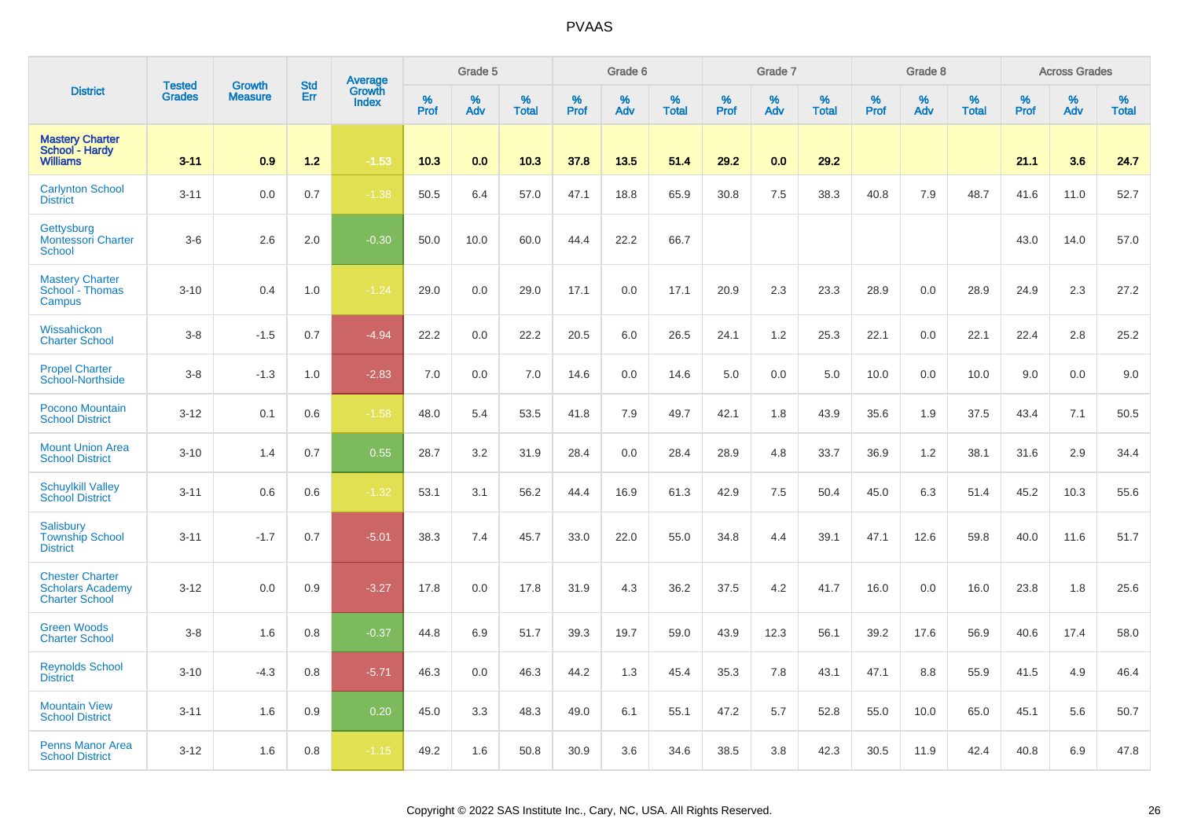# PVAAS

| District | Tested Grades | Growth Measure | Std Err | Average Growth Index | Grade 5 | | | Grade 6 | | | Grade 7 | | | Grade 8 | | | Across Grades | | |
|---|---|---|---|---|---|---|---|---|---|---|---|---|---|---|---|---|---|---|---|
| | | | | | % Prof | % Adv | % Total | % Prof | % Adv | % Total | % Prof | % Adv | % Total | % Prof | % Adv | % Total | % Prof | % Adv | % Total |
| **Mastery Charter School - Hardy Williams** | **3-11** | **0.9** | **1.2** | **-1.53** | **10.3** | **0.0** | **10.3** | **37.8** | **13.5** | **51.4** | **29.2** | **0.0** | **29.2** | | | | **21.1** | **3.6** | **24.7** |
| Carlynton School District | 3-11 | 0.0 | 0.7 | -1.38 | 50.5 | 6.4 | 57.0 | 47.1 | 18.8 | 65.9 | 30.8 | 7.5 | 38.3 | 40.8 | 7.9 | 48.7 | 41.6 | 11.0 | 52.7 |
| Gettysburg Montessori Charter School | 3-6 | 2.6 | 2.0 | -0.30 | 50.0 | 10.0 | 60.0 | 44.4 | 22.2 | 66.7 | | | | | | | 43.0 | 14.0 | 57.0 |
| Mastery Charter School - Thomas Campus | 3-10 | 0.4 | 1.0 | -1.24 | 29.0 | 0.0 | 29.0 | 17.1 | 0.0 | 17.1 | 20.9 | 2.3 | 23.3 | 28.9 | 0.0 | 28.9 | 24.9 | 2.3 | 27.2 |
| Wissahickon Charter School | 3-8 | -1.5 | 0.7 | -4.94 | 22.2 | 0.0 | 22.2 | 20.5 | 6.0 | 26.5 | 24.1 | 1.2 | 25.3 | 22.1 | 0.0 | 22.1 | 22.4 | 2.8 | 25.2 |
| Propel Charter School-Northside | 3-8 | -1.3 | 1.0 | -2.83 | 7.0 | 0.0 | 7.0 | 14.6 | 0.0 | 14.6 | 5.0 | 0.0 | 5.0 | 10.0 | 0.0 | 10.0 | 9.0 | 0.0 | 9.0 |
| Pocono Mountain School District | 3-12 | 0.1 | 0.6 | -1.58 | 48.0 | 5.4 | 53.5 | 41.8 | 7.9 | 49.7 | 42.1 | 1.8 | 43.9 | 35.6 | 1.9 | 37.5 | 43.4 | 7.1 | 50.5 |
| Mount Union Area School District | 3-10 | 1.4 | 0.7 | 0.55 | 28.7 | 3.2 | 31.9 | 28.4 | 0.0 | 28.4 | 28.9 | 4.8 | 33.7 | 36.9 | 1.2 | 38.1 | 31.6 | 2.9 | 34.4 |
| Schuylkill Valley School District | 3-11 | 0.6 | 0.6 | -1.32 | 53.1 | 3.1 | 56.2 | 44.4 | 16.9 | 61.3 | 42.9 | 7.5 | 50.4 | 45.0 | 6.3 | 51.4 | 45.2 | 10.3 | 55.6 |
| Salisbury Township School District | 3-11 | -1.7 | 0.7 | -5.01 | 38.3 | 7.4 | 45.7 | 33.0 | 22.0 | 55.0 | 34.8 | 4.4 | 39.1 | 47.1 | 12.6 | 59.8 | 40.0 | 11.6 | 51.7 |
| Chester Charter Scholars Academy Charter School | 3-12 | 0.0 | 0.9 | -3.27 | 17.8 | 0.0 | 17.8 | 31.9 | 4.3 | 36.2 | 37.5 | 4.2 | 41.7 | 16.0 | 0.0 | 16.0 | 23.8 | 1.8 | 25.6 |
| Green Woods Charter School | 3-8 | 1.6 | 0.8 | -0.37 | 44.8 | 6.9 | 51.7 | 39.3 | 19.7 | 59.0 | 43.9 | 12.3 | 56.1 | 39.2 | 17.6 | 56.9 | 40.6 | 17.4 | 58.0 |
| Reynolds School District | 3-10 | -4.3 | 0.8 | -5.71 | 46.3 | 0.0 | 46.3 | 44.2 | 1.3 | 45.4 | 35.3 | 7.8 | 43.1 | 47.1 | 8.8 | 55.9 | 41.5 | 4.9 | 46.4 |
| Mountain View School District | 3-11 | 1.6 | 0.9 | 0.20 | 45.0 | 3.3 | 48.3 | 49.0 | 6.1 | 55.1 | 47.2 | 5.7 | 52.8 | 55.0 | 10.0 | 65.0 | 45.1 | 5.6 | 50.7 |
| Penns Manor Area School District | 3-12 | 1.6 | 0.8 | -1.15 | 49.2 | 1.6 | 50.8 | 30.9 | 3.6 | 34.6 | 38.5 | 3.8 | 42.3 | 30.5 | 11.9 | 42.4 | 40.8 | 6.9 | 47.8 |

Copyright © 2022 SAS Institute Inc., Cary, NC, USA. All Rights Reserved.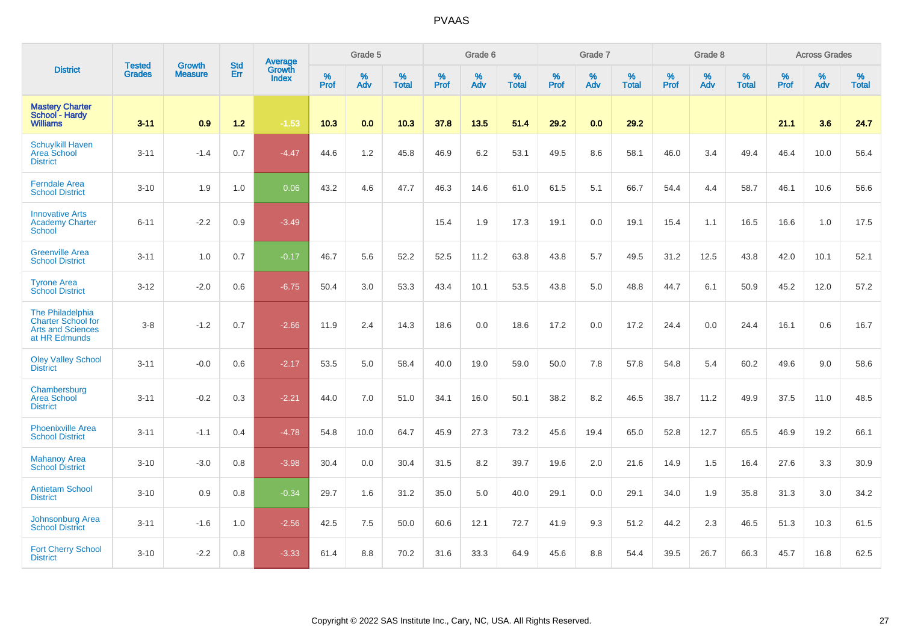| District | Tested Grades | Growth Measure | Std Err | Average Growth Index | Grade 5 | | | Grade 6 | | | Grade 7 | | | Grade 8 | | | Across Grades | | |
|---|---|---|---|---|---|---|---|---|---|---|---|---|---|---|---|---|---|---|---|
| | | | | | % Prof | % Adv | % Total | % Prof | % Adv | % Total | % Prof | % Adv | % Total | % Prof | % Adv | % Total | % Prof | % Adv | % Total |
| **Mastery Charter School - Hardy Williams** | **3-11** | **0.9** | **1.2** | **-1.53** | **10.3** | **0.0** | **10.3** | **37.8** | **13.5** | **51.4** | **29.2** | **0.0** | **29.2** | | | | **21.1** | **3.6** | **24.7** |
| Schuylkill Haven Area School District | 3-11 | -1.4 | 0.7 | -4.47 | 44.6 | 1.2 | 45.8 | 46.9 | 6.2 | 53.1 | 49.5 | 8.6 | 58.1 | 46.0 | 3.4 | 49.4 | 46.4 | 10.0 | 56.4 |
| Ferndale Area School District | 3-10 | 1.9 | 1.0 | 0.06 | 43.2 | 4.6 | 47.7 | 46.3 | 14.6 | 61.0 | 61.5 | 5.1 | 66.7 | 54.4 | 4.4 | 58.7 | 46.1 | 10.6 | 56.6 |
| Innovative Arts Academy Charter School | 6-11 | -2.2 | 0.9 | -3.49 | | | | 15.4 | 1.9 | 17.3 | 19.1 | 0.0 | 19.1 | 15.4 | 1.1 | 16.5 | 16.6 | 1.0 | 17.5 |
| Greenville Area School District | 3-11 | 1.0 | 0.7 | -0.17 | 46.7 | 5.6 | 52.2 | 52.5 | 11.2 | 63.8 | 43.8 | 5.7 | 49.5 | 31.2 | 12.5 | 43.8 | 42.0 | 10.1 | 52.1 |
| Tyrone Area School District | 3-12 | -2.0 | 0.6 | -6.75 | 50.4 | 3.0 | 53.3 | 43.4 | 10.1 | 53.5 | 43.8 | 5.0 | 48.8 | 44.7 | 6.1 | 50.9 | 45.2 | 12.0 | 57.2 |
| The Philadelphia Charter School for Arts and Sciences at HR Edmunds | 3-8 | -1.2 | 0.7 | -2.66 | 11.9 | 2.4 | 14.3 | 18.6 | 0.0 | 18.6 | 17.2 | 0.0 | 17.2 | 24.4 | 0.0 | 24.4 | 16.1 | 0.6 | 16.7 |
| Oley Valley School District | 3-11 | -0.0 | 0.6 | -2.17 | 53.5 | 5.0 | 58.4 | 40.0 | 19.0 | 59.0 | 50.0 | 7.8 | 57.8 | 54.8 | 5.4 | 60.2 | 49.6 | 9.0 | 58.6 |
| Chambersburg Area School District | 3-11 | -0.2 | 0.3 | -2.21 | 44.0 | 7.0 | 51.0 | 34.1 | 16.0 | 50.1 | 38.2 | 8.2 | 46.5 | 38.7 | 11.2 | 49.9 | 37.5 | 11.0 | 48.5 |
| Phoenixville Area School District | 3-11 | -1.1 | 0.4 | -4.78 | 54.8 | 10.0 | 64.7 | 45.9 | 27.3 | 73.2 | 45.6 | 19.4 | 65.0 | 52.8 | 12.7 | 65.5 | 46.9 | 19.2 | 66.1 |
| Mahanoy Area School District | 3-10 | -3.0 | 0.8 | -3.98 | 30.4 | 0.0 | 30.4 | 31.5 | 8.2 | 39.7 | 19.6 | 2.0 | 21.6 | 14.9 | 1.5 | 16.4 | 27.6 | 3.3 | 30.9 |
| Antietam School District | 3-10 | 0.9 | 0.8 | -0.34 | 29.7 | 1.6 | 31.2 | 35.0 | 5.0 | 40.0 | 29.1 | 0.0 | 29.1 | 34.0 | 1.9 | 35.8 | 31.3 | 3.0 | 34.2 |
| Johnsonburg Area School District | 3-11 | -1.6 | 1.0 | -2.56 | 42.5 | 7.5 | 50.0 | 60.6 | 12.1 | 72.7 | 41.9 | 9.3 | 51.2 | 44.2 | 2.3 | 46.5 | 51.3 | 10.3 | 61.5 |
| Fort Cherry School District | 3-10 | -2.2 | 0.8 | -3.33 | 61.4 | 8.8 | 70.2 | 31.6 | 33.3 | 64.9 | 45.6 | 8.8 | 54.4 | 39.5 | 26.7 | 66.3 | 45.7 | 16.8 | 62.5 |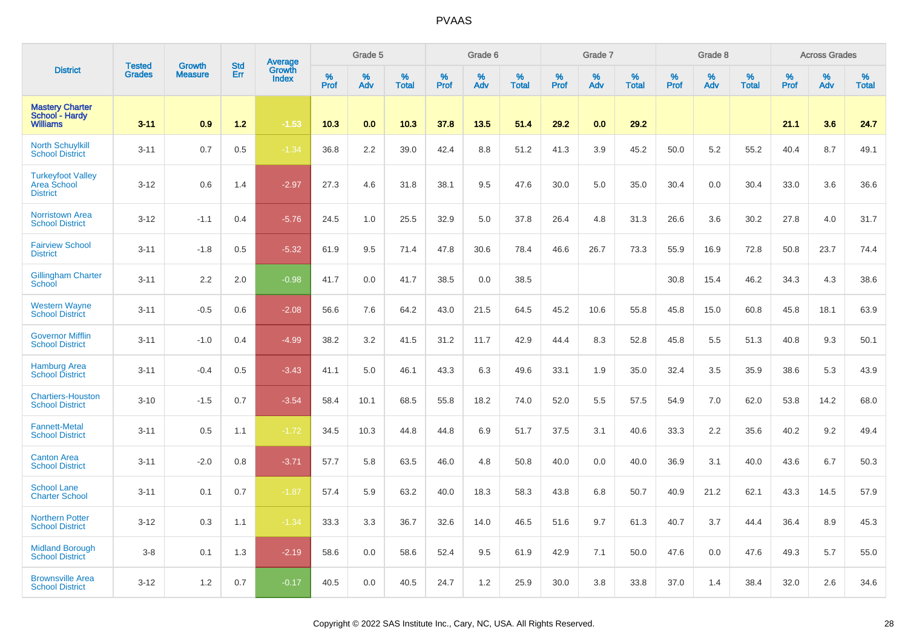# PVAAS

| District | Tested Grades | Growth Measure | Std Err | Average Growth Index | Grade 5 | | | Grade 6 | | | Grade 7 | | | Grade 8 | | | Across Grades | | |
|---|---|---|---|---|---|---|---|---|---|---|---|---|---|---|---|---|---|---|---|
| | | | | | % Prof | % Adv | % Total | % Prof | % Adv | % Total | % Prof | % Adv | % Total | % Prof | % Adv | % Total | % Prof | % Adv | % Total |
| **Mastery Charter School - Hardy Williams** | **3-11** | **0.9** | **1.2** | **-1.53** | **10.3** | **0.0** | **10.3** | **37.8** | **13.5** | **51.4** | **29.2** | **0.0** | **29.2** | | | | **21.1** | **3.6** | **24.7** |
| North Schuylkill School District | 3-11 | 0.7 | 0.5 | -1.34 | 36.8 | 2.2 | 39.0 | 42.4 | 8.8 | 51.2 | 41.3 | 3.9 | 45.2 | 50.0 | 5.2 | 55.2 | 40.4 | 8.7 | 49.1 |
| Turkeyfoot Valley Area School District | 3-12 | 0.6 | 1.4 | -2.97 | 27.3 | 4.6 | 31.8 | 38.1 | 9.5 | 47.6 | 30.0 | 5.0 | 35.0 | 30.4 | 0.0 | 30.4 | 33.0 | 3.6 | 36.6 |
| Norristown Area School District | 3-12 | -1.1 | 0.4 | -5.76 | 24.5 | 1.0 | 25.5 | 32.9 | 5.0 | 37.8 | 26.4 | 4.8 | 31.3 | 26.6 | 3.6 | 30.2 | 27.8 | 4.0 | 31.7 |
| Fairview School District | 3-11 | -1.8 | 0.5 | -5.32 | 61.9 | 9.5 | 71.4 | 47.8 | 30.6 | 78.4 | 46.6 | 26.7 | 73.3 | 55.9 | 16.9 | 72.8 | 50.8 | 23.7 | 74.4 |
| Gillingham Charter School | 3-11 | 2.2 | 2.0 | -0.98 | 41.7 | 0.0 | 41.7 | 38.5 | 0.0 | 38.5 | | | | 30.8 | 15.4 | 46.2 | 34.3 | 4.3 | 38.6 |
| Western Wayne School District | 3-11 | -0.5 | 0.6 | -2.08 | 56.6 | 7.6 | 64.2 | 43.0 | 21.5 | 64.5 | 45.2 | 10.6 | 55.8 | 45.8 | 15.0 | 60.8 | 45.8 | 18.1 | 63.9 |
| Governor Mifflin School District | 3-11 | -1.0 | 0.4 | -4.99 | 38.2 | 3.2 | 41.5 | 31.2 | 11.7 | 42.9 | 44.4 | 8.3 | 52.8 | 45.8 | 5.5 | 51.3 | 40.8 | 9.3 | 50.1 |
| Hamburg Area School District | 3-11 | -0.4 | 0.5 | -3.43 | 41.1 | 5.0 | 46.1 | 43.3 | 6.3 | 49.6 | 33.1 | 1.9 | 35.0 | 32.4 | 3.5 | 35.9 | 38.6 | 5.3 | 43.9 |
| Chartiers-Houston School District | 3-10 | -1.5 | 0.7 | -3.54 | 58.4 | 10.1 | 68.5 | 55.8 | 18.2 | 74.0 | 52.0 | 5.5 | 57.5 | 54.9 | 7.0 | 62.0 | 53.8 | 14.2 | 68.0 |
| Fannett-Metal School District | 3-11 | 0.5 | 1.1 | -1.72 | 34.5 | 10.3 | 44.8 | 44.8 | 6.9 | 51.7 | 37.5 | 3.1 | 40.6 | 33.3 | 2.2 | 35.6 | 40.2 | 9.2 | 49.4 |
| Canton Area School District | 3-11 | -2.0 | 0.8 | -3.71 | 57.7 | 5.8 | 63.5 | 46.0 | 4.8 | 50.8 | 40.0 | 0.0 | 40.0 | 36.9 | 3.1 | 40.0 | 43.6 | 6.7 | 50.3 |
| School Lane Charter School | 3-11 | 0.1 | 0.7 | -1.87 | 57.4 | 5.9 | 63.2 | 40.0 | 18.3 | 58.3 | 43.8 | 6.8 | 50.7 | 40.9 | 21.2 | 62.1 | 43.3 | 14.5 | 57.9 |
| Northern Potter School District | 3-12 | 0.3 | 1.1 | -1.34 | 33.3 | 3.3 | 36.7 | 32.6 | 14.0 | 46.5 | 51.6 | 9.7 | 61.3 | 40.7 | 3.7 | 44.4 | 36.4 | 8.9 | 45.3 |
| Midland Borough School District | 3-8 | 0.1 | 1.3 | -2.19 | 58.6 | 0.0 | 58.6 | 52.4 | 9.5 | 61.9 | 42.9 | 7.1 | 50.0 | 47.6 | 0.0 | 47.6 | 49.3 | 5.7 | 55.0 |
| Brownsville Area School District | 3-12 | 1.2 | 0.7 | -0.17 | 40.5 | 0.0 | 40.5 | 24.7 | 1.2 | 25.9 | 30.0 | 3.8 | 33.8 | 37.0 | 1.4 | 38.4 | 32.0 | 2.6 | 34.6 |

Copyright © 2022 SAS Institute Inc., Cary, NC, USA. All Rights Reserved.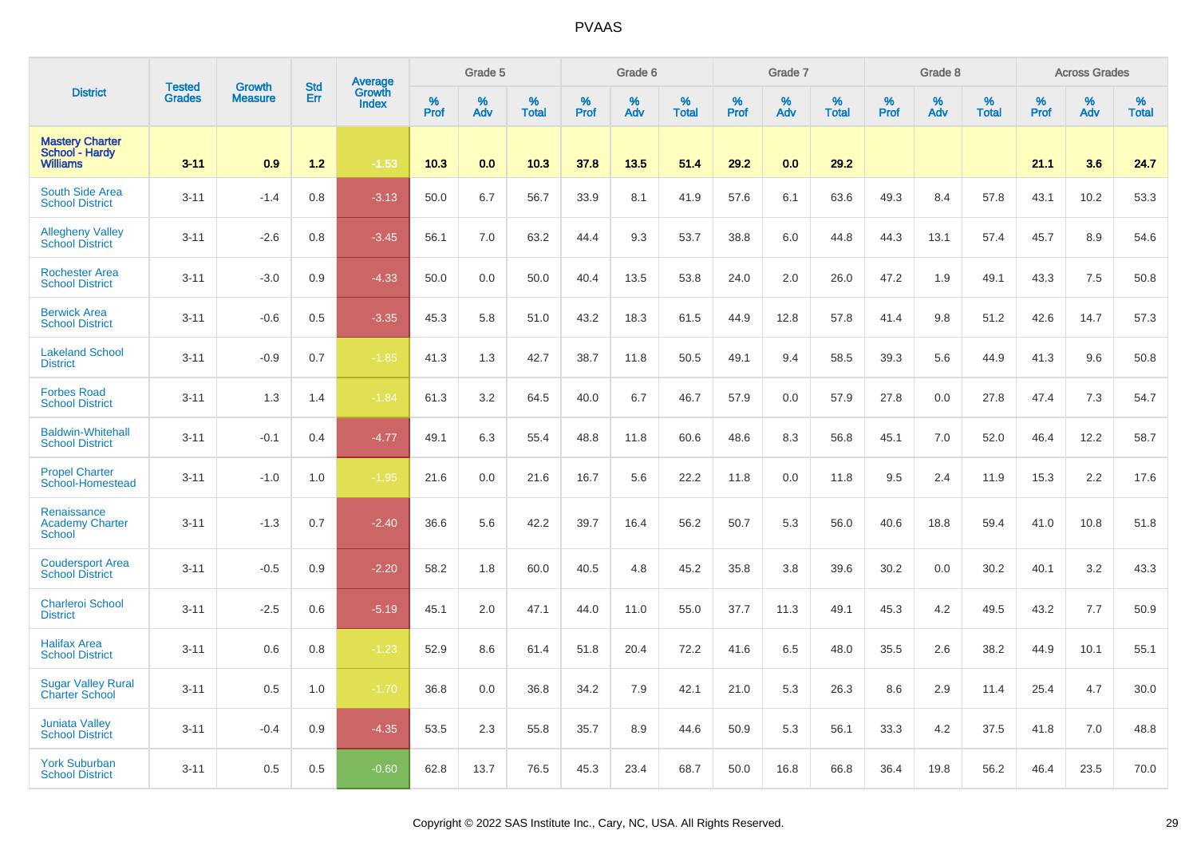# PVAAS

| District | Tested Grades | Growth Measure | Std Err | Average Growth Index | Grade 5 | | | Grade 6 | | | Grade 7 | | | Grade 8 | | | Across Grades | | |
|---|---|---|---|---|---|---|---|---|---|---|---|---|---|---|---|---|---|---|---|
| | | | | | % Prof | % Adv | % Total | % Prof | % Adv | % Total | % Prof | % Adv | % Total | % Prof | % Adv | % Total | % Prof | % Adv | % Total |
| **Mastery Charter School - Hardy Williams** | **3-11** | **0.9** | **1.2** | **-1.53** | **10.3** | **0.0** | **10.3** | **37.8** | **13.5** | **51.4** | **29.2** | **0.0** | **29.2** | | | | **21.1** | **3.6** | **24.7** |
| South Side Area School District | 3-11 | -1.4 | 0.8 | -3.13 | 50.0 | 6.7 | 56.7 | 33.9 | 8.1 | 41.9 | 57.6 | 6.1 | 63.6 | 49.3 | 8.4 | 57.8 | 43.1 | 10.2 | 53.3 |
| Allegheny Valley School District | 3-11 | -2.6 | 0.8 | -3.45 | 56.1 | 7.0 | 63.2 | 44.4 | 9.3 | 53.7 | 38.8 | 6.0 | 44.8 | 44.3 | 13.1 | 57.4 | 45.7 | 8.9 | 54.6 |
| Rochester Area School District | 3-11 | -3.0 | 0.9 | -4.33 | 50.0 | 0.0 | 50.0 | 40.4 | 13.5 | 53.8 | 24.0 | 2.0 | 26.0 | 47.2 | 1.9 | 49.1 | 43.3 | 7.5 | 50.8 |
| Berwick Area School District | 3-11 | -0.6 | 0.5 | -3.35 | 45.3 | 5.8 | 51.0 | 43.2 | 18.3 | 61.5 | 44.9 | 12.8 | 57.8 | 41.4 | 9.8 | 51.2 | 42.6 | 14.7 | 57.3 |
| Lakeland School District | 3-11 | -0.9 | 0.7 | -1.85 | 41.3 | 1.3 | 42.7 | 38.7 | 11.8 | 50.5 | 49.1 | 9.4 | 58.5 | 39.3 | 5.6 | 44.9 | 41.3 | 9.6 | 50.8 |
| Forbes Road School District | 3-11 | 1.3 | 1.4 | -1.84 | 61.3 | 3.2 | 64.5 | 40.0 | 6.7 | 46.7 | 57.9 | 0.0 | 57.9 | 27.8 | 0.0 | 27.8 | 47.4 | 7.3 | 54.7 |
| Baldwin-Whitehall School District | 3-11 | -0.1 | 0.4 | -4.77 | 49.1 | 6.3 | 55.4 | 48.8 | 11.8 | 60.6 | 48.6 | 8.3 | 56.8 | 45.1 | 7.0 | 52.0 | 46.4 | 12.2 | 58.7 |
| Propel Charter School-Homestead | 3-11 | -1.0 | 1.0 | -1.95 | 21.6 | 0.0 | 21.6 | 16.7 | 5.6 | 22.2 | 11.8 | 0.0 | 11.8 | 9.5 | 2.4 | 11.9 | 15.3 | 2.2 | 17.6 |
| Renaissance Academy Charter School | 3-11 | -1.3 | 0.7 | -2.40 | 36.6 | 5.6 | 42.2 | 39.7 | 16.4 | 56.2 | 50.7 | 5.3 | 56.0 | 40.6 | 18.8 | 59.4 | 41.0 | 10.8 | 51.8 |
| Coudersport Area School District | 3-11 | -0.5 | 0.9 | -2.20 | 58.2 | 1.8 | 60.0 | 40.5 | 4.8 | 45.2 | 35.8 | 3.8 | 39.6 | 30.2 | 0.0 | 30.2 | 40.1 | 3.2 | 43.3 |
| Charleroi School District | 3-11 | -2.5 | 0.6 | -5.19 | 45.1 | 2.0 | 47.1 | 44.0 | 11.0 | 55.0 | 37.7 | 11.3 | 49.1 | 45.3 | 4.2 | 49.5 | 43.2 | 7.7 | 50.9 |
| Halifax Area School District | 3-11 | 0.6 | 0.8 | -1.23 | 52.9 | 8.6 | 61.4 | 51.8 | 20.4 | 72.2 | 41.6 | 6.5 | 48.0 | 35.5 | 2.6 | 38.2 | 44.9 | 10.1 | 55.1 |
| Sugar Valley Rural Charter School | 3-11 | 0.5 | 1.0 | -1.70 | 36.8 | 0.0 | 36.8 | 34.2 | 7.9 | 42.1 | 21.0 | 5.3 | 26.3 | 8.6 | 2.9 | 11.4 | 25.4 | 4.7 | 30.0 |
| Juniata Valley School District | 3-11 | -0.4 | 0.9 | -4.35 | 53.5 | 2.3 | 55.8 | 35.7 | 8.9 | 44.6 | 50.9 | 5.3 | 56.1 | 33.3 | 4.2 | 37.5 | 41.8 | 7.0 | 48.8 |
| York Suburban School District | 3-11 | 0.5 | 0.5 | -0.60 | 62.8 | 13.7 | 76.5 | 45.3 | 23.4 | 68.7 | 50.0 | 16.8 | 66.8 | 36.4 | 19.8 | 56.2 | 46.4 | 23.5 | 70.0 |

Copyright © 2022 SAS Institute Inc., Cary, NC, USA. All Rights Reserved.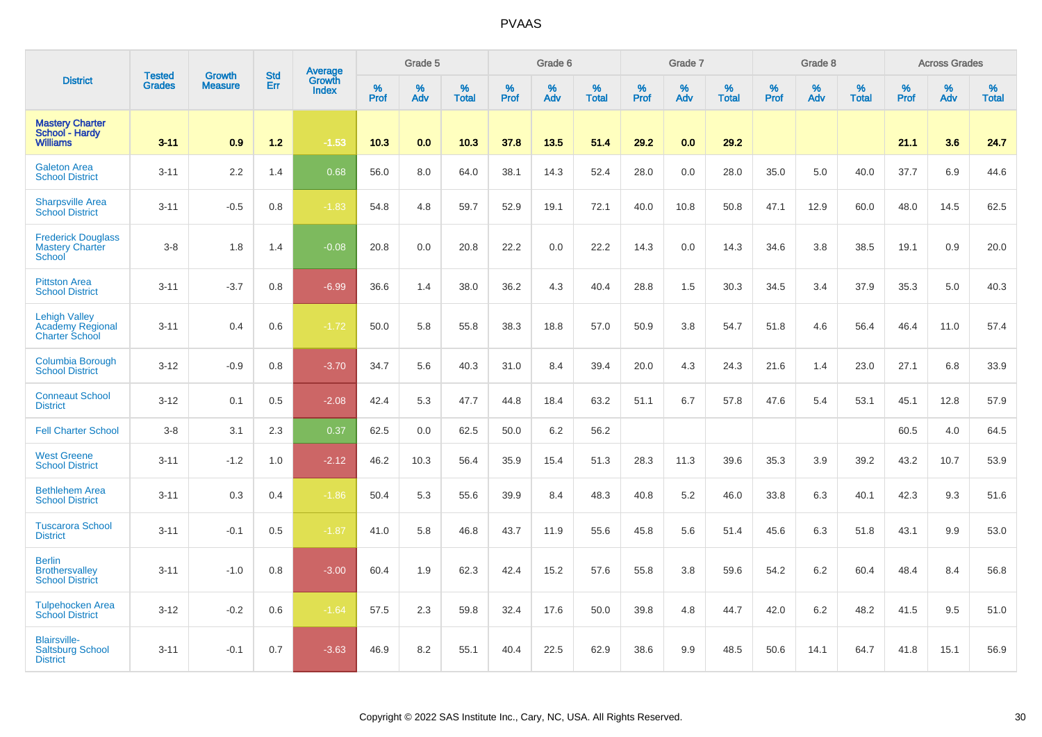# PVAAS

| District | Tested Grades | Growth Measure | Std Err | Average Growth Index | Grade 5 | | | Grade 6 | | | Grade 7 | | | Grade 8 | | | Across Grades | | |
|---|---|---|---|---|---|---|---|---|---|---|---|---|---|---|---|---|---|---|---|
| | | | | | % Prof | % Adv | % Total | % Prof | % Adv | % Total | % Prof | % Adv | % Total | % Prof | % Adv | % Total | % Prof | % Adv | % Total |
| **Mastery Charter School - Hardy Williams** | **3-11** | **0.9** | **1.2** | **-1.53** | **10.3** | **0.0** | **10.3** | **37.8** | **13.5** | **51.4** | **29.2** | **0.0** | **29.2** | | | | **21.1** | **3.6** | **24.7** |
| Galeton Area School District | 3-11 | 2.2 | 1.4 | 0.68 | 56.0 | 8.0 | 64.0 | 38.1 | 14.3 | 52.4 | 28.0 | 0.0 | 28.0 | 35.0 | 5.0 | 40.0 | 37.7 | 6.9 | 44.6 |
| Sharpsville Area School District | 3-11 | -0.5 | 0.8 | -1.83 | 54.8 | 4.8 | 59.7 | 52.9 | 19.1 | 72.1 | 40.0 | 10.8 | 50.8 | 47.1 | 12.9 | 60.0 | 48.0 | 14.5 | 62.5 |
| Frederick Douglass Mastery Charter School | 3-8 | 1.8 | 1.4 | -0.08 | 20.8 | 0.0 | 20.8 | 22.2 | 0.0 | 22.2 | 14.3 | 0.0 | 14.3 | 34.6 | 3.8 | 38.5 | 19.1 | 0.9 | 20.0 |
| Pittston Area School District | 3-11 | -3.7 | 0.8 | -6.99 | 36.6 | 1.4 | 38.0 | 36.2 | 4.3 | 40.4 | 28.8 | 1.5 | 30.3 | 34.5 | 3.4 | 37.9 | 35.3 | 5.0 | 40.3 |
| Lehigh Valley Academy Regional Charter School | 3-11 | 0.4 | 0.6 | -1.72 | 50.0 | 5.8 | 55.8 | 38.3 | 18.8 | 57.0 | 50.9 | 3.8 | 54.7 | 51.8 | 4.6 | 56.4 | 46.4 | 11.0 | 57.4 |
| Columbia Borough School District | 3-12 | -0.9 | 0.8 | -3.70 | 34.7 | 5.6 | 40.3 | 31.0 | 8.4 | 39.4 | 20.0 | 4.3 | 24.3 | 21.6 | 1.4 | 23.0 | 27.1 | 6.8 | 33.9 |
| Conneaut School District | 3-12 | 0.1 | 0.5 | -2.08 | 42.4 | 5.3 | 47.7 | 44.8 | 18.4 | 63.2 | 51.1 | 6.7 | 57.8 | 47.6 | 5.4 | 53.1 | 45.1 | 12.8 | 57.9 |
| Fell Charter School | 3-8 | 3.1 | 2.3 | 0.37 | 62.5 | 0.0 | 62.5 | 50.0 | 6.2 | 56.2 | | | | | | | 60.5 | 4.0 | 64.5 |
| West Greene School District | 3-11 | -1.2 | 1.0 | -2.12 | 46.2 | 10.3 | 56.4 | 35.9 | 15.4 | 51.3 | 28.3 | 11.3 | 39.6 | 35.3 | 3.9 | 39.2 | 43.2 | 10.7 | 53.9 |
| Bethlehem Area School District | 3-11 | 0.3 | 0.4 | -1.86 | 50.4 | 5.3 | 55.6 | 39.9 | 8.4 | 48.3 | 40.8 | 5.2 | 46.0 | 33.8 | 6.3 | 40.1 | 42.3 | 9.3 | 51.6 |
| Tuscarora School District | 3-11 | -0.1 | 0.5 | -1.87 | 41.0 | 5.8 | 46.8 | 43.7 | 11.9 | 55.6 | 45.8 | 5.6 | 51.4 | 45.6 | 6.3 | 51.8 | 43.1 | 9.9 | 53.0 |
| Berlin Brothersvalley School District | 3-11 | -1.0 | 0.8 | -3.00 | 60.4 | 1.9 | 62.3 | 42.4 | 15.2 | 57.6 | 55.8 | 3.8 | 59.6 | 54.2 | 6.2 | 60.4 | 48.4 | 8.4 | 56.8 |
| Tulpehocken Area School District | 3-12 | -0.2 | 0.6 | -1.64 | 57.5 | 2.3 | 59.8 | 32.4 | 17.6 | 50.0 | 39.8 | 4.8 | 44.7 | 42.0 | 6.2 | 48.2 | 41.5 | 9.5 | 51.0 |
| Blairsville-Saltsburg School District | 3-11 | -0.1 | 0.7 | -3.63 | 46.9 | 8.2 | 55.1 | 40.4 | 22.5 | 62.9 | 38.6 | 9.9 | 48.5 | 50.6 | 14.1 | 64.7 | 41.8 | 15.1 | 56.9 |

Copyright © 2022 SAS Institute Inc., Cary, NC, USA. All Rights Reserved.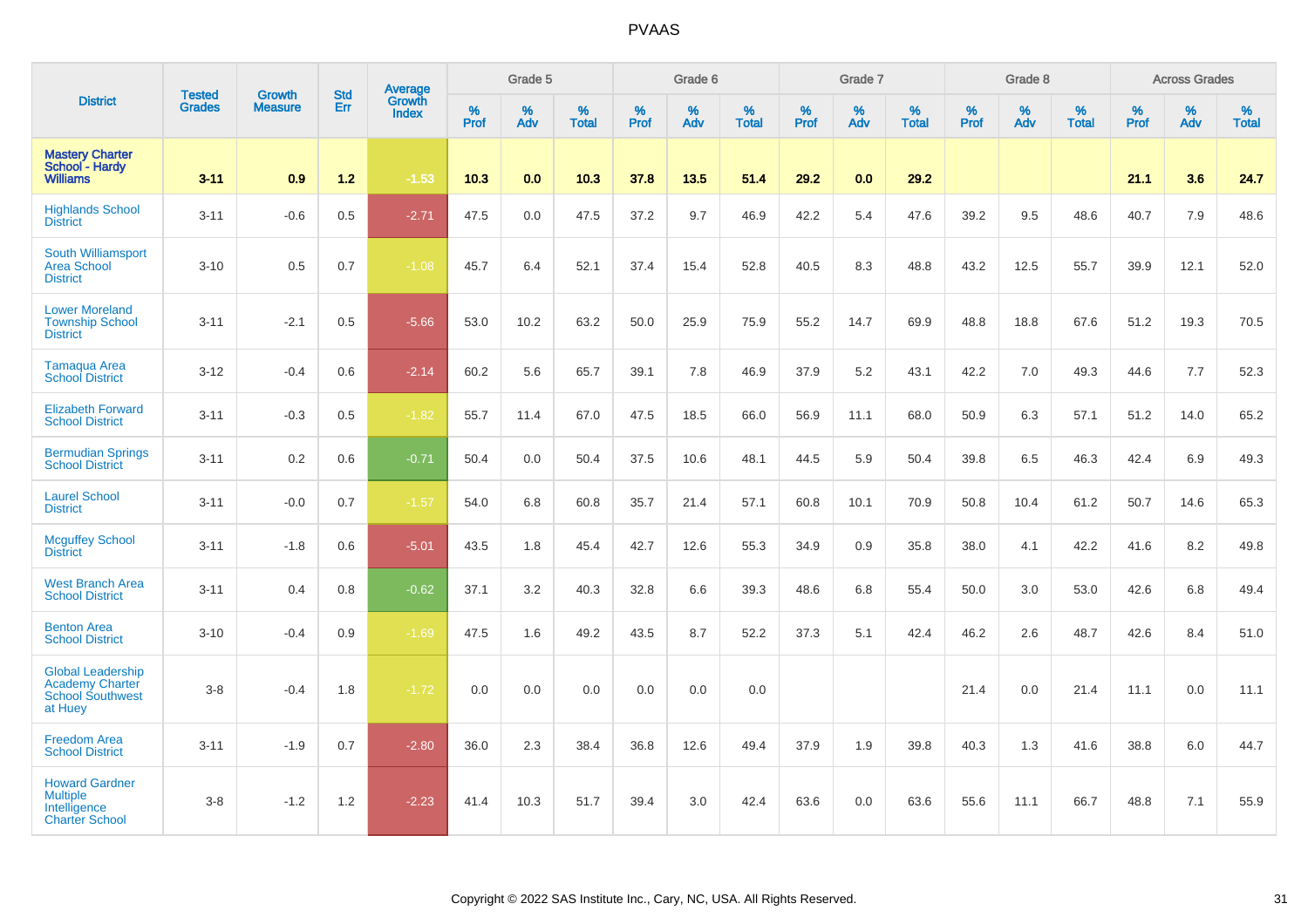# PVAAS

| District | Tested Grades | Growth Measure | Std Err | Average Growth Index | Grade 5 | | | Grade 6 | | | Grade 7 | | | Grade 8 | | | Across Grades | | |
|---|---|---|---|---|---|---|---|---|---|---|---|---|---|---|---|---|---|---|---|
| | | | | | % Prof | % Adv | % Total | % Prof | % Adv | % Total | % Prof | % Adv | % Total | % Prof | % Adv | % Total | % Prof | % Adv | % Total |
| **Mastery Charter School - Hardy Williams** | **3-11** | **0.9** | **1.2** | **-1.53** | **10.3** | **0.0** | **10.3** | **37.8** | **13.5** | **51.4** | **29.2** | **0.0** | **29.2** | | | | **21.1** | **3.6** | **24.7** |
| Highlands School District | 3-11 | -0.6 | 0.5 | -2.71 | 47.5 | 0.0 | 47.5 | 37.2 | 9.7 | 46.9 | 42.2 | 5.4 | 47.6 | 39.2 | 9.5 | 48.6 | 40.7 | 7.9 | 48.6 |
| South Williamsport Area School District | 3-10 | 0.5 | 0.7 | -1.08 | 45.7 | 6.4 | 52.1 | 37.4 | 15.4 | 52.8 | 40.5 | 8.3 | 48.8 | 43.2 | 12.5 | 55.7 | 39.9 | 12.1 | 52.0 |
| Lower Moreland Township School District | 3-11 | -2.1 | 0.5 | -5.66 | 53.0 | 10.2 | 63.2 | 50.0 | 25.9 | 75.9 | 55.2 | 14.7 | 69.9 | 48.8 | 18.8 | 67.6 | 51.2 | 19.3 | 70.5 |
| Tamaqua Area School District | 3-12 | -0.4 | 0.6 | -2.14 | 60.2 | 5.6 | 65.7 | 39.1 | 7.8 | 46.9 | 37.9 | 5.2 | 43.1 | 42.2 | 7.0 | 49.3 | 44.6 | 7.7 | 52.3 |
| Elizabeth Forward School District | 3-11 | -0.3 | 0.5 | -1.82 | 55.7 | 11.4 | 67.0 | 47.5 | 18.5 | 66.0 | 56.9 | 11.1 | 68.0 | 50.9 | 6.3 | 57.1 | 51.2 | 14.0 | 65.2 |
| Bermudian Springs School District | 3-11 | 0.2 | 0.6 | -0.71 | 50.4 | 0.0 | 50.4 | 37.5 | 10.6 | 48.1 | 44.5 | 5.9 | 50.4 | 39.8 | 6.5 | 46.3 | 42.4 | 6.9 | 49.3 |
| Laurel School District | 3-11 | -0.0 | 0.7 | -1.57 | 54.0 | 6.8 | 60.8 | 35.7 | 21.4 | 57.1 | 60.8 | 10.1 | 70.9 | 50.8 | 10.4 | 61.2 | 50.7 | 14.6 | 65.3 |
| Mcguffey School District | 3-11 | -1.8 | 0.6 | -5.01 | 43.5 | 1.8 | 45.4 | 42.7 | 12.6 | 55.3 | 34.9 | 0.9 | 35.8 | 38.0 | 4.1 | 42.2 | 41.6 | 8.2 | 49.8 |
| West Branch Area School District | 3-11 | 0.4 | 0.8 | -0.62 | 37.1 | 3.2 | 40.3 | 32.8 | 6.6 | 39.3 | 48.6 | 6.8 | 55.4 | 50.0 | 3.0 | 53.0 | 42.6 | 6.8 | 49.4 |
| Benton Area School District | 3-10 | -0.4 | 0.9 | -1.69 | 47.5 | 1.6 | 49.2 | 43.5 | 8.7 | 52.2 | 37.3 | 5.1 | 42.4 | 46.2 | 2.6 | 48.7 | 42.6 | 8.4 | 51.0 |
| Global Leadership Academy Charter School Southwest at Huey | 3-8 | -0.4 | 1.8 | -1.72 | 0.0 | 0.0 | 0.0 | 0.0 | 0.0 | 0.0 | | | | 21.4 | 0.0 | 21.4 | 11.1 | 0.0 | 11.1 |
| Freedom Area School District | 3-11 | -1.9 | 0.7 | -2.80 | 36.0 | 2.3 | 38.4 | 36.8 | 12.6 | 49.4 | 37.9 | 1.9 | 39.8 | 40.3 | 1.3 | 41.6 | 38.8 | 6.0 | 44.7 |
| Howard Gardner Multiple Intelligence Charter School | 3-8 | -1.2 | 1.2 | -2.23 | 41.4 | 10.3 | 51.7 | 39.4 | 3.0 | 42.4 | 63.6 | 0.0 | 63.6 | 55.6 | 11.1 | 66.7 | 48.8 | 7.1 | 55.9 |

Copyright © 2022 SAS Institute Inc., Cary, NC, USA. All Rights Reserved.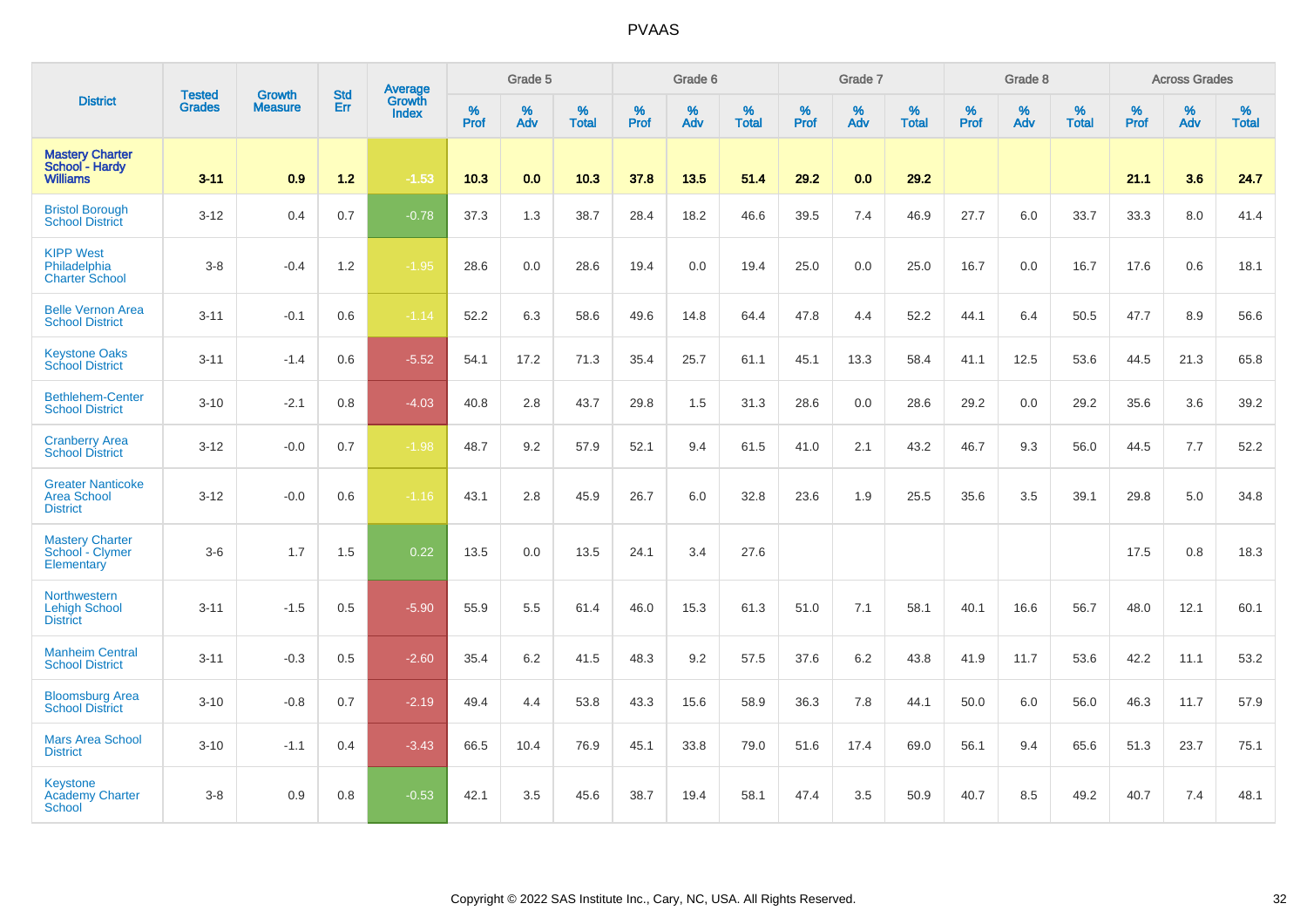# PVAAS

| District | Tested Grades | Growth Measure | Std Err | Average Growth Index | Grade 5 | | | Grade 6 | | | Grade 7 | | | Grade 8 | | | Across Grades | | |
|---|---|---|---|---|---|---|---|---|---|---|---|---|---|---|---|---|---|---|---|
| | | | | | % Prof | % Adv | % Total | % Prof | % Adv | % Total | % Prof | % Adv | % Total | % Prof | % Adv | % Total | % Prof | % Adv | % Total |
| **Mastery Charter School - Hardy Williams** | **3-11** | **0.9** | **1.2** | **-1.53** | **10.3** | **0.0** | **10.3** | **37.8** | **13.5** | **51.4** | **29.2** | **0.0** | **29.2** | | | | **21.1** | **3.6** | **24.7** |
| Bristol Borough School District | 3-12 | 0.4 | 0.7 | -0.78 | 37.3 | 1.3 | 38.7 | 28.4 | 18.2 | 46.6 | 39.5 | 7.4 | 46.9 | 27.7 | 6.0 | 33.7 | 33.3 | 8.0 | 41.4 |
| KIPP West Philadelphia Charter School | 3-8 | -0.4 | 1.2 | -1.95 | 28.6 | 0.0 | 28.6 | 19.4 | 0.0 | 19.4 | 25.0 | 0.0 | 25.0 | 16.7 | 0.0 | 16.7 | 17.6 | 0.6 | 18.1 |
| Belle Vernon Area School District | 3-11 | -0.1 | 0.6 | -1.14 | 52.2 | 6.3 | 58.6 | 49.6 | 14.8 | 64.4 | 47.8 | 4.4 | 52.2 | 44.1 | 6.4 | 50.5 | 47.7 | 8.9 | 56.6 |
| Keystone Oaks School District | 3-11 | -1.4 | 0.6 | -5.52 | 54.1 | 17.2 | 71.3 | 35.4 | 25.7 | 61.1 | 45.1 | 13.3 | 58.4 | 41.1 | 12.5 | 53.6 | 44.5 | 21.3 | 65.8 |
| Bethlehem-Center School District | 3-10 | -2.1 | 0.8 | -4.03 | 40.8 | 2.8 | 43.7 | 29.8 | 1.5 | 31.3 | 28.6 | 0.0 | 28.6 | 29.2 | 0.0 | 29.2 | 35.6 | 3.6 | 39.2 |
| Cranberry Area School District | 3-12 | -0.0 | 0.7 | -1.98 | 48.7 | 9.2 | 57.9 | 52.1 | 9.4 | 61.5 | 41.0 | 2.1 | 43.2 | 46.7 | 9.3 | 56.0 | 44.5 | 7.7 | 52.2 |
| Greater Nanticoke Area School District | 3-12 | -0.0 | 0.6 | -1.16 | 43.1 | 2.8 | 45.9 | 26.7 | 6.0 | 32.8 | 23.6 | 1.9 | 25.5 | 35.6 | 3.5 | 39.1 | 29.8 | 5.0 | 34.8 |
| Mastery Charter School - Clymer Elementary | 3-6 | 1.7 | 1.5 | 0.22 | 13.5 | 0.0 | 13.5 | 24.1 | 3.4 | 27.6 | | | | | | | 17.5 | 0.8 | 18.3 |
| Northwestern Lehigh School District | 3-11 | -1.5 | 0.5 | -5.90 | 55.9 | 5.5 | 61.4 | 46.0 | 15.3 | 61.3 | 51.0 | 7.1 | 58.1 | 40.1 | 16.6 | 56.7 | 48.0 | 12.1 | 60.1 |
| Manheim Central School District | 3-11 | -0.3 | 0.5 | -2.60 | 35.4 | 6.2 | 41.5 | 48.3 | 9.2 | 57.5 | 37.6 | 6.2 | 43.8 | 41.9 | 11.7 | 53.6 | 42.2 | 11.1 | 53.2 |
| Bloomsburg Area School District | 3-10 | -0.8 | 0.7 | -2.19 | 49.4 | 4.4 | 53.8 | 43.3 | 15.6 | 58.9 | 36.3 | 7.8 | 44.1 | 50.0 | 6.0 | 56.0 | 46.3 | 11.7 | 57.9 |
| Mars Area School District | 3-10 | -1.1 | 0.4 | -3.43 | 66.5 | 10.4 | 76.9 | 45.1 | 33.8 | 79.0 | 51.6 | 17.4 | 69.0 | 56.1 | 9.4 | 65.6 | 51.3 | 23.7 | 75.1 |
| Keystone Academy Charter School | 3-8 | 0.9 | 0.8 | -0.53 | 42.1 | 3.5 | 45.6 | 38.7 | 19.4 | 58.1 | 47.4 | 3.5 | 50.9 | 40.7 | 8.5 | 49.2 | 40.7 | 7.4 | 48.1 |

Copyright © 2022 SAS Institute Inc., Cary, NC, USA. All Rights Reserved.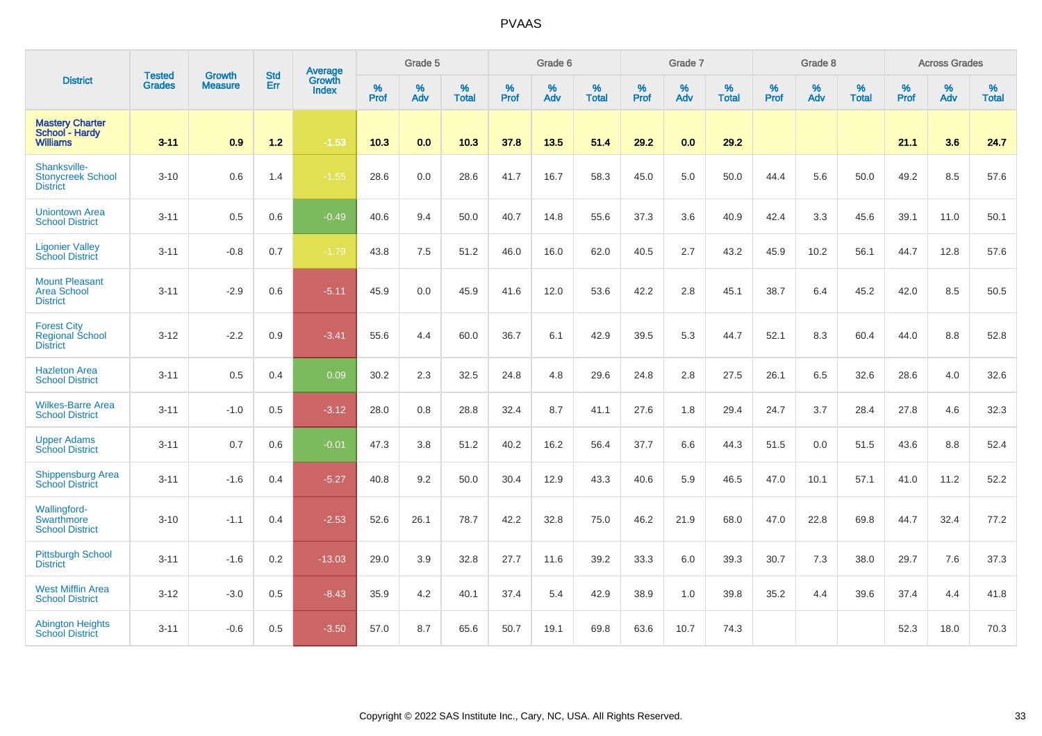# PVAAS

| District | Tested Grades | Growth Measure | Std Err | Average Growth Index | Grade 5 | | | Grade 6 | | | Grade 7 | | | Grade 8 | | | Across Grades | | |
|---|---|---|---|---|---|---|---|---|---|---|---|---|---|---|---|---|---|---|---|
| | | | | | % Prof | % Adv | % Total | % Prof | % Adv | % Total | % Prof | % Adv | % Total | % Prof | % Adv | % Total | % Prof | % Adv | % Total |
| **Mastery Charter School - Hardy Williams** | **3-11** | **0.9** | **1.2** | **-1.53** | **10.3** | **0.0** | **10.3** | **37.8** | **13.5** | **51.4** | **29.2** | **0.0** | **29.2** | | | | **21.1** | **3.6** | **24.7** |
| Shanksville-Stonycreek School District | 3-10 | 0.6 | 1.4 | -1.55 | 28.6 | 0.0 | 28.6 | 41.7 | 16.7 | 58.3 | 45.0 | 5.0 | 50.0 | 44.4 | 5.6 | 50.0 | 49.2 | 8.5 | 57.6 |
| Uniontown Area School District | 3-11 | 0.5 | 0.6 | -0.49 | 40.6 | 9.4 | 50.0 | 40.7 | 14.8 | 55.6 | 37.3 | 3.6 | 40.9 | 42.4 | 3.3 | 45.6 | 39.1 | 11.0 | 50.1 |
| Ligonier Valley School District | 3-11 | -0.8 | 0.7 | -1.79 | 43.8 | 7.5 | 51.2 | 46.0 | 16.0 | 62.0 | 40.5 | 2.7 | 43.2 | 45.9 | 10.2 | 56.1 | 44.7 | 12.8 | 57.6 |
| Mount Pleasant Area School District | 3-11 | -2.9 | 0.6 | -5.11 | 45.9 | 0.0 | 45.9 | 41.6 | 12.0 | 53.6 | 42.2 | 2.8 | 45.1 | 38.7 | 6.4 | 45.2 | 42.0 | 8.5 | 50.5 |
| Forest City Regional School District | 3-12 | -2.2 | 0.9 | -3.41 | 55.6 | 4.4 | 60.0 | 36.7 | 6.1 | 42.9 | 39.5 | 5.3 | 44.7 | 52.1 | 8.3 | 60.4 | 44.0 | 8.8 | 52.8 |
| Hazleton Area School District | 3-11 | 0.5 | 0.4 | 0.09 | 30.2 | 2.3 | 32.5 | 24.8 | 4.8 | 29.6 | 24.8 | 2.8 | 27.5 | 26.1 | 6.5 | 32.6 | 28.6 | 4.0 | 32.6 |
| Wilkes-Barre Area School District | 3-11 | -1.0 | 0.5 | -3.12 | 28.0 | 0.8 | 28.8 | 32.4 | 8.7 | 41.1 | 27.6 | 1.8 | 29.4 | 24.7 | 3.7 | 28.4 | 27.8 | 4.6 | 32.3 |
| Upper Adams School District | 3-11 | 0.7 | 0.6 | -0.01 | 47.3 | 3.8 | 51.2 | 40.2 | 16.2 | 56.4 | 37.7 | 6.6 | 44.3 | 51.5 | 0.0 | 51.5 | 43.6 | 8.8 | 52.4 |
| Shippensburg Area School District | 3-11 | -1.6 | 0.4 | -5.27 | 40.8 | 9.2 | 50.0 | 30.4 | 12.9 | 43.3 | 40.6 | 5.9 | 46.5 | 47.0 | 10.1 | 57.1 | 41.0 | 11.2 | 52.2 |
| Wallingford-Swarthmore School District | 3-10 | -1.1 | 0.4 | -2.53 | 52.6 | 26.1 | 78.7 | 42.2 | 32.8 | 75.0 | 46.2 | 21.9 | 68.0 | 47.0 | 22.8 | 69.8 | 44.7 | 32.4 | 77.2 |
| Pittsburgh School District | 3-11 | -1.6 | 0.2 | -13.03 | 29.0 | 3.9 | 32.8 | 27.7 | 11.6 | 39.2 | 33.3 | 6.0 | 39.3 | 30.7 | 7.3 | 38.0 | 29.7 | 7.6 | 37.3 |
| West Mifflin Area School District | 3-12 | -3.0 | 0.5 | -8.43 | 35.9 | 4.2 | 40.1 | 37.4 | 5.4 | 42.9 | 38.9 | 1.0 | 39.8 | 35.2 | 4.4 | 39.6 | 37.4 | 4.4 | 41.8 |
| Abington Heights School District | 3-11 | -0.6 | 0.5 | -3.50 | 57.0 | 8.7 | 65.6 | 50.7 | 19.1 | 69.8 | 63.6 | 10.7 | 74.3 | | | | 52.3 | 18.0 | 70.3 |

Copyright © 2022 SAS Institute Inc., Cary, NC, USA. All Rights Reserved.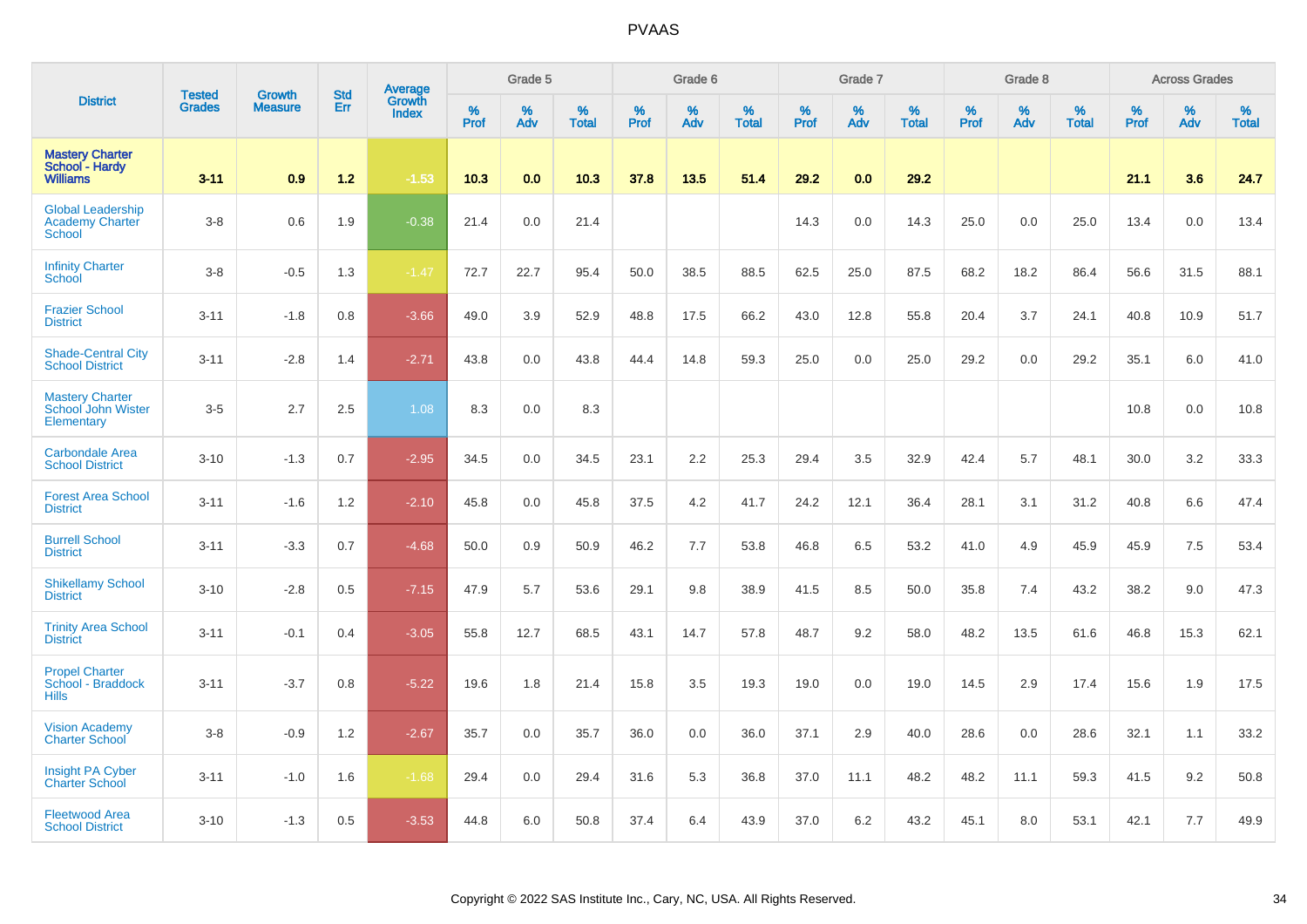# PVAAS

| District | Tested Grades | Growth Measure | Std Err | Average Growth Index | Grade 5 | | | Grade 6 | | | Grade 7 | | | Grade 8 | | | Across Grades | | |
|---|---|---|---|---|---|---|---|---|---|---|---|---|---|---|---|---|---|---|---|
| | | | | | % Prof | % Adv | % Total | % Prof | % Adv | % Total | % Prof | % Adv | % Total | % Prof | % Adv | % Total | % Prof | % Adv | % Total |
| **Mastery Charter School - Hardy Williams** | **3-11** | **0.9** | **1.2** | **-1.53** | **10.3** | **0.0** | **10.3** | **37.8** | **13.5** | **51.4** | **29.2** | **0.0** | **29.2** | | | | **21.1** | **3.6** | **24.7** |
| Global Leadership Academy Charter School | 3-8 | 0.6 | 1.9 | -0.38 | 21.4 | 0.0 | 21.4 | | | | 14.3 | 0.0 | 14.3 | 25.0 | 0.0 | 25.0 | 13.4 | 0.0 | 13.4 |
| Infinity Charter School | 3-8 | -0.5 | 1.3 | -1.47 | 72.7 | 22.7 | 95.4 | 50.0 | 38.5 | 88.5 | 62.5 | 25.0 | 87.5 | 68.2 | 18.2 | 86.4 | 56.6 | 31.5 | 88.1 |
| Frazier School District | 3-11 | -1.8 | 0.8 | -3.66 | 49.0 | 3.9 | 52.9 | 48.8 | 17.5 | 66.2 | 43.0 | 12.8 | 55.8 | 20.4 | 3.7 | 24.1 | 40.8 | 10.9 | 51.7 |
| Shade-Central City School District | 3-11 | -2.8 | 1.4 | -2.71 | 43.8 | 0.0 | 43.8 | 44.4 | 14.8 | 59.3 | 25.0 | 0.0 | 25.0 | 29.2 | 0.0 | 29.2 | 35.1 | 6.0 | 41.0 |
| Mastery Charter School John Wister Elementary | 3-5 | 2.7 | 2.5 | 1.08 | 8.3 | 0.0 | 8.3 | | | | | | | | | | 10.8 | 0.0 | 10.8 |
| Carbondale Area School District | 3-10 | -1.3 | 0.7 | -2.95 | 34.5 | 0.0 | 34.5 | 23.1 | 2.2 | 25.3 | 29.4 | 3.5 | 32.9 | 42.4 | 5.7 | 48.1 | 30.0 | 3.2 | 33.3 |
| Forest Area School District | 3-11 | -1.6 | 1.2 | -2.10 | 45.8 | 0.0 | 45.8 | 37.5 | 4.2 | 41.7 | 24.2 | 12.1 | 36.4 | 28.1 | 3.1 | 31.2 | 40.8 | 6.6 | 47.4 |
| Burrell School District | 3-11 | -3.3 | 0.7 | -4.68 | 50.0 | 0.9 | 50.9 | 46.2 | 7.7 | 53.8 | 46.8 | 6.5 | 53.2 | 41.0 | 4.9 | 45.9 | 45.9 | 7.5 | 53.4 |
| Shikellamy School District | 3-10 | -2.8 | 0.5 | -7.15 | 47.9 | 5.7 | 53.6 | 29.1 | 9.8 | 38.9 | 41.5 | 8.5 | 50.0 | 35.8 | 7.4 | 43.2 | 38.2 | 9.0 | 47.3 |
| Trinity Area School District | 3-11 | -0.1 | 0.4 | -3.05 | 55.8 | 12.7 | 68.5 | 43.1 | 14.7 | 57.8 | 48.7 | 9.2 | 58.0 | 48.2 | 13.5 | 61.6 | 46.8 | 15.3 | 62.1 |
| Propel Charter School - Braddock Hills | 3-11 | -3.7 | 0.8 | -5.22 | 19.6 | 1.8 | 21.4 | 15.8 | 3.5 | 19.3 | 19.0 | 0.0 | 19.0 | 14.5 | 2.9 | 17.4 | 15.6 | 1.9 | 17.5 |
| Vision Academy Charter School | 3-8 | -0.9 | 1.2 | -2.67 | 35.7 | 0.0 | 35.7 | 36.0 | 0.0 | 36.0 | 37.1 | 2.9 | 40.0 | 28.6 | 0.0 | 28.6 | 32.1 | 1.1 | 33.2 |
| Insight PA Cyber Charter School | 3-11 | -1.0 | 1.6 | -1.68 | 29.4 | 0.0 | 29.4 | 31.6 | 5.3 | 36.8 | 37.0 | 11.1 | 48.2 | 48.2 | 11.1 | 59.3 | 41.5 | 9.2 | 50.8 |
| Fleetwood Area School District | 3-10 | -1.3 | 0.5 | -3.53 | 44.8 | 6.0 | 50.8 | 37.4 | 6.4 | 43.9 | 37.0 | 6.2 | 43.2 | 45.1 | 8.0 | 53.1 | 42.1 | 7.7 | 49.9 |

Copyright © 2022 SAS Institute Inc., Cary, NC, USA. All Rights Reserved.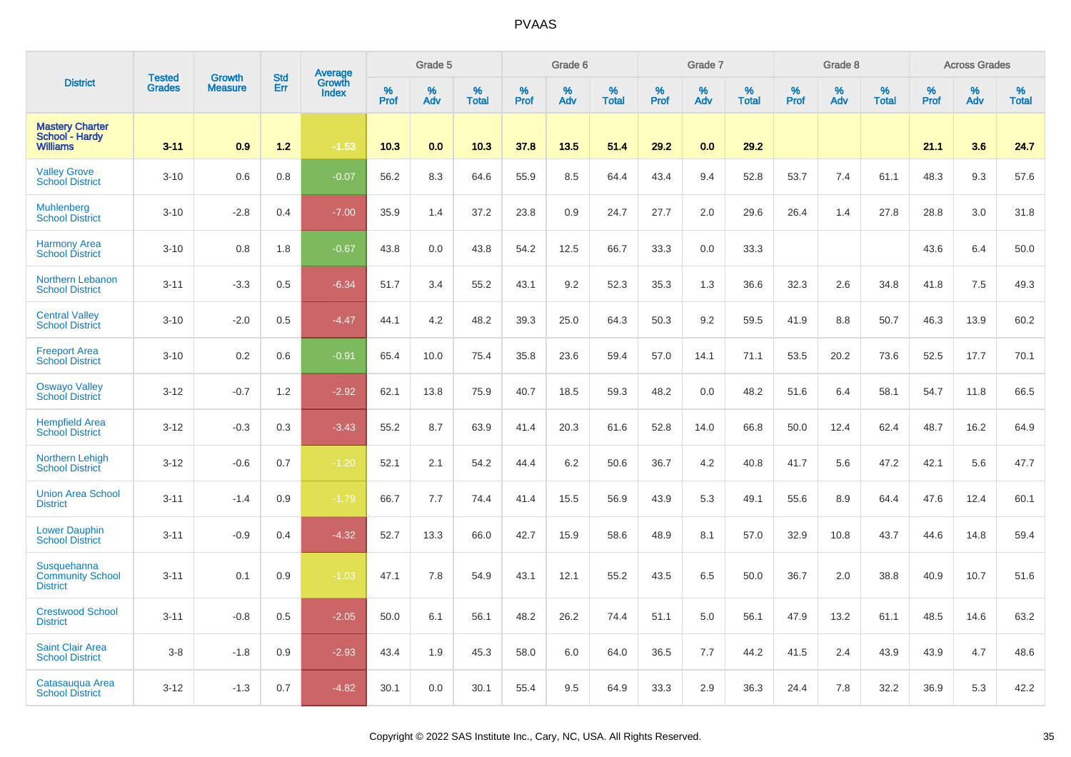# PVAAS

| District | Tested Grades | Growth Measure | Std Err | Average Growth Index | Grade 5 | | | Grade 6 | | | Grade 7 | | | Grade 8 | | | Across Grades | | |
|---|---|---|---|---|---|---|---|---|---|---|---|---|---|---|---|---|---|---|---|
| | | | | | % Prof | % Adv | % Total | % Prof | % Adv | % Total | % Prof | % Adv | % Total | % Prof | % Adv | % Total | % Prof | % Adv | % Total |
| **Mastery Charter School - Hardy Williams** | **3-11** | **0.9** | **1.2** | **-1.53** | **10.3** | **0.0** | **10.3** | **37.8** | **13.5** | **51.4** | **29.2** | **0.0** | **29.2** | | | | **21.1** | **3.6** | **24.7** |
| Valley Grove School District | 3-10 | 0.6 | 0.8 | -0.07 | 56.2 | 8.3 | 64.6 | 55.9 | 8.5 | 64.4 | 43.4 | 9.4 | 52.8 | 53.7 | 7.4 | 61.1 | 48.3 | 9.3 | 57.6 |
| Muhlenberg School District | 3-10 | -2.8 | 0.4 | -7.00 | 35.9 | 1.4 | 37.2 | 23.8 | 0.9 | 24.7 | 27.7 | 2.0 | 29.6 | 26.4 | 1.4 | 27.8 | 28.8 | 3.0 | 31.8 |
| Harmony Area School District | 3-10 | 0.8 | 1.8 | -0.67 | 43.8 | 0.0 | 43.8 | 54.2 | 12.5 | 66.7 | 33.3 | 0.0 | 33.3 | | | | 43.6 | 6.4 | 50.0 |
| Northern Lebanon School District | 3-11 | -3.3 | 0.5 | -6.34 | 51.7 | 3.4 | 55.2 | 43.1 | 9.2 | 52.3 | 35.3 | 1.3 | 36.6 | 32.3 | 2.6 | 34.8 | 41.8 | 7.5 | 49.3 |
| Central Valley School District | 3-10 | -2.0 | 0.5 | -4.47 | 44.1 | 4.2 | 48.2 | 39.3 | 25.0 | 64.3 | 50.3 | 9.2 | 59.5 | 41.9 | 8.8 | 50.7 | 46.3 | 13.9 | 60.2 |
| Freeport Area School District | 3-10 | 0.2 | 0.6 | -0.91 | 65.4 | 10.0 | 75.4 | 35.8 | 23.6 | 59.4 | 57.0 | 14.1 | 71.1 | 53.5 | 20.2 | 73.6 | 52.5 | 17.7 | 70.1 |
| Oswayo Valley School District | 3-12 | -0.7 | 1.2 | -2.92 | 62.1 | 13.8 | 75.9 | 40.7 | 18.5 | 59.3 | 48.2 | 0.0 | 48.2 | 51.6 | 6.4 | 58.1 | 54.7 | 11.8 | 66.5 |
| Hempfield Area School District | 3-12 | -0.3 | 0.3 | -3.43 | 55.2 | 8.7 | 63.9 | 41.4 | 20.3 | 61.6 | 52.8 | 14.0 | 66.8 | 50.0 | 12.4 | 62.4 | 48.7 | 16.2 | 64.9 |
| Northern Lehigh School District | 3-12 | -0.6 | 0.7 | -1.20 | 52.1 | 2.1 | 54.2 | 44.4 | 6.2 | 50.6 | 36.7 | 4.2 | 40.8 | 41.7 | 5.6 | 47.2 | 42.1 | 5.6 | 47.7 |
| Union Area School District | 3-11 | -1.4 | 0.9 | -1.79 | 66.7 | 7.7 | 74.4 | 41.4 | 15.5 | 56.9 | 43.9 | 5.3 | 49.1 | 55.6 | 8.9 | 64.4 | 47.6 | 12.4 | 60.1 |
| Lower Dauphin School District | 3-11 | -0.9 | 0.4 | -4.32 | 52.7 | 13.3 | 66.0 | 42.7 | 15.9 | 58.6 | 48.9 | 8.1 | 57.0 | 32.9 | 10.8 | 43.7 | 44.6 | 14.8 | 59.4 |
| Susquehanna Community School District | 3-11 | 0.1 | 0.9 | -1.03 | 47.1 | 7.8 | 54.9 | 43.1 | 12.1 | 55.2 | 43.5 | 6.5 | 50.0 | 36.7 | 2.0 | 38.8 | 40.9 | 10.7 | 51.6 |
| Crestwood School District | 3-11 | -0.8 | 0.5 | -2.05 | 50.0 | 6.1 | 56.1 | 48.2 | 26.2 | 74.4 | 51.1 | 5.0 | 56.1 | 47.9 | 13.2 | 61.1 | 48.5 | 14.6 | 63.2 |
| Saint Clair Area School District | 3-8 | -1.8 | 0.9 | -2.93 | 43.4 | 1.9 | 45.3 | 58.0 | 6.0 | 64.0 | 36.5 | 7.7 | 44.2 | 41.5 | 2.4 | 43.9 | 43.9 | 4.7 | 48.6 |
| Catasauqua Area School District | 3-12 | -1.3 | 0.7 | -4.82 | 30.1 | 0.0 | 30.1 | 55.4 | 9.5 | 64.9 | 33.3 | 2.9 | 36.3 | 24.4 | 7.8 | 32.2 | 36.9 | 5.3 | 42.2 |

Copyright © 2022 SAS Institute Inc., Cary, NC, USA. All Rights Reserved.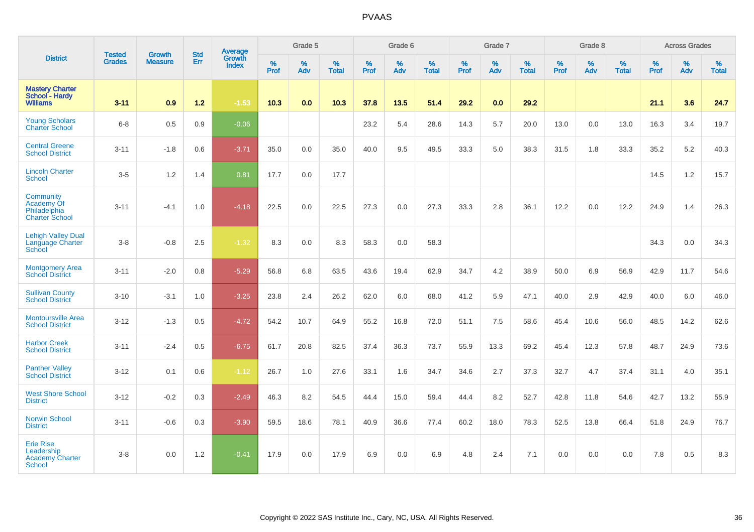# PVAAS

| District | Tested Grades | Growth Measure | Std Err | Average Growth Index | Grade 5 | | | Grade 6 | | | Grade 7 | | | Grade 8 | | | Across Grades | | |
|---|---|---|---|---|---|---|---|---|---|---|---|---|---|---|---|---|---|---|---|
| | | | | | % Prof | % Adv | % Total | % Prof | % Adv | % Total | % Prof | % Adv | % Total | % Prof | % Adv | % Total | % Prof | % Adv | % Total |
| **Mastery Charter School - Hardy Williams** | **3-11** | **0.9** | **1.2** | **-1.53** | **10.3** | **0.0** | **10.3** | **37.8** | **13.5** | **51.4** | **29.2** | **0.0** | **29.2** | | | | **21.1** | **3.6** | **24.7** |
| Young Scholars Charter School | 6-8 | 0.5 | 0.9 | -0.06 | | | | 23.2 | 5.4 | 28.6 | 14.3 | 5.7 | 20.0 | 13.0 | 0.0 | 13.0 | 16.3 | 3.4 | 19.7 |
| Central Greene School District | 3-11 | -1.8 | 0.6 | -3.71 | 35.0 | 0.0 | 35.0 | 40.0 | 9.5 | 49.5 | 33.3 | 5.0 | 38.3 | 31.5 | 1.8 | 33.3 | 35.2 | 5.2 | 40.3 |
| Lincoln Charter School | 3-5 | 1.2 | 1.4 | 0.81 | 17.7 | 0.0 | 17.7 | | | | | | | | | | 14.5 | 1.2 | 15.7 |
| Community Academy Of Philadelphia Charter School | 3-11 | -4.1 | 1.0 | -4.18 | 22.5 | 0.0 | 22.5 | 27.3 | 0.0 | 27.3 | 33.3 | 2.8 | 36.1 | 12.2 | 0.0 | 12.2 | 24.9 | 1.4 | 26.3 |
| Lehigh Valley Dual Language Charter School | 3-8 | -0.8 | 2.5 | -1.32 | 8.3 | 0.0 | 8.3 | 58.3 | 0.0 | 58.3 | | | | | | | 34.3 | 0.0 | 34.3 |
| Montgomery Area School District | 3-11 | -2.0 | 0.8 | -5.29 | 56.8 | 6.8 | 63.5 | 43.6 | 19.4 | 62.9 | 34.7 | 4.2 | 38.9 | 50.0 | 6.9 | 56.9 | 42.9 | 11.7 | 54.6 |
| Sullivan County School District | 3-10 | -3.1 | 1.0 | -3.25 | 23.8 | 2.4 | 26.2 | 62.0 | 6.0 | 68.0 | 41.2 | 5.9 | 47.1 | 40.0 | 2.9 | 42.9 | 40.0 | 6.0 | 46.0 |
| Montoursville Area School District | 3-12 | -1.3 | 0.5 | -4.72 | 54.2 | 10.7 | 64.9 | 55.2 | 16.8 | 72.0 | 51.1 | 7.5 | 58.6 | 45.4 | 10.6 | 56.0 | 48.5 | 14.2 | 62.6 |
| Harbor Creek School District | 3-11 | -2.4 | 0.5 | -6.75 | 61.7 | 20.8 | 82.5 | 37.4 | 36.3 | 73.7 | 55.9 | 13.3 | 69.2 | 45.4 | 12.3 | 57.8 | 48.7 | 24.9 | 73.6 |
| Panther Valley School District | 3-12 | 0.1 | 0.6 | -1.12 | 26.7 | 1.0 | 27.6 | 33.1 | 1.6 | 34.7 | 34.6 | 2.7 | 37.3 | 32.7 | 4.7 | 37.4 | 31.1 | 4.0 | 35.1 |
| West Shore School District | 3-12 | -0.2 | 0.3 | -2.49 | 46.3 | 8.2 | 54.5 | 44.4 | 15.0 | 59.4 | 44.4 | 8.2 | 52.7 | 42.8 | 11.8 | 54.6 | 42.7 | 13.2 | 55.9 |
| Norwin School District | 3-11 | -0.6 | 0.3 | -3.90 | 59.5 | 18.6 | 78.1 | 40.9 | 36.6 | 77.4 | 60.2 | 18.0 | 78.3 | 52.5 | 13.8 | 66.4 | 51.8 | 24.9 | 76.7 |
| Erie Rise Leadership Academy Charter School | 3-8 | 0.0 | 1.2 | -0.41 | 17.9 | 0.0 | 17.9 | 6.9 | 0.0 | 6.9 | 4.8 | 2.4 | 7.1 | 0.0 | 0.0 | 0.0 | 7.8 | 0.5 | 8.3 |

Copyright © 2022 SAS Institute Inc., Cary, NC, USA. All Rights Reserved.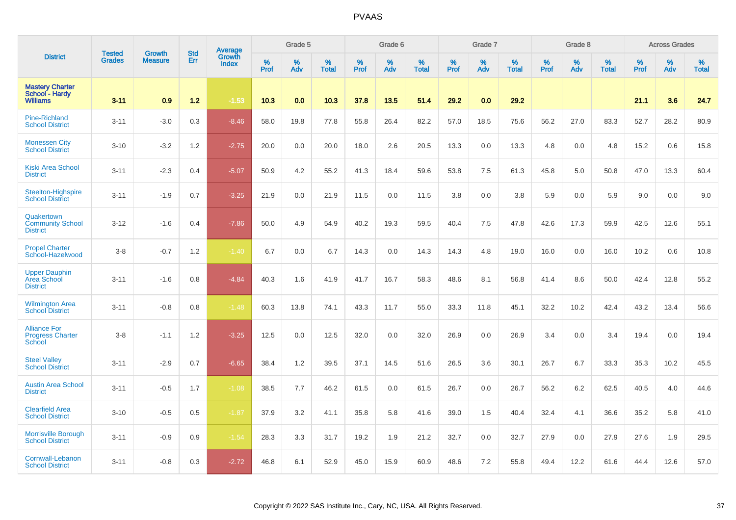# PVAAS

| District | Tested Grades | Growth Measure | Std Err | Average Growth Index | Grade 5 | | | Grade 6 | | | Grade 7 | | | Grade 8 | | | Across Grades | | |
|---|---|---|---|---|---|---|---|---|---|---|---|---|---|---|---|---|---|---|---|
| | | | | | % Prof | % Adv | % Total | % Prof | % Adv | % Total | % Prof | % Adv | % Total | % Prof | % Adv | % Total | % Prof | % Adv | % Total |
| **Mastery Charter School - Hardy Williams** | **3-11** | **0.9** | **1.2** | **-1.53** | **10.3** | **0.0** | **10.3** | **37.8** | **13.5** | **51.4** | **29.2** | **0.0** | **29.2** | | | | **21.1** | **3.6** | **24.7** |
| Pine-Richland School District | 3-11 | -3.0 | 0.3 | -8.46 | 58.0 | 19.8 | 77.8 | 55.8 | 26.4 | 82.2 | 57.0 | 18.5 | 75.6 | 56.2 | 27.0 | 83.3 | 52.7 | 28.2 | 80.9 |
| Monessen City School District | 3-10 | -3.2 | 1.2 | -2.75 | 20.0 | 0.0 | 20.0 | 18.0 | 2.6 | 20.5 | 13.3 | 0.0 | 13.3 | 4.8 | 0.0 | 4.8 | 15.2 | 0.6 | 15.8 |
| Kiski Area School District | 3-11 | -2.3 | 0.4 | -5.07 | 50.9 | 4.2 | 55.2 | 41.3 | 18.4 | 59.6 | 53.8 | 7.5 | 61.3 | 45.8 | 5.0 | 50.8 | 47.0 | 13.3 | 60.4 |
| Steelton-Highspire School District | 3-11 | -1.9 | 0.7 | -3.25 | 21.9 | 0.0 | 21.9 | 11.5 | 0.0 | 11.5 | 3.8 | 0.0 | 3.8 | 5.9 | 0.0 | 5.9 | 9.0 | 0.0 | 9.0 |
| Quakertown Community School District | 3-12 | -1.6 | 0.4 | -7.86 | 50.0 | 4.9 | 54.9 | 40.2 | 19.3 | 59.5 | 40.4 | 7.5 | 47.8 | 42.6 | 17.3 | 59.9 | 42.5 | 12.6 | 55.1 |
| Propel Charter School-Hazelwood | 3-8 | -0.7 | 1.2 | -1.40 | 6.7 | 0.0 | 6.7 | 14.3 | 0.0 | 14.3 | 14.3 | 4.8 | 19.0 | 16.0 | 0.0 | 16.0 | 10.2 | 0.6 | 10.8 |
| Upper Dauphin Area School District | 3-11 | -1.6 | 0.8 | -4.84 | 40.3 | 1.6 | 41.9 | 41.7 | 16.7 | 58.3 | 48.6 | 8.1 | 56.8 | 41.4 | 8.6 | 50.0 | 42.4 | 12.8 | 55.2 |
| Wilmington Area School District | 3-11 | -0.8 | 0.8 | -1.48 | 60.3 | 13.8 | 74.1 | 43.3 | 11.7 | 55.0 | 33.3 | 11.8 | 45.1 | 32.2 | 10.2 | 42.4 | 43.2 | 13.4 | 56.6 |
| Alliance For Progress Charter School | 3-8 | -1.1 | 1.2 | -3.25 | 12.5 | 0.0 | 12.5 | 32.0 | 0.0 | 32.0 | 26.9 | 0.0 | 26.9 | 3.4 | 0.0 | 3.4 | 19.4 | 0.0 | 19.4 |
| Steel Valley School District | 3-11 | -2.9 | 0.7 | -6.65 | 38.4 | 1.2 | 39.5 | 37.1 | 14.5 | 51.6 | 26.5 | 3.6 | 30.1 | 26.7 | 6.7 | 33.3 | 35.3 | 10.2 | 45.5 |
| Austin Area School District | 3-11 | -0.5 | 1.7 | -1.08 | 38.5 | 7.7 | 46.2 | 61.5 | 0.0 | 61.5 | 26.7 | 0.0 | 26.7 | 56.2 | 6.2 | 62.5 | 40.5 | 4.0 | 44.6 |
| Clearfield Area School District | 3-10 | -0.5 | 0.5 | -1.87 | 37.9 | 3.2 | 41.1 | 35.8 | 5.8 | 41.6 | 39.0 | 1.5 | 40.4 | 32.4 | 4.1 | 36.6 | 35.2 | 5.8 | 41.0 |
| Morrisville Borough School District | 3-11 | -0.9 | 0.9 | -1.54 | 28.3 | 3.3 | 31.7 | 19.2 | 1.9 | 21.2 | 32.7 | 0.0 | 32.7 | 27.9 | 0.0 | 27.9 | 27.6 | 1.9 | 29.5 |
| Cornwall-Lebanon School District | 3-11 | -0.8 | 0.3 | -2.72 | 46.8 | 6.1 | 52.9 | 45.0 | 15.9 | 60.9 | 48.6 | 7.2 | 55.8 | 49.4 | 12.2 | 61.6 | 44.4 | 12.6 | 57.0 |

Copyright © 2022 SAS Institute Inc., Cary, NC, USA. All Rights Reserved.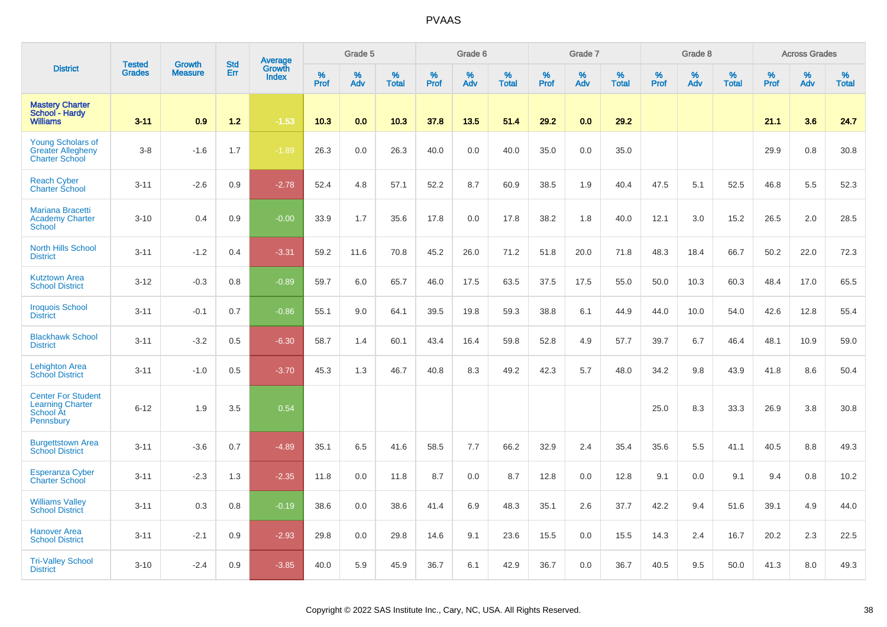# PVAAS

| District | Tested Grades | Growth Measure | Std Err | Average Growth Index | Grade 5 | | | Grade 6 | | | Grade 7 | | | Grade 8 | | | Across Grades | | |
|---|---|---|---|---|---|---|---|---|---|---|---|---|---|---|---|---|---|---|---|
| | | | | | % Prof | % Adv | % Total | % Prof | % Adv | % Total | % Prof | % Adv | % Total | % Prof | % Adv | % Total | % Prof | % Adv | % Total |
| **Mastery Charter School - Hardy Williams** | **3-11** | **0.9** | **1.2** | **-1.53** | **10.3** | **0.0** | **10.3** | **37.8** | **13.5** | **51.4** | **29.2** | **0.0** | **29.2** | | | | **21.1** | **3.6** | **24.7** |
| Young Scholars of Greater Allegheny Charter School | 3-8 | -1.6 | 1.7 | -1.89 | 26.3 | 0.0 | 26.3 | 40.0 | 0.0 | 40.0 | 35.0 | 0.0 | 35.0 | | | | 29.9 | 0.8 | 30.8 |
| Reach Cyber Charter School | 3-11 | -2.6 | 0.9 | -2.78 | 52.4 | 4.8 | 57.1 | 52.2 | 8.7 | 60.9 | 38.5 | 1.9 | 40.4 | 47.5 | 5.1 | 52.5 | 46.8 | 5.5 | 52.3 |
| Mariana Bracetti Academy Charter School | 3-10 | 0.4 | 0.9 | -0.00 | 33.9 | 1.7 | 35.6 | 17.8 | 0.0 | 17.8 | 38.2 | 1.8 | 40.0 | 12.1 | 3.0 | 15.2 | 26.5 | 2.0 | 28.5 |
| North Hills School District | 3-11 | -1.2 | 0.4 | -3.31 | 59.2 | 11.6 | 70.8 | 45.2 | 26.0 | 71.2 | 51.8 | 20.0 | 71.8 | 48.3 | 18.4 | 66.7 | 50.2 | 22.0 | 72.3 |
| Kutztown Area School District | 3-12 | -0.3 | 0.8 | -0.89 | 59.7 | 6.0 | 65.7 | 46.0 | 17.5 | 63.5 | 37.5 | 17.5 | 55.0 | 50.0 | 10.3 | 60.3 | 48.4 | 17.0 | 65.5 |
| Iroquois School District | 3-11 | -0.1 | 0.7 | -0.86 | 55.1 | 9.0 | 64.1 | 39.5 | 19.8 | 59.3 | 38.8 | 6.1 | 44.9 | 44.0 | 10.0 | 54.0 | 42.6 | 12.8 | 55.4 |
| Blackhawk School District | 3-11 | -3.2 | 0.5 | -6.30 | 58.7 | 1.4 | 60.1 | 43.4 | 16.4 | 59.8 | 52.8 | 4.9 | 57.7 | 39.7 | 6.7 | 46.4 | 48.1 | 10.9 | 59.0 |
| Lehighton Area School District | 3-11 | -1.0 | 0.5 | -3.70 | 45.3 | 1.3 | 46.7 | 40.8 | 8.3 | 49.2 | 42.3 | 5.7 | 48.0 | 34.2 | 9.8 | 43.9 | 41.8 | 8.6 | 50.4 |
| Center For Student Learning Charter School At Pennsbury | 6-12 | 1.9 | 3.5 | 0.54 | | | | | | | | | | 25.0 | 8.3 | 33.3 | 26.9 | 3.8 | 30.8 |
| Burgettstown Area School District | 3-11 | -3.6 | 0.7 | -4.89 | 35.1 | 6.5 | 41.6 | 58.5 | 7.7 | 66.2 | 32.9 | 2.4 | 35.4 | 35.6 | 5.5 | 41.1 | 40.5 | 8.8 | 49.3 |
| Esperanza Cyber Charter School | 3-11 | -2.3 | 1.3 | -2.35 | 11.8 | 0.0 | 11.8 | 8.7 | 0.0 | 8.7 | 12.8 | 0.0 | 12.8 | 9.1 | 0.0 | 9.1 | 9.4 | 0.8 | 10.2 |
| Williams Valley School District | 3-11 | 0.3 | 0.8 | -0.19 | 38.6 | 0.0 | 38.6 | 41.4 | 6.9 | 48.3 | 35.1 | 2.6 | 37.7 | 42.2 | 9.4 | 51.6 | 39.1 | 4.9 | 44.0 |
| Hanover Area School District | 3-11 | -2.1 | 0.9 | -2.93 | 29.8 | 0.0 | 29.8 | 14.6 | 9.1 | 23.6 | 15.5 | 0.0 | 15.5 | 14.3 | 2.4 | 16.7 | 20.2 | 2.3 | 22.5 |
| Tri-Valley School District | 3-10 | -2.4 | 0.9 | -3.85 | 40.0 | 5.9 | 45.9 | 36.7 | 6.1 | 42.9 | 36.7 | 0.0 | 36.7 | 40.5 | 9.5 | 50.0 | 41.3 | 8.0 | 49.3 |

Copyright © 2022 SAS Institute Inc., Cary, NC, USA. All Rights Reserved.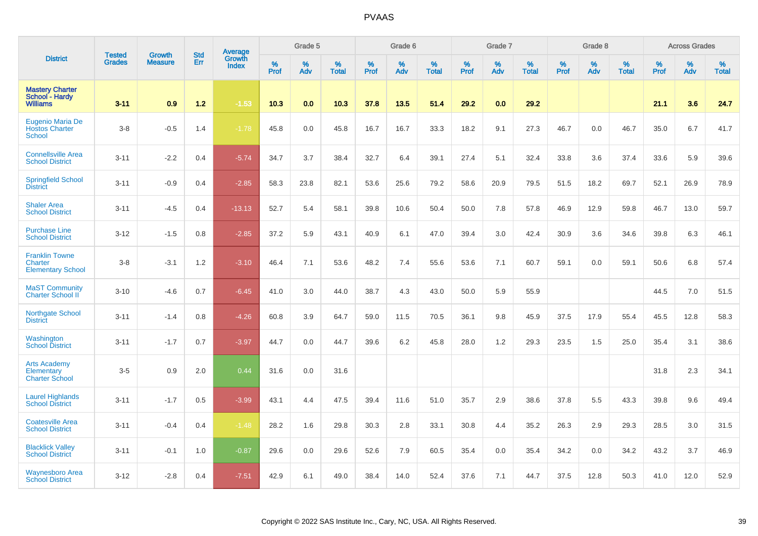| District | Tested Grades | Growth Measure | Std Err | Average Growth Index | Grade 5 | | | Grade 6 | | | Grade 7 | | | Grade 8 | | | Across Grades | | |
|---|---|---|---|---|---|---|---|---|---|---|---|---|---|---|---|---|---|---|---|
| | | | | | % Prof | % Adv | % Total | % Prof | % Adv | % Total | % Prof | % Adv | % Total | % Prof | % Adv | % Total | % Prof | % Adv | % Total |
| **Mastery Charter School - Hardy Williams** | **3-11** | **0.9** | **1.2** | **-1.53** | **10.3** | **0.0** | **10.3** | **37.8** | **13.5** | **51.4** | **29.2** | **0.0** | **29.2** | | | | **21.1** | **3.6** | **24.7** |
| Eugenio Maria De Hostos Charter School | 3-8 | -0.5 | 1.4 | -1.78 | 45.8 | 0.0 | 45.8 | 16.7 | 16.7 | 33.3 | 18.2 | 9.1 | 27.3 | 46.7 | 0.0 | 46.7 | 35.0 | 6.7 | 41.7 |
| Connellsville Area School District | 3-11 | -2.2 | 0.4 | -5.74 | 34.7 | 3.7 | 38.4 | 32.7 | 6.4 | 39.1 | 27.4 | 5.1 | 32.4 | 33.8 | 3.6 | 37.4 | 33.6 | 5.9 | 39.6 |
| Springfield School District | 3-11 | -0.9 | 0.4 | -2.85 | 58.3 | 23.8 | 82.1 | 53.6 | 25.6 | 79.2 | 58.6 | 20.9 | 79.5 | 51.5 | 18.2 | 69.7 | 52.1 | 26.9 | 78.9 |
| Shaler Area School District | 3-11 | -4.5 | 0.4 | -13.13 | 52.7 | 5.4 | 58.1 | 39.8 | 10.6 | 50.4 | 50.0 | 7.8 | 57.8 | 46.9 | 12.9 | 59.8 | 46.7 | 13.0 | 59.7 |
| Purchase Line School District | 3-12 | -1.5 | 0.8 | -2.85 | 37.2 | 5.9 | 43.1 | 40.9 | 6.1 | 47.0 | 39.4 | 3.0 | 42.4 | 30.9 | 3.6 | 34.6 | 39.8 | 6.3 | 46.1 |
| Franklin Towne Charter Elementary School | 3-8 | -3.1 | 1.2 | -3.10 | 46.4 | 7.1 | 53.6 | 48.2 | 7.4 | 55.6 | 53.6 | 7.1 | 60.7 | 59.1 | 0.0 | 59.1 | 50.6 | 6.8 | 57.4 |
| MaST Community Charter School II | 3-10 | -4.6 | 0.7 | -6.45 | 41.0 | 3.0 | 44.0 | 38.7 | 4.3 | 43.0 | 50.0 | 5.9 | 55.9 | | | | 44.5 | 7.0 | 51.5 |
| Northgate School District | 3-11 | -1.4 | 0.8 | -4.26 | 60.8 | 3.9 | 64.7 | 59.0 | 11.5 | 70.5 | 36.1 | 9.8 | 45.9 | 37.5 | 17.9 | 55.4 | 45.5 | 12.8 | 58.3 |
| Washington School District | 3-11 | -1.7 | 0.7 | -3.97 | 44.7 | 0.0 | 44.7 | 39.6 | 6.2 | 45.8 | 28.0 | 1.2 | 29.3 | 23.5 | 1.5 | 25.0 | 35.4 | 3.1 | 38.6 |
| Arts Academy Elementary Charter School | 3-5 | 0.9 | 2.0 | 0.44 | 31.6 | 0.0 | 31.6 | | | | | | | | | | 31.8 | 2.3 | 34.1 |
| Laurel Highlands School District | 3-11 | -1.7 | 0.5 | -3.99 | 43.1 | 4.4 | 47.5 | 39.4 | 11.6 | 51.0 | 35.7 | 2.9 | 38.6 | 37.8 | 5.5 | 43.3 | 39.8 | 9.6 | 49.4 |
| Coatesville Area School District | 3-11 | -0.4 | 0.4 | -1.48 | 28.2 | 1.6 | 29.8 | 30.3 | 2.8 | 33.1 | 30.8 | 4.4 | 35.2 | 26.3 | 2.9 | 29.3 | 28.5 | 3.0 | 31.5 |
| Blacklick Valley School District | 3-11 | -0.1 | 1.0 | -0.87 | 29.6 | 0.0 | 29.6 | 52.6 | 7.9 | 60.5 | 35.4 | 0.0 | 35.4 | 34.2 | 0.0 | 34.2 | 43.2 | 3.7 | 46.9 |
| Waynesboro Area School District | 3-12 | -2.8 | 0.4 | -7.51 | 42.9 | 6.1 | 49.0 | 38.4 | 14.0 | 52.4 | 37.6 | 7.1 | 44.7 | 37.5 | 12.8 | 50.3 | 41.0 | 12.0 | 52.9 |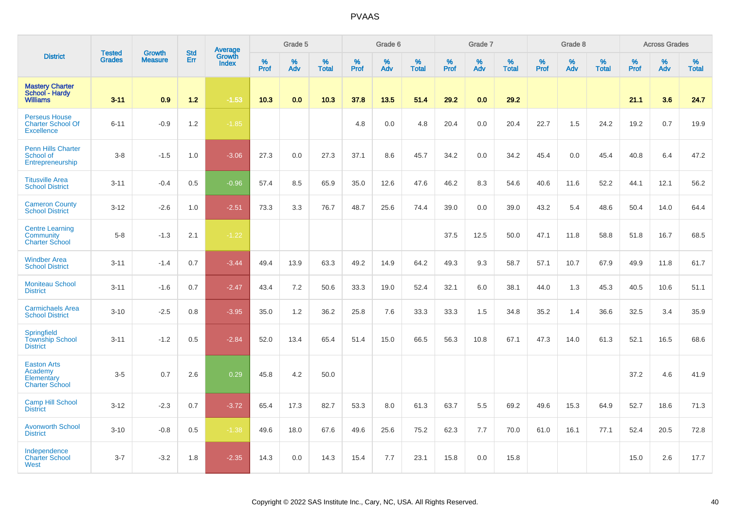# PVAAS

| District | Tested Grades | Growth Measure | Std Err | Average Growth Index | Grade 5 | | | Grade 6 | | | Grade 7 | | | Grade 8 | | | Across Grades | | |
|---|---|---|---|---|---|---|---|---|---|---|---|---|---|---|---|---|---|---|---|
| | | | | | % Prof | % Adv | % Total | % Prof | % Adv | % Total | % Prof | % Adv | % Total | % Prof | % Adv | % Total | % Prof | % Adv | % Total |
| **Mastery Charter School - Hardy Williams** | **3-11** | **0.9** | **1.2** | **-1.53** | **10.3** | **0.0** | **10.3** | **37.8** | **13.5** | **51.4** | **29.2** | **0.0** | **29.2** | | | | **21.1** | **3.6** | **24.7** |
| Perseus House Charter School Of Excellence | 6-11 | -0.9 | 1.2 | -1.85 | | | | 4.8 | 0.0 | 4.8 | 20.4 | 0.0 | 20.4 | 22.7 | 1.5 | 24.2 | 19.2 | 0.7 | 19.9 |
| Penn Hills Charter School of Entrepreneurship | 3-8 | -1.5 | 1.0 | -3.06 | 27.3 | 0.0 | 27.3 | 37.1 | 8.6 | 45.7 | 34.2 | 0.0 | 34.2 | 45.4 | 0.0 | 45.4 | 40.8 | 6.4 | 47.2 |
| Titusville Area School District | 3-11 | -0.4 | 0.5 | -0.96 | 57.4 | 8.5 | 65.9 | 35.0 | 12.6 | 47.6 | 46.2 | 8.3 | 54.6 | 40.6 | 11.6 | 52.2 | 44.1 | 12.1 | 56.2 |
| Cameron County School District | 3-12 | -2.6 | 1.0 | -2.51 | 73.3 | 3.3 | 76.7 | 48.7 | 25.6 | 74.4 | 39.0 | 0.0 | 39.0 | 43.2 | 5.4 | 48.6 | 50.4 | 14.0 | 64.4 |
| Centre Learning Community Charter School | 5-8 | -1.3 | 2.1 | -1.22 | | | | | | | 37.5 | 12.5 | 50.0 | 47.1 | 11.8 | 58.8 | 51.8 | 16.7 | 68.5 |
| Windber Area School District | 3-11 | -1.4 | 0.7 | -3.44 | 49.4 | 13.9 | 63.3 | 49.2 | 14.9 | 64.2 | 49.3 | 9.3 | 58.7 | 57.1 | 10.7 | 67.9 | 49.9 | 11.8 | 61.7 |
| Moniteau School District | 3-11 | -1.6 | 0.7 | -2.47 | 43.4 | 7.2 | 50.6 | 33.3 | 19.0 | 52.4 | 32.1 | 6.0 | 38.1 | 44.0 | 1.3 | 45.3 | 40.5 | 10.6 | 51.1 |
| Carmichaels Area School District | 3-10 | -2.5 | 0.8 | -3.95 | 35.0 | 1.2 | 36.2 | 25.8 | 7.6 | 33.3 | 33.3 | 1.5 | 34.8 | 35.2 | 1.4 | 36.6 | 32.5 | 3.4 | 35.9 |
| Springfield Township School District | 3-11 | -1.2 | 0.5 | -2.84 | 52.0 | 13.4 | 65.4 | 51.4 | 15.0 | 66.5 | 56.3 | 10.8 | 67.1 | 47.3 | 14.0 | 61.3 | 52.1 | 16.5 | 68.6 |
| Easton Arts Academy Elementary Charter School | 3-5 | 0.7 | 2.6 | 0.29 | 45.8 | 4.2 | 50.0 | | | | | | | | | | 37.2 | 4.6 | 41.9 |
| Camp Hill School District | 3-12 | -2.3 | 0.7 | -3.72 | 65.4 | 17.3 | 82.7 | 53.3 | 8.0 | 61.3 | 63.7 | 5.5 | 69.2 | 49.6 | 15.3 | 64.9 | 52.7 | 18.6 | 71.3 |
| Avonworth School District | 3-10 | -0.8 | 0.5 | -1.38 | 49.6 | 18.0 | 67.6 | 49.6 | 25.6 | 75.2 | 62.3 | 7.7 | 70.0 | 61.0 | 16.1 | 77.1 | 52.4 | 20.5 | 72.8 |
| Independence Charter School West | 3-7 | -3.2 | 1.8 | -2.35 | 14.3 | 0.0 | 14.3 | 15.4 | 7.7 | 23.1 | 15.8 | 0.0 | 15.8 | | | | 15.0 | 2.6 | 17.7 |

Copyright © 2022 SAS Institute Inc., Cary, NC, USA. All Rights Reserved.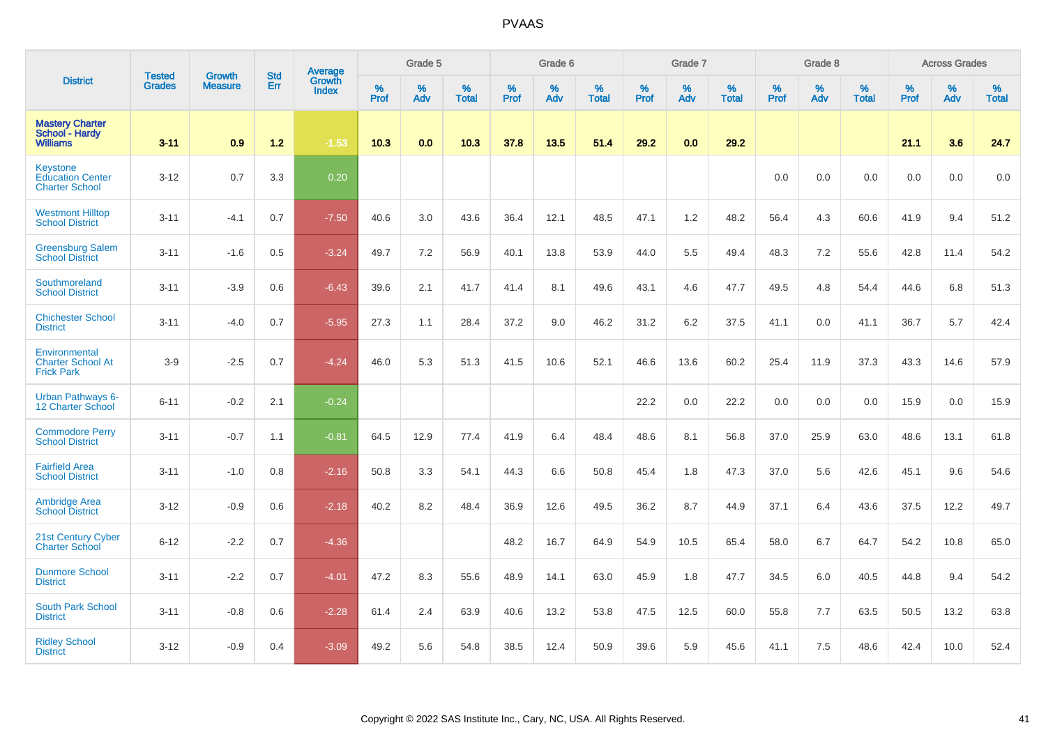# PVAAS

| District | Tested Grades | Growth Measure | Std Err | Average Growth Index | Grade 5 | | | Grade 6 | | | Grade 7 | | | Grade 8 | | | Across Grades | | |
|---|---|---|---|---|---|---|---|---|---|---|---|---|---|---|---|---|---|---|---|
| | | | | | % Prof | % Adv | % Total | % Prof | % Adv | % Total | % Prof | % Adv | % Total | % Prof | % Adv | % Total | % Prof | % Adv | % Total |
| **Mastery Charter School - Hardy Williams** | **3-11** | **0.9** | **1.2** | **-1.53** | **10.3** | **0.0** | **10.3** | **37.8** | **13.5** | **51.4** | **29.2** | **0.0** | **29.2** | | | | **21.1** | **3.6** | **24.7** |
| Keystone Education Center Charter School | 3-12 | 0.7 | 3.3 | 0.20 | | | | | | | | | | 0.0 | 0.0 | 0.0 | 0.0 | 0.0 | 0.0 |
| Westmont Hilltop School District | 3-11 | -4.1 | 0.7 | -7.50 | 40.6 | 3.0 | 43.6 | 36.4 | 12.1 | 48.5 | 47.1 | 1.2 | 48.2 | 56.4 | 4.3 | 60.6 | 41.9 | 9.4 | 51.2 |
| Greensburg Salem School District | 3-11 | -1.6 | 0.5 | -3.24 | 49.7 | 7.2 | 56.9 | 40.1 | 13.8 | 53.9 | 44.0 | 5.5 | 49.4 | 48.3 | 7.2 | 55.6 | 42.8 | 11.4 | 54.2 |
| Southmoreland School District | 3-11 | -3.9 | 0.6 | -6.43 | 39.6 | 2.1 | 41.7 | 41.4 | 8.1 | 49.6 | 43.1 | 4.6 | 47.7 | 49.5 | 4.8 | 54.4 | 44.6 | 6.8 | 51.3 |
| Chichester School District | 3-11 | -4.0 | 0.7 | -5.95 | 27.3 | 1.1 | 28.4 | 37.2 | 9.0 | 46.2 | 31.2 | 6.2 | 37.5 | 41.1 | 0.0 | 41.1 | 36.7 | 5.7 | 42.4 |
| Environmental Charter School At Frick Park | 3-9 | -2.5 | 0.7 | -4.24 | 46.0 | 5.3 | 51.3 | 41.5 | 10.6 | 52.1 | 46.6 | 13.6 | 60.2 | 25.4 | 11.9 | 37.3 | 43.3 | 14.6 | 57.9 |
| Urban Pathways 6-12 Charter School | 6-11 | -0.2 | 2.1 | -0.24 | | | | | | | 22.2 | 0.0 | 22.2 | 0.0 | 0.0 | 0.0 | 15.9 | 0.0 | 15.9 |
| Commodore Perry School District | 3-11 | -0.7 | 1.1 | -0.81 | 64.5 | 12.9 | 77.4 | 41.9 | 6.4 | 48.4 | 48.6 | 8.1 | 56.8 | 37.0 | 25.9 | 63.0 | 48.6 | 13.1 | 61.8 |
| Fairfield Area School District | 3-11 | -1.0 | 0.8 | -2.16 | 50.8 | 3.3 | 54.1 | 44.3 | 6.6 | 50.8 | 45.4 | 1.8 | 47.3 | 37.0 | 5.6 | 42.6 | 45.1 | 9.6 | 54.6 |
| Ambridge Area School District | 3-12 | -0.9 | 0.6 | -2.18 | 40.2 | 8.2 | 48.4 | 36.9 | 12.6 | 49.5 | 36.2 | 8.7 | 44.9 | 37.1 | 6.4 | 43.6 | 37.5 | 12.2 | 49.7 |
| 21st Century Cyber Charter School | 6-12 | -2.2 | 0.7 | -4.36 | | | | 48.2 | 16.7 | 64.9 | 54.9 | 10.5 | 65.4 | 58.0 | 6.7 | 64.7 | 54.2 | 10.8 | 65.0 |
| Dunmore School District | 3-11 | -2.2 | 0.7 | -4.01 | 47.2 | 8.3 | 55.6 | 48.9 | 14.1 | 63.0 | 45.9 | 1.8 | 47.7 | 34.5 | 6.0 | 40.5 | 44.8 | 9.4 | 54.2 |
| South Park School District | 3-11 | -0.8 | 0.6 | -2.28 | 61.4 | 2.4 | 63.9 | 40.6 | 13.2 | 53.8 | 47.5 | 12.5 | 60.0 | 55.8 | 7.7 | 63.5 | 50.5 | 13.2 | 63.8 |
| Ridley School District | 3-12 | -0.9 | 0.4 | -3.09 | 49.2 | 5.6 | 54.8 | 38.5 | 12.4 | 50.9 | 39.6 | 5.9 | 45.6 | 41.1 | 7.5 | 48.6 | 42.4 | 10.0 | 52.4 |

Copyright © 2022 SAS Institute Inc., Cary, NC, USA. All Rights Reserved.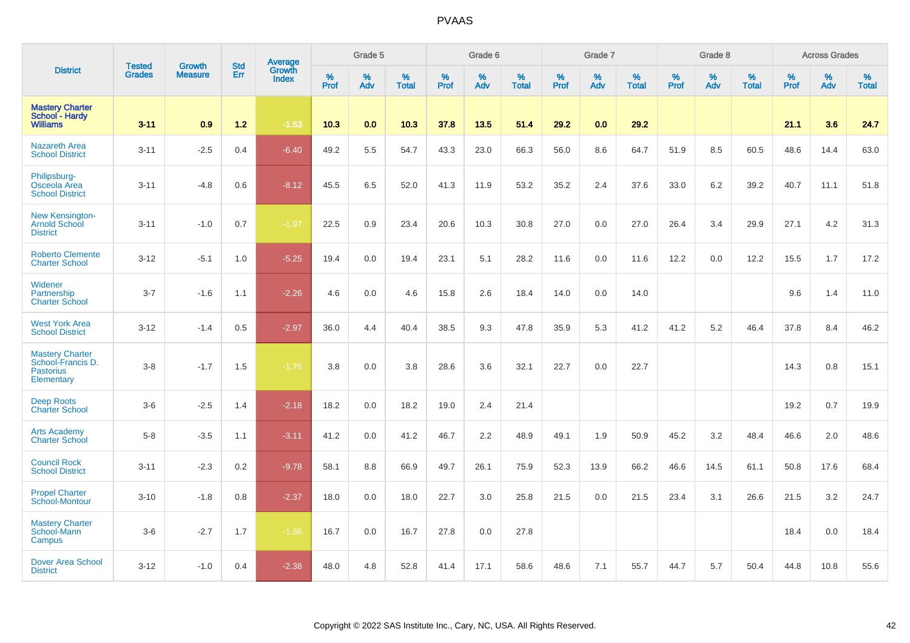# PVAAS

| District | Tested Grades | Growth Measure | Std Err | Average Growth Index | Grade 5 | | | Grade 6 | | | Grade 7 | | | Grade 8 | | | Across Grades | | |
|---|---|---|---|---|---|---|---|---|---|---|---|---|---|---|---|---|---|---|---|
| | | | | | % Prof | % Adv | % Total | % Prof | % Adv | % Total | % Prof | % Adv | % Total | % Prof | % Adv | % Total | % Prof | % Adv | % Total |
| **Mastery Charter School - Hardy Williams** | **3-11** | **0.9** | **1.2** | **-1.53** | **10.3** | **0.0** | **10.3** | **37.8** | **13.5** | **51.4** | **29.2** | **0.0** | **29.2** | | | | **21.1** | **3.6** | **24.7** |
| Nazareth Area School District | 3-11 | -2.5 | 0.4 | -6.40 | 49.2 | 5.5 | 54.7 | 43.3 | 23.0 | 66.3 | 56.0 | 8.6 | 64.7 | 51.9 | 8.5 | 60.5 | 48.6 | 14.4 | 63.0 |
| Philipsburg-Osceola Area School District | 3-11 | -4.8 | 0.6 | -8.12 | 45.5 | 6.5 | 52.0 | 41.3 | 11.9 | 53.2 | 35.2 | 2.4 | 37.6 | 33.0 | 6.2 | 39.2 | 40.7 | 11.1 | 51.8 |
| New Kensington-Arnold School District | 3-11 | -1.0 | 0.7 | -1.97 | 22.5 | 0.9 | 23.4 | 20.6 | 10.3 | 30.8 | 27.0 | 0.0 | 27.0 | 26.4 | 3.4 | 29.9 | 27.1 | 4.2 | 31.3 |
| Roberto Clemente Charter School | 3-12 | -5.1 | 1.0 | -5.25 | 19.4 | 0.0 | 19.4 | 23.1 | 5.1 | 28.2 | 11.6 | 0.0 | 11.6 | 12.2 | 0.0 | 12.2 | 15.5 | 1.7 | 17.2 |
| Widener Partnership Charter School | 3-7 | -1.6 | 1.1 | -2.26 | 4.6 | 0.0 | 4.6 | 15.8 | 2.6 | 18.4 | 14.0 | 0.0 | 14.0 | | | | 9.6 | 1.4 | 11.0 |
| West York Area School District | 3-12 | -1.4 | 0.5 | -2.97 | 36.0 | 4.4 | 40.4 | 38.5 | 9.3 | 47.8 | 35.9 | 5.3 | 41.2 | 41.2 | 5.2 | 46.4 | 37.8 | 8.4 | 46.2 |
| Mastery Charter School-Francis D. Pastorius Elementary | 3-8 | -1.7 | 1.5 | -1.76 | 3.8 | 0.0 | 3.8 | 28.6 | 3.6 | 32.1 | 22.7 | 0.0 | 22.7 | | | | 14.3 | 0.8 | 15.1 |
| Deep Roots Charter School | 3-6 | -2.5 | 1.4 | -2.18 | 18.2 | 0.0 | 18.2 | 19.0 | 2.4 | 21.4 | | | | | | | 19.2 | 0.7 | 19.9 |
| Arts Academy Charter School | 5-8 | -3.5 | 1.1 | -3.11 | 41.2 | 0.0 | 41.2 | 46.7 | 2.2 | 48.9 | 49.1 | 1.9 | 50.9 | 45.2 | 3.2 | 48.4 | 46.6 | 2.0 | 48.6 |
| Council Rock School District | 3-11 | -2.3 | 0.2 | -9.78 | 58.1 | 8.8 | 66.9 | 49.7 | 26.1 | 75.9 | 52.3 | 13.9 | 66.2 | 46.6 | 14.5 | 61.1 | 50.8 | 17.6 | 68.4 |
| Propel Charter School-Montour | 3-10 | -1.8 | 0.8 | -2.37 | 18.0 | 0.0 | 18.0 | 22.7 | 3.0 | 25.8 | 21.5 | 0.0 | 21.5 | 23.4 | 3.1 | 26.6 | 21.5 | 3.2 | 24.7 |
| Mastery Charter School-Mann Campus | 3-6 | -2.7 | 1.7 | -1.86 | 16.7 | 0.0 | 16.7 | 27.8 | 0.0 | 27.8 | | | | | | | 18.4 | 0.0 | 18.4 |
| Dover Area School District | 3-12 | -1.0 | 0.4 | -2.38 | 48.0 | 4.8 | 52.8 | 41.4 | 17.1 | 58.6 | 48.6 | 7.1 | 55.7 | 44.7 | 5.7 | 50.4 | 44.8 | 10.8 | 55.6 |

Copyright © 2022 SAS Institute Inc., Cary, NC, USA. All Rights Reserved.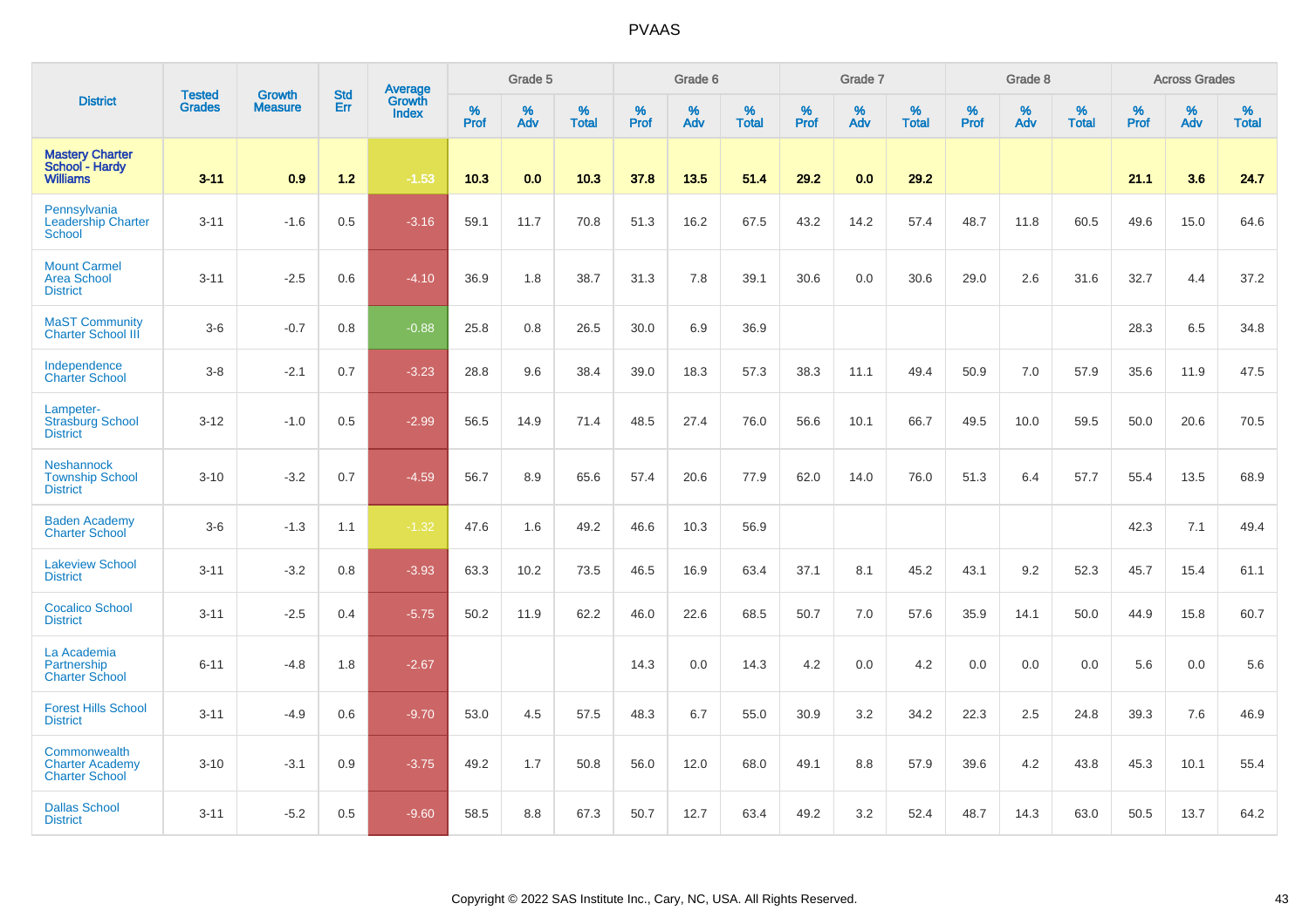PVAAS

| District | Tested Grades | Growth Measure | Std Err | Average Growth Index | Grade 5 | | | Grade 6 | | | Grade 7 | | | Grade 8 | | | Across Grades | | |
|---|---|---|---|---|---|---|---|---|---|---|---|---|---|---|---|---|---|---|---|
| | | | | | % Prof | % Adv | % Total | % Prof | % Adv | % Total | % Prof | % Adv | % Total | % Prof | % Adv | % Total | % Prof | % Adv | % Total |
| **Mastery Charter School - Hardy Williams** | **3-11** | **0.9** | **1.2** | **-1.53** | **10.3** | **0.0** | **10.3** | **37.8** | **13.5** | **51.4** | **29.2** | **0.0** | **29.2** | | | | **21.1** | **3.6** | **24.7** |
| Pennsylvania Leadership Charter School | 3-11 | -1.6 | 0.5 | -3.16 | 59.1 | 11.7 | 70.8 | 51.3 | 16.2 | 67.5 | 43.2 | 14.2 | 57.4 | 48.7 | 11.8 | 60.5 | 49.6 | 15.0 | 64.6 |
| Mount Carmel Area School District | 3-11 | -2.5 | 0.6 | -4.10 | 36.9 | 1.8 | 38.7 | 31.3 | 7.8 | 39.1 | 30.6 | 0.0 | 30.6 | 29.0 | 2.6 | 31.6 | 32.7 | 4.4 | 37.2 |
| MaST Community Charter School III | 3-6 | -0.7 | 0.8 | -0.88 | 25.8 | 0.8 | 26.5 | 30.0 | 6.9 | 36.9 | | | | | | | 28.3 | 6.5 | 34.8 |
| Independence Charter School | 3-8 | -2.1 | 0.7 | -3.23 | 28.8 | 9.6 | 38.4 | 39.0 | 18.3 | 57.3 | 38.3 | 11.1 | 49.4 | 50.9 | 7.0 | 57.9 | 35.6 | 11.9 | 47.5 |
| Lampeter-Strasburg School District | 3-12 | -1.0 | 0.5 | -2.99 | 56.5 | 14.9 | 71.4 | 48.5 | 27.4 | 76.0 | 56.6 | 10.1 | 66.7 | 49.5 | 10.0 | 59.5 | 50.0 | 20.6 | 70.5 |
| Neshannock Township School District | 3-10 | -3.2 | 0.7 | -4.59 | 56.7 | 8.9 | 65.6 | 57.4 | 20.6 | 77.9 | 62.0 | 14.0 | 76.0 | 51.3 | 6.4 | 57.7 | 55.4 | 13.5 | 68.9 |
| Baden Academy Charter School | 3-6 | -1.3 | 1.1 | -1.32 | 47.6 | 1.6 | 49.2 | 46.6 | 10.3 | 56.9 | | | | | | | 42.3 | 7.1 | 49.4 |
| Lakeview School District | 3-11 | -3.2 | 0.8 | -3.93 | 63.3 | 10.2 | 73.5 | 46.5 | 16.9 | 63.4 | 37.1 | 8.1 | 45.2 | 43.1 | 9.2 | 52.3 | 45.7 | 15.4 | 61.1 |
| Cocalico School District | 3-11 | -2.5 | 0.4 | -5.75 | 50.2 | 11.9 | 62.2 | 46.0 | 22.6 | 68.5 | 50.7 | 7.0 | 57.6 | 35.9 | 14.1 | 50.0 | 44.9 | 15.8 | 60.7 |
| La Academia Partnership Charter School | 6-11 | -4.8 | 1.8 | -2.67 | | | | 14.3 | 0.0 | 14.3 | 4.2 | 0.0 | 4.2 | 0.0 | 0.0 | 0.0 | 5.6 | 0.0 | 5.6 |
| Forest Hills School District | 3-11 | -4.9 | 0.6 | -9.70 | 53.0 | 4.5 | 57.5 | 48.3 | 6.7 | 55.0 | 30.9 | 3.2 | 34.2 | 22.3 | 2.5 | 24.8 | 39.3 | 7.6 | 46.9 |
| Commonwealth Charter Academy Charter School | 3-10 | -3.1 | 0.9 | -3.75 | 49.2 | 1.7 | 50.8 | 56.0 | 12.0 | 68.0 | 49.1 | 8.8 | 57.9 | 39.6 | 4.2 | 43.8 | 45.3 | 10.1 | 55.4 |
| Dallas School District | 3-11 | -5.2 | 0.5 | -9.60 | 58.5 | 8.8 | 67.3 | 50.7 | 12.7 | 63.4 | 49.2 | 3.2 | 52.4 | 48.7 | 14.3 | 63.0 | 50.5 | 13.7 | 64.2 |

Copyright © 2022 SAS Institute Inc., Cary, NC, USA. All Rights Reserved.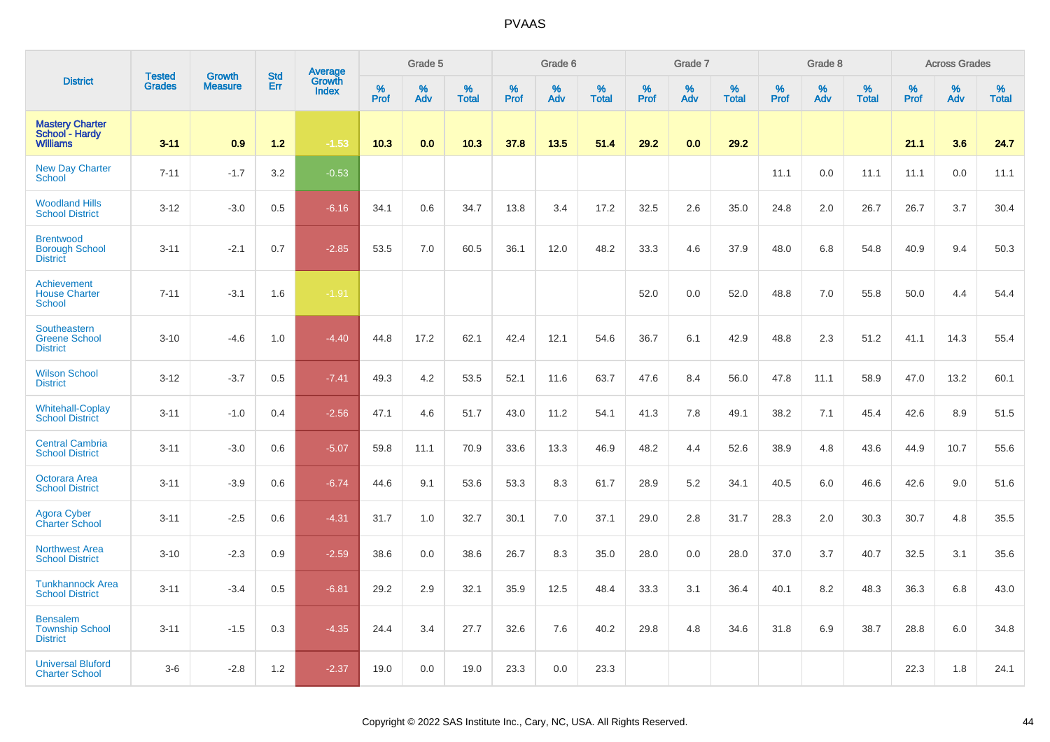# PVAAS

| District | Tested Grades | Growth Measure | Std Err | Average Growth Index | Grade 5 | | | Grade 6 | | | Grade 7 | | | Grade 8 | | | Across Grades | | |
|---|---|---|---|---|---|---|---|---|---|---|---|---|---|---|---|---|---|---|---|
| | | | | | % Prof | % Adv | % Total | % Prof | % Adv | % Total | % Prof | % Adv | % Total | % Prof | % Adv | % Total | % Prof | % Adv | % Total |
| **Mastery Charter School - Hardy Williams** | **3-11** | **0.9** | **1.2** | **-1.53** | **10.3** | **0.0** | **10.3** | **37.8** | **13.5** | **51.4** | **29.2** | **0.0** | **29.2** | | | | **21.1** | **3.6** | **24.7** |
| New Day Charter School | 7-11 | -1.7 | 3.2 | -0.53 | | | | | | | | | | 11.1 | 0.0 | 11.1 | 11.1 | 0.0 | 11.1 |
| Woodland Hills School District | 3-12 | -3.0 | 0.5 | -6.16 | 34.1 | 0.6 | 34.7 | 13.8 | 3.4 | 17.2 | 32.5 | 2.6 | 35.0 | 24.8 | 2.0 | 26.7 | 26.7 | 3.7 | 30.4 |
| Brentwood Borough School District | 3-11 | -2.1 | 0.7 | -2.85 | 53.5 | 7.0 | 60.5 | 36.1 | 12.0 | 48.2 | 33.3 | 4.6 | 37.9 | 48.0 | 6.8 | 54.8 | 40.9 | 9.4 | 50.3 |
| Achievement House Charter School | 7-11 | -3.1 | 1.6 | -1.91 | | | | | | | 52.0 | 0.0 | 52.0 | 48.8 | 7.0 | 55.8 | 50.0 | 4.4 | 54.4 |
| Southeastern Greene School District | 3-10 | -4.6 | 1.0 | -4.40 | 44.8 | 17.2 | 62.1 | 42.4 | 12.1 | 54.6 | 36.7 | 6.1 | 42.9 | 48.8 | 2.3 | 51.2 | 41.1 | 14.3 | 55.4 |
| Wilson School District | 3-12 | -3.7 | 0.5 | -7.41 | 49.3 | 4.2 | 53.5 | 52.1 | 11.6 | 63.7 | 47.6 | 8.4 | 56.0 | 47.8 | 11.1 | 58.9 | 47.0 | 13.2 | 60.1 |
| Whitehall-Coplay School District | 3-11 | -1.0 | 0.4 | -2.56 | 47.1 | 4.6 | 51.7 | 43.0 | 11.2 | 54.1 | 41.3 | 7.8 | 49.1 | 38.2 | 7.1 | 45.4 | 42.6 | 8.9 | 51.5 |
| Central Cambria School District | 3-11 | -3.0 | 0.6 | -5.07 | 59.8 | 11.1 | 70.9 | 33.6 | 13.3 | 46.9 | 48.2 | 4.4 | 52.6 | 38.9 | 4.8 | 43.6 | 44.9 | 10.7 | 55.6 |
| Octorara Area School District | 3-11 | -3.9 | 0.6 | -6.74 | 44.6 | 9.1 | 53.6 | 53.3 | 8.3 | 61.7 | 28.9 | 5.2 | 34.1 | 40.5 | 6.0 | 46.6 | 42.6 | 9.0 | 51.6 |
| Agora Cyber Charter School | 3-11 | -2.5 | 0.6 | -4.31 | 31.7 | 1.0 | 32.7 | 30.1 | 7.0 | 37.1 | 29.0 | 2.8 | 31.7 | 28.3 | 2.0 | 30.3 | 30.7 | 4.8 | 35.5 |
| Northwest Area School District | 3-10 | -2.3 | 0.9 | -2.59 | 38.6 | 0.0 | 38.6 | 26.7 | 8.3 | 35.0 | 28.0 | 0.0 | 28.0 | 37.0 | 3.7 | 40.7 | 32.5 | 3.1 | 35.6 |
| Tunkhannock Area School District | 3-11 | -3.4 | 0.5 | -6.81 | 29.2 | 2.9 | 32.1 | 35.9 | 12.5 | 48.4 | 33.3 | 3.1 | 36.4 | 40.1 | 8.2 | 48.3 | 36.3 | 6.8 | 43.0 |
| Bensalem Township School District | 3-11 | -1.5 | 0.3 | -4.35 | 24.4 | 3.4 | 27.7 | 32.6 | 7.6 | 40.2 | 29.8 | 4.8 | 34.6 | 31.8 | 6.9 | 38.7 | 28.8 | 6.0 | 34.8 |
| Universal Bluford Charter School | 3-6 | -2.8 | 1.2 | -2.37 | 19.0 | 0.0 | 19.0 | 23.3 | 0.0 | 23.3 | | | | | | | 22.3 | 1.8 | 24.1 |

Copyright © 2022 SAS Institute Inc., Cary, NC, USA. All Rights Reserved.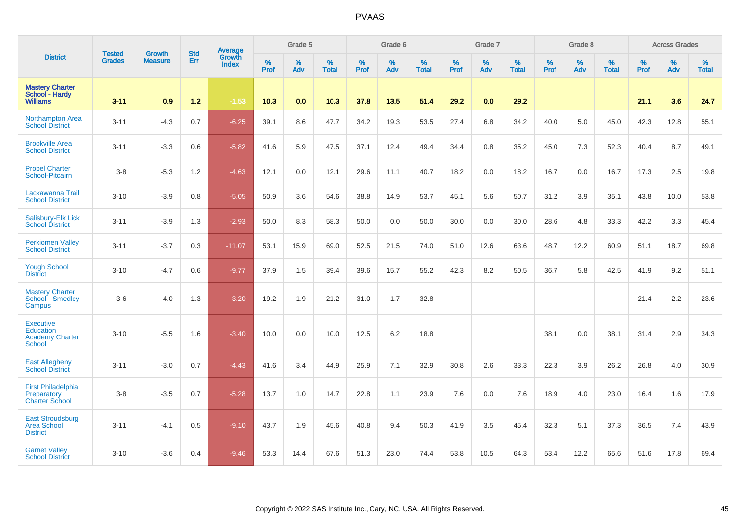# PVAAS

| District | Tested Grades | Growth Measure | Std Err | Average Growth Index | Grade 5 | | | Grade 6 | | | Grade 7 | | | Grade 8 | | | Across Grades | | |
|---|---|---|---|---|---|---|---|---|---|---|---|---|---|---|---|---|---|---|---|
| | | | | | % Prof | % Adv | % Total | % Prof | % Adv | % Total | % Prof | % Adv | % Total | % Prof | % Adv | % Total | % Prof | % Adv | % Total |
| **Mastery Charter School - Hardy Williams** | **3-11** | **0.9** | **1.2** | **-1.53** | **10.3** | **0.0** | **10.3** | **37.8** | **13.5** | **51.4** | **29.2** | **0.0** | **29.2** | | | | **21.1** | **3.6** | **24.7** |
| Northampton Area School District | 3-11 | -4.3 | 0.7 | -6.25 | 39.1 | 8.6 | 47.7 | 34.2 | 19.3 | 53.5 | 27.4 | 6.8 | 34.2 | 40.0 | 5.0 | 45.0 | 42.3 | 12.8 | 55.1 |
| Brookville Area School District | 3-11 | -3.3 | 0.6 | -5.82 | 41.6 | 5.9 | 47.5 | 37.1 | 12.4 | 49.4 | 34.4 | 0.8 | 35.2 | 45.0 | 7.3 | 52.3 | 40.4 | 8.7 | 49.1 |
| Propel Charter School-Pitcairn | 3-8 | -5.3 | 1.2 | -4.63 | 12.1 | 0.0 | 12.1 | 29.6 | 11.1 | 40.7 | 18.2 | 0.0 | 18.2 | 16.7 | 0.0 | 16.7 | 17.3 | 2.5 | 19.8 |
| Lackawanna Trail School District | 3-10 | -3.9 | 0.8 | -5.05 | 50.9 | 3.6 | 54.6 | 38.8 | 14.9 | 53.7 | 45.1 | 5.6 | 50.7 | 31.2 | 3.9 | 35.1 | 43.8 | 10.0 | 53.8 |
| Salisbury-Elk Lick School District | 3-11 | -3.9 | 1.3 | -2.93 | 50.0 | 8.3 | 58.3 | 50.0 | 0.0 | 50.0 | 30.0 | 0.0 | 30.0 | 28.6 | 4.8 | 33.3 | 42.2 | 3.3 | 45.4 |
| Perkiomen Valley School District | 3-11 | -3.7 | 0.3 | -11.07 | 53.1 | 15.9 | 69.0 | 52.5 | 21.5 | 74.0 | 51.0 | 12.6 | 63.6 | 48.7 | 12.2 | 60.9 | 51.1 | 18.7 | 69.8 |
| Yough School District | 3-10 | -4.7 | 0.6 | -9.77 | 37.9 | 1.5 | 39.4 | 39.6 | 15.7 | 55.2 | 42.3 | 8.2 | 50.5 | 36.7 | 5.8 | 42.5 | 41.9 | 9.2 | 51.1 |
| Mastery Charter School - Smedley Campus | 3-6 | -4.0 | 1.3 | -3.20 | 19.2 | 1.9 | 21.2 | 31.0 | 1.7 | 32.8 | | | | | | | 21.4 | 2.2 | 23.6 |
| Executive Education Academy Charter School | 3-10 | -5.5 | 1.6 | -3.40 | 10.0 | 0.0 | 10.0 | 12.5 | 6.2 | 18.8 | | | | 38.1 | 0.0 | 38.1 | 31.4 | 2.9 | 34.3 |
| East Allegheny School District | 3-11 | -3.0 | 0.7 | -4.43 | 41.6 | 3.4 | 44.9 | 25.9 | 7.1 | 32.9 | 30.8 | 2.6 | 33.3 | 22.3 | 3.9 | 26.2 | 26.8 | 4.0 | 30.9 |
| First Philadelphia Preparatory Charter School | 3-8 | -3.5 | 0.7 | -5.28 | 13.7 | 1.0 | 14.7 | 22.8 | 1.1 | 23.9 | 7.6 | 0.0 | 7.6 | 18.9 | 4.0 | 23.0 | 16.4 | 1.6 | 17.9 |
| East Stroudsburg Area School District | 3-11 | -4.1 | 0.5 | -9.10 | 43.7 | 1.9 | 45.6 | 40.8 | 9.4 | 50.3 | 41.9 | 3.5 | 45.4 | 32.3 | 5.1 | 37.3 | 36.5 | 7.4 | 43.9 |
| Garnet Valley School District | 3-10 | -3.6 | 0.4 | -9.46 | 53.3 | 14.4 | 67.6 | 51.3 | 23.0 | 74.4 | 53.8 | 10.5 | 64.3 | 53.4 | 12.2 | 65.6 | 51.6 | 17.8 | 69.4 |

Copyright © 2022 SAS Institute Inc., Cary, NC, USA. All Rights Reserved.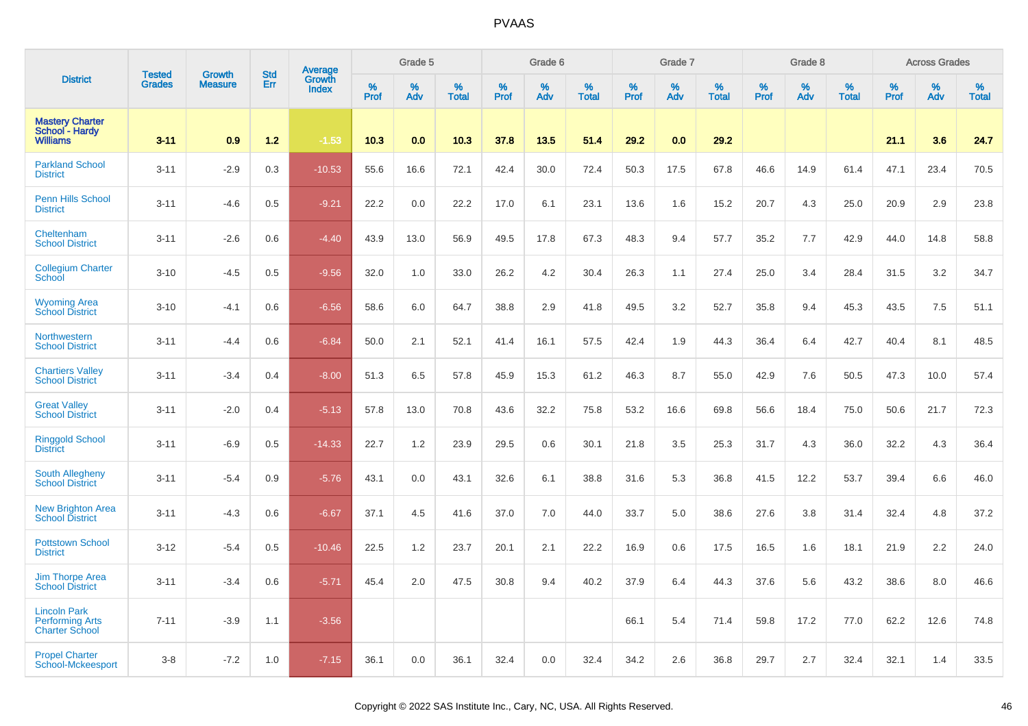# PVAAS

| District | Tested Grades | Growth Measure | Std Err | Average Growth Index | Grade 5 | | | Grade 6 | | | Grade 7 | | | Grade 8 | | | Across Grades | | |
|---|---|---|---|---|---|---|---|---|---|---|---|---|---|---|---|---|---|---|---|
| | | | | | % Prof | % Adv | % Total | % Prof | % Adv | % Total | % Prof | % Adv | % Total | % Prof | % Adv | % Total | % Prof | % Adv | % Total |
| **Mastery Charter School - Hardy Williams** | **3-11** | **0.9** | **1.2** | **-1.53** | **10.3** | **0.0** | **10.3** | **37.8** | **13.5** | **51.4** | **29.2** | **0.0** | **29.2** | | | | **21.1** | **3.6** | **24.7** |
| Parkland School District | 3-11 | -2.9 | 0.3 | -10.53 | 55.6 | 16.6 | 72.1 | 42.4 | 30.0 | 72.4 | 50.3 | 17.5 | 67.8 | 46.6 | 14.9 | 61.4 | 47.1 | 23.4 | 70.5 |
| Penn Hills School District | 3-11 | -4.6 | 0.5 | -9.21 | 22.2 | 0.0 | 22.2 | 17.0 | 6.1 | 23.1 | 13.6 | 1.6 | 15.2 | 20.7 | 4.3 | 25.0 | 20.9 | 2.9 | 23.8 |
| Cheltenham School District | 3-11 | -2.6 | 0.6 | -4.40 | 43.9 | 13.0 | 56.9 | 49.5 | 17.8 | 67.3 | 48.3 | 9.4 | 57.7 | 35.2 | 7.7 | 42.9 | 44.0 | 14.8 | 58.8 |
| Collegium Charter School | 3-10 | -4.5 | 0.5 | -9.56 | 32.0 | 1.0 | 33.0 | 26.2 | 4.2 | 30.4 | 26.3 | 1.1 | 27.4 | 25.0 | 3.4 | 28.4 | 31.5 | 3.2 | 34.7 |
| Wyoming Area School District | 3-10 | -4.1 | 0.6 | -6.56 | 58.6 | 6.0 | 64.7 | 38.8 | 2.9 | 41.8 | 49.5 | 3.2 | 52.7 | 35.8 | 9.4 | 45.3 | 43.5 | 7.5 | 51.1 |
| Northwestern School District | 3-11 | -4.4 | 0.6 | -6.84 | 50.0 | 2.1 | 52.1 | 41.4 | 16.1 | 57.5 | 42.4 | 1.9 | 44.3 | 36.4 | 6.4 | 42.7 | 40.4 | 8.1 | 48.5 |
| Chartiers Valley School District | 3-11 | -3.4 | 0.4 | -8.00 | 51.3 | 6.5 | 57.8 | 45.9 | 15.3 | 61.2 | 46.3 | 8.7 | 55.0 | 42.9 | 7.6 | 50.5 | 47.3 | 10.0 | 57.4 |
| Great Valley School District | 3-11 | -2.0 | 0.4 | -5.13 | 57.8 | 13.0 | 70.8 | 43.6 | 32.2 | 75.8 | 53.2 | 16.6 | 69.8 | 56.6 | 18.4 | 75.0 | 50.6 | 21.7 | 72.3 |
| Ringgold School District | 3-11 | -6.9 | 0.5 | -14.33 | 22.7 | 1.2 | 23.9 | 29.5 | 0.6 | 30.1 | 21.8 | 3.5 | 25.3 | 31.7 | 4.3 | 36.0 | 32.2 | 4.3 | 36.4 |
| South Allegheny School District | 3-11 | -5.4 | 0.9 | -5.76 | 43.1 | 0.0 | 43.1 | 32.6 | 6.1 | 38.8 | 31.6 | 5.3 | 36.8 | 41.5 | 12.2 | 53.7 | 39.4 | 6.6 | 46.0 |
| New Brighton Area School District | 3-11 | -4.3 | 0.6 | -6.67 | 37.1 | 4.5 | 41.6 | 37.0 | 7.0 | 44.0 | 33.7 | 5.0 | 38.6 | 27.6 | 3.8 | 31.4 | 32.4 | 4.8 | 37.2 |
| Pottstown School District | 3-12 | -5.4 | 0.5 | -10.46 | 22.5 | 1.2 | 23.7 | 20.1 | 2.1 | 22.2 | 16.9 | 0.6 | 17.5 | 16.5 | 1.6 | 18.1 | 21.9 | 2.2 | 24.0 |
| Jim Thorpe Area School District | 3-11 | -3.4 | 0.6 | -5.71 | 45.4 | 2.0 | 47.5 | 30.8 | 9.4 | 40.2 | 37.9 | 6.4 | 44.3 | 37.6 | 5.6 | 43.2 | 38.6 | 8.0 | 46.6 |
| Lincoln Park Performing Arts Charter School | 7-11 | -3.9 | 1.1 | -3.56 | | | | | | | 66.1 | 5.4 | 71.4 | 59.8 | 17.2 | 77.0 | 62.2 | 12.6 | 74.8 |
| Propel Charter School-Mckeesport | 3-8 | -7.2 | 1.0 | -7.15 | 36.1 | 0.0 | 36.1 | 32.4 | 0.0 | 32.4 | 34.2 | 2.6 | 36.8 | 29.7 | 2.7 | 32.4 | 32.1 | 1.4 | 33.5 |

Copyright © 2022 SAS Institute Inc., Cary, NC, USA. All Rights Reserved.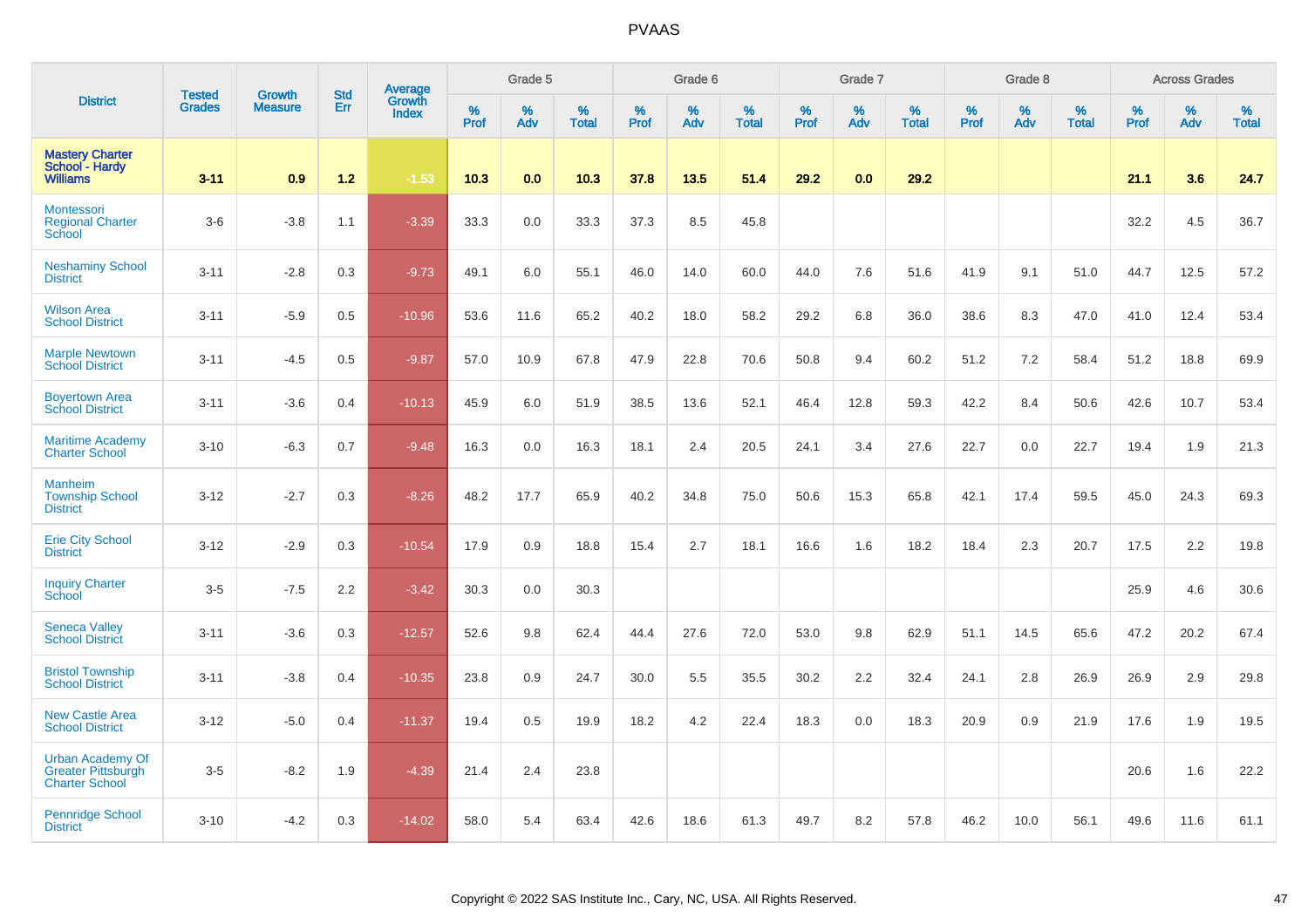# PVAAS

| District | Tested Grades | Growth Measure | Std Err | Average Growth Index | Grade 5 | | | Grade 6 | | | Grade 7 | | | Grade 8 | | | Across Grades | | |
|---|---|---|---|---|---|---|---|---|---|---|---|---|---|---|---|---|---|---|---|
| | | | | | % Prof | % Adv | % Total | % Prof | % Adv | % Total | % Prof | % Adv | % Total | % Prof | % Adv | % Total | % Prof | % Adv | % Total |
| **Mastery Charter School - Hardy Williams** | **3-11** | **0.9** | **1.2** | **-1.53** | **10.3** | **0.0** | **10.3** | **37.8** | **13.5** | **51.4** | **29.2** | **0.0** | **29.2** | | | | **21.1** | **3.6** | **24.7** |
| Montessori Regional Charter School | 3-6 | -3.8 | 1.1 | -3.39 | 33.3 | 0.0 | 33.3 | 37.3 | 8.5 | 45.8 | | | | | | | 32.2 | 4.5 | 36.7 |
| Neshaminy School District | 3-11 | -2.8 | 0.3 | -9.73 | 49.1 | 6.0 | 55.1 | 46.0 | 14.0 | 60.0 | 44.0 | 7.6 | 51.6 | 41.9 | 9.1 | 51.0 | 44.7 | 12.5 | 57.2 |
| Wilson Area School District | 3-11 | -5.9 | 0.5 | -10.96 | 53.6 | 11.6 | 65.2 | 40.2 | 18.0 | 58.2 | 29.2 | 6.8 | 36.0 | 38.6 | 8.3 | 47.0 | 41.0 | 12.4 | 53.4 |
| Marple Newtown School District | 3-11 | -4.5 | 0.5 | -9.87 | 57.0 | 10.9 | 67.8 | 47.9 | 22.8 | 70.6 | 50.8 | 9.4 | 60.2 | 51.2 | 7.2 | 58.4 | 51.2 | 18.8 | 69.9 |
| Boyertown Area School District | 3-11 | -3.6 | 0.4 | -10.13 | 45.9 | 6.0 | 51.9 | 38.5 | 13.6 | 52.1 | 46.4 | 12.8 | 59.3 | 42.2 | 8.4 | 50.6 | 42.6 | 10.7 | 53.4 |
| Maritime Academy Charter School | 3-10 | -6.3 | 0.7 | -9.48 | 16.3 | 0.0 | 16.3 | 18.1 | 2.4 | 20.5 | 24.1 | 3.4 | 27.6 | 22.7 | 0.0 | 22.7 | 19.4 | 1.9 | 21.3 |
| Manheim Township School District | 3-12 | -2.7 | 0.3 | -8.26 | 48.2 | 17.7 | 65.9 | 40.2 | 34.8 | 75.0 | 50.6 | 15.3 | 65.8 | 42.1 | 17.4 | 59.5 | 45.0 | 24.3 | 69.3 |
| Erie City School District | 3-12 | -2.9 | 0.3 | -10.54 | 17.9 | 0.9 | 18.8 | 15.4 | 2.7 | 18.1 | 16.6 | 1.6 | 18.2 | 18.4 | 2.3 | 20.7 | 17.5 | 2.2 | 19.8 |
| Inquiry Charter School | 3-5 | -7.5 | 2.2 | -3.42 | 30.3 | 0.0 | 30.3 | | | | | | | | | | 25.9 | 4.6 | 30.6 |
| Seneca Valley School District | 3-11 | -3.6 | 0.3 | -12.57 | 52.6 | 9.8 | 62.4 | 44.4 | 27.6 | 72.0 | 53.0 | 9.8 | 62.9 | 51.1 | 14.5 | 65.6 | 47.2 | 20.2 | 67.4 |
| Bristol Township School District | 3-11 | -3.8 | 0.4 | -10.35 | 23.8 | 0.9 | 24.7 | 30.0 | 5.5 | 35.5 | 30.2 | 2.2 | 32.4 | 24.1 | 2.8 | 26.9 | 26.9 | 2.9 | 29.8 |
| New Castle Area School District | 3-12 | -5.0 | 0.4 | -11.37 | 19.4 | 0.5 | 19.9 | 18.2 | 4.2 | 22.4 | 18.3 | 0.0 | 18.3 | 20.9 | 0.9 | 21.9 | 17.6 | 1.9 | 19.5 |
| Urban Academy Of Greater Pittsburgh Charter School | 3-5 | -8.2 | 1.9 | -4.39 | 21.4 | 2.4 | 23.8 | | | | | | | | | | 20.6 | 1.6 | 22.2 |
| Pennridge School District | 3-10 | -4.2 | 0.3 | -14.02 | 58.0 | 5.4 | 63.4 | 42.6 | 18.6 | 61.3 | 49.7 | 8.2 | 57.8 | 46.2 | 10.0 | 56.1 | 49.6 | 11.6 | 61.1 |

Copyright © 2022 SAS Institute Inc., Cary, NC, USA. All Rights Reserved.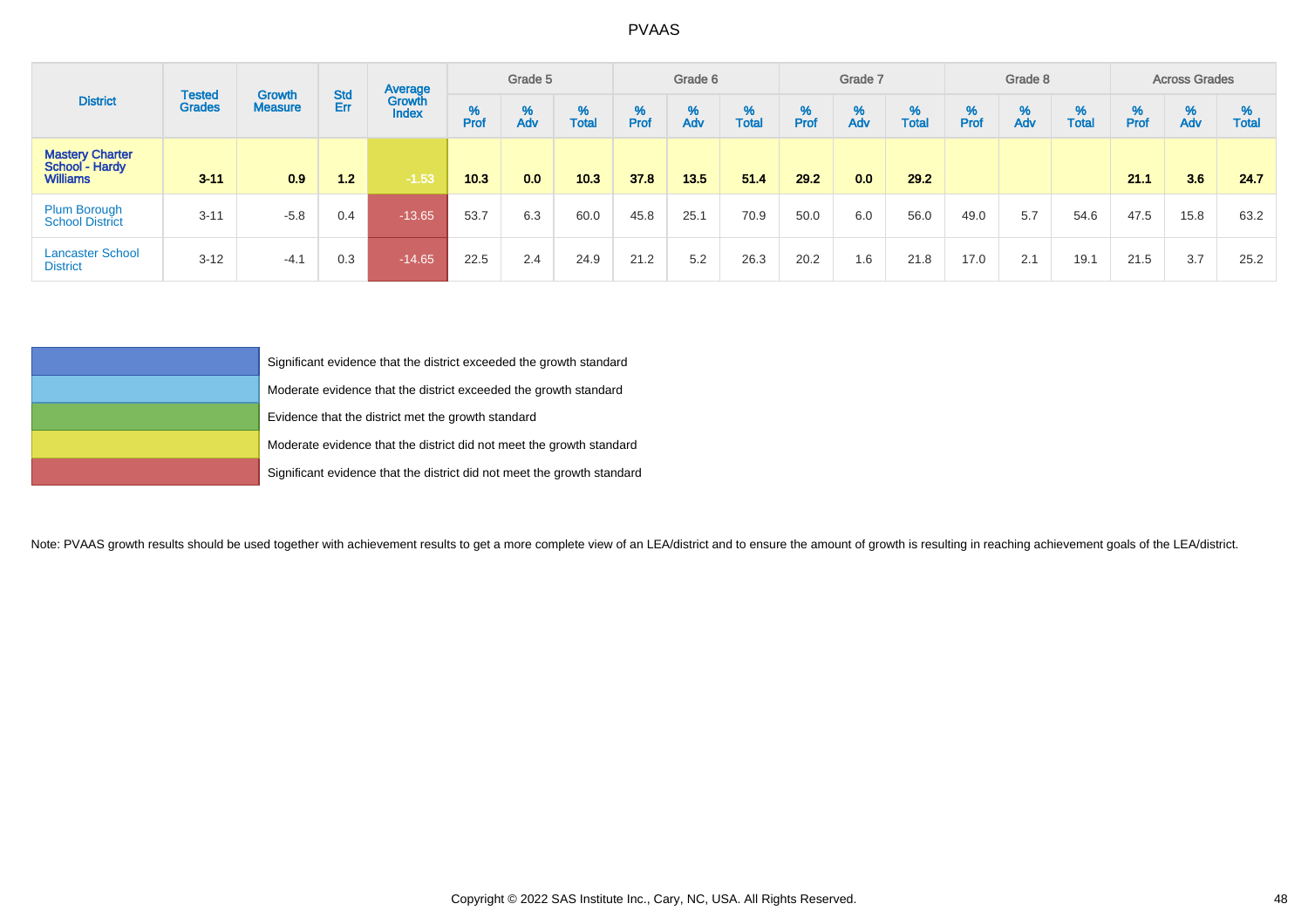# PVAAS

| District | Tested Grades | Growth Measure | Std Err | Average Growth Index | Grade 5 | | | Grade 6 | | | Grade 7 | | | Grade 8 | | | Across Grades | | |
|---|---|---|---|---|---|---|---|---|---|---|---|---|---|---|---|---|---|---|---|
| | | | | | % Prof | % Adv | % Total | % Prof | % Adv | % Total | % Prof | % Adv | % Total | % Prof | % Adv | % Total | % Prof | % Adv | % Total |
| **Mastery Charter School - Hardy Williams** | **3-11** | **0.9** | **1.2** | **-1.53** | **10.3** | **0.0** | **10.3** | **37.8** | **13.5** | **51.4** | **29.2** | **0.0** | **29.2** | | | | **21.1** | **3.6** | **24.7** |
| Plum Borough School District | 3-11 | -5.8 | 0.4 | -13.65 | 53.7 | 6.3 | 60.0 | 45.8 | 25.1 | 70.9 | 50.0 | 6.0 | 56.0 | 49.0 | 5.7 | 54.6 | 47.5 | 15.8 | 63.2 |
| Lancaster School District | 3-12 | -4.1 | 0.3 | -14.65 | 22.5 | 2.4 | 24.9 | 21.2 | 5.2 | 26.3 | 20.2 | 1.6 | 21.8 | 17.0 | 2.1 | 19.1 | 21.5 | 3.7 | 25.2 |

Significant evidence that the district exceeded the growth standard

Moderate evidence that the district exceeded the growth standard

Evidence that the district met the growth standard

Moderate evidence that the district did not meet the growth standard

Significant evidence that the district did not meet the growth standard

Note: PVAAS growth results should be used together with achievement results to get a more complete view of an LEA/district and to ensure the amount of growth is resulting in reaching achievement goals of the LEA/district.

Copyright © 2022 SAS Institute Inc., Cary, NC, USA. All Rights Reserved.